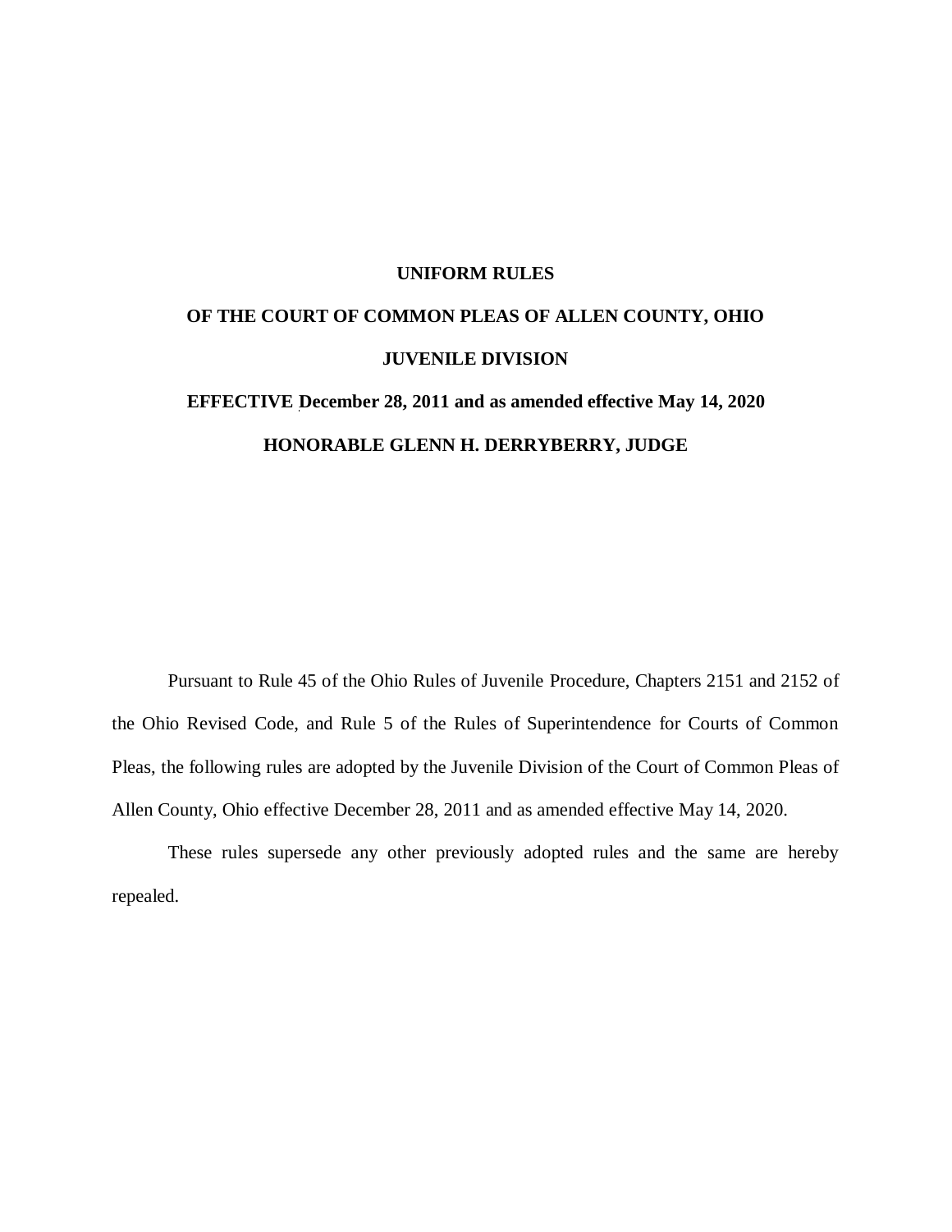# UNIFORM RULES

# OF THE COURT OF COMMON PLEAS OF ALLEN COUNTY, OHIO

# JUVENILE DIVISION

**EFFECTIVE December 28, 2011 and as amended effective May 14, 2020**

**HONORABLE GLENN H. DERRYBERRY, JUDGE**

Pursuant to Rule 45 of the Ohio Rules of Juvenile Procedure, Chapters 2151 and 2152 of the Ohio Revised Code, and Rule 5 of the Rules of Superintendence for Courts of Common Pleas, the following rules are adopted by the Juvenile Division of the Court of Common Pleas of Allen County, Ohio effective December 28, 2011 and as amended effective May 14, 2020.

These rules supersede any other previously adopted rules and the same are hereby repealed.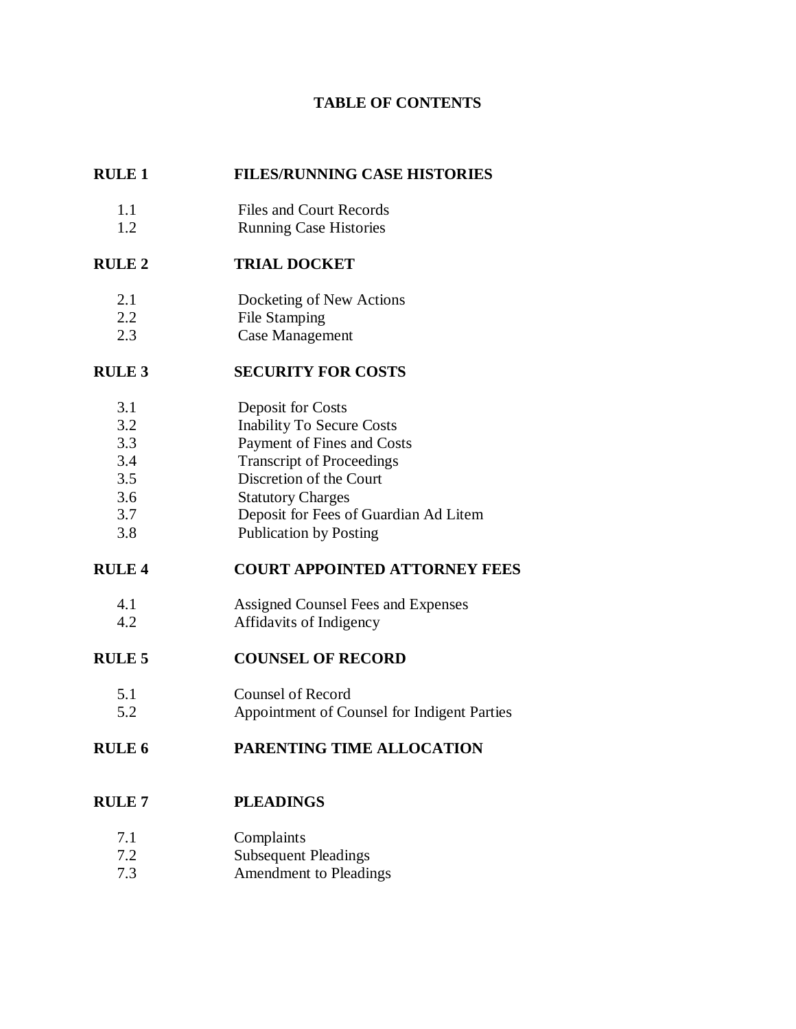# TABLE OF CONTENTS

**RULE 1 FILES/RUNNING CASE HISTORIES**

- 1.1 Files and Court Records
- 1.2 Running Case Histories

**RULE 2 TRIAL DOCKET**

- 2.1 Docketing of New Actions
- 2.2 File Stamping
- 2.3 Case Management

**RULE 3 SECURITY FOR COSTS**

- 3.1 Deposit for Costs
- 3.2 Inability To Secure Costs
- 3.3 Payment of Fines and Costs
- 3.4 Transcript of Proceedings
- 3.5 Discretion of the Court
- 3.6 Statutory Charges
- 3.7 Deposit for Fees of Guardian Ad Litem
- 3.8 Publication by Posting

**RULE 4 COURT APPOINTED ATTORNEY FEES**

- 4.1 Assigned Counsel Fees and Expenses
- 4.2 Affidavits of Indigency

**RULE 5 COUNSEL OF RECORD**

- 5.1 Counsel of Record
- 5.2 Appointment of Counsel for Indigent Parties

**RULE 6 PARENTING TIME ALLOCATION**

**RULE 7 PLEADINGS**

- 7.1 Complaints
- 7.2 Subsequent Pleadings
- 7.3 Amendment to Pleadings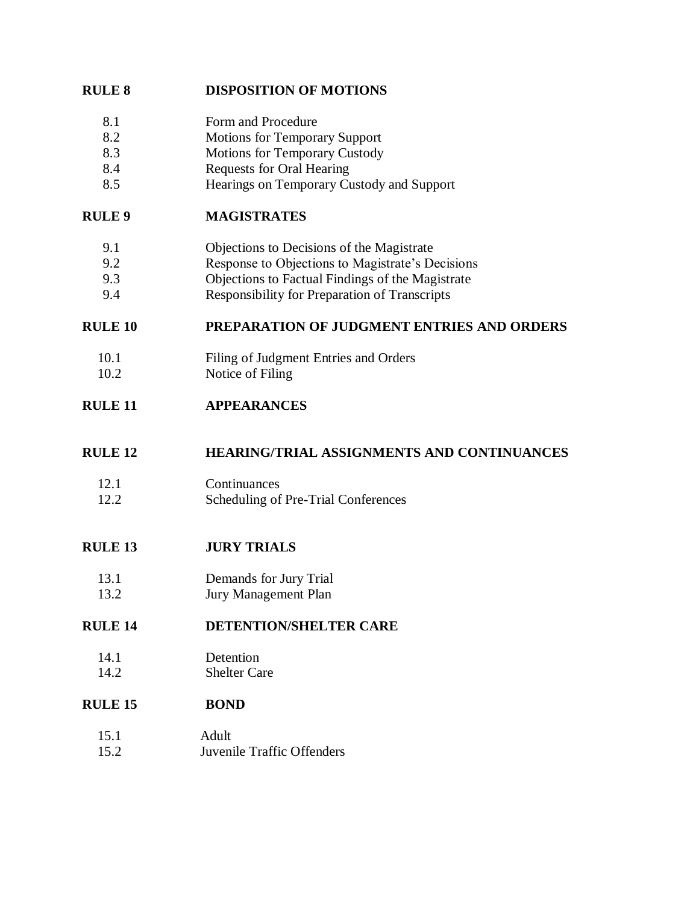**RULE 8 DISPOSITION OF MOTIONS**

- 8.1 Form and Procedure
- 8.2 Motions for Temporary Support
- 8.3 Motions for Temporary Custody
- 8.4 Requests for Oral Hearing
- 8.5 Hearings on Temporary Custody and Support

**RULE 9 MAGISTRATES**

- 9.1 Objections to Decisions of the Magistrate
- 9.2 Response to Objections to Magistrate's Decisions
- 9.3 Objections to Factual Findings of the Magistrate
- 9.4 Responsibility for Preparation of Transcripts

**RULE 10 PREPARATION OF JUDGMENT ENTRIES AND ORDERS**

- 10.1 Filing of Judgment Entries and Orders
- 10.2 Notice of Filing

**RULE 11 APPEARANCES**

**RULE 12 HEARING/TRIAL ASSIGNMENTS AND CONTINUANCES**

- 12.1 Continuances
- 12.2 Scheduling of Pre-Trial Conferences

**RULE 13 JURY TRIALS**

- 13.1 Demands for Jury Trial
- 13.2 Jury Management Plan

**RULE 14 DETENTION/SHELTER CARE**

- 14.1 Detention
- 14.2 Shelter Care

**RULE 15 BOND**

- 15.1 Adult
- 15.2 Juvenile Traffic Offenders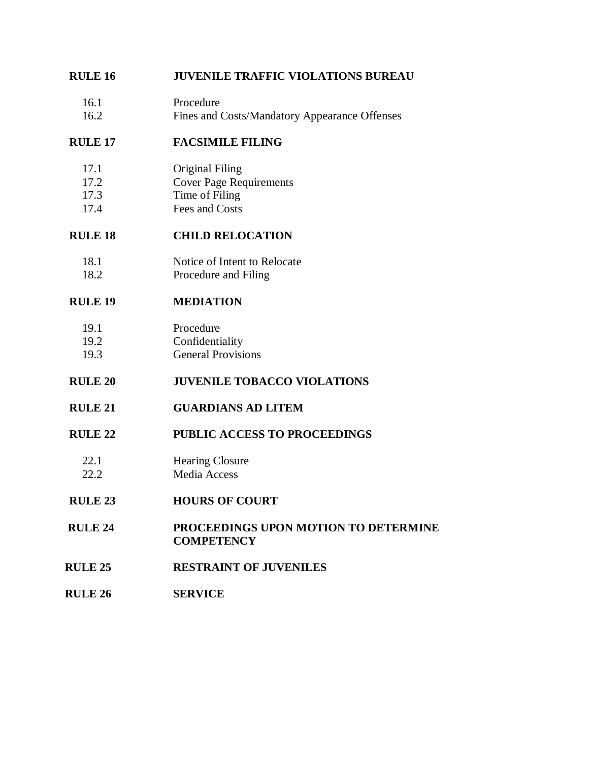**RULE 16 JUVENILE TRAFFIC VIOLATIONS BUREAU**

16.1 Procedure
16.2 Fines and Costs/Mandatory Appearance Offenses

**RULE 17 FACSIMILE FILING**

17.1 Original Filing
17.2 Cover Page Requirements
17.3 Time of Filing
17.4 Fees and Costs

**RULE 18 CHILD RELOCATION**

18.1 Notice of Intent to Relocate
18.2 Procedure and Filing

**RULE 19 MEDIATION**

19.1 Procedure
19.2 Confidentiality
19.3 General Provisions

**RULE 20 JUVENILE TOBACCO VIOLATIONS**

**RULE 21 GUARDIANS AD LITEM**

**RULE 22 PUBLIC ACCESS TO PROCEEDINGS**

22.1 Hearing Closure
22.2 Media Access

**RULE 23 HOURS OF COURT**

**RULE 24 PROCEEDINGS UPON MOTION TO DETERMINE COMPETENCY**

**RULE 25 RESTRAINT OF JUVENILES**

**RULE 26 SERVICE**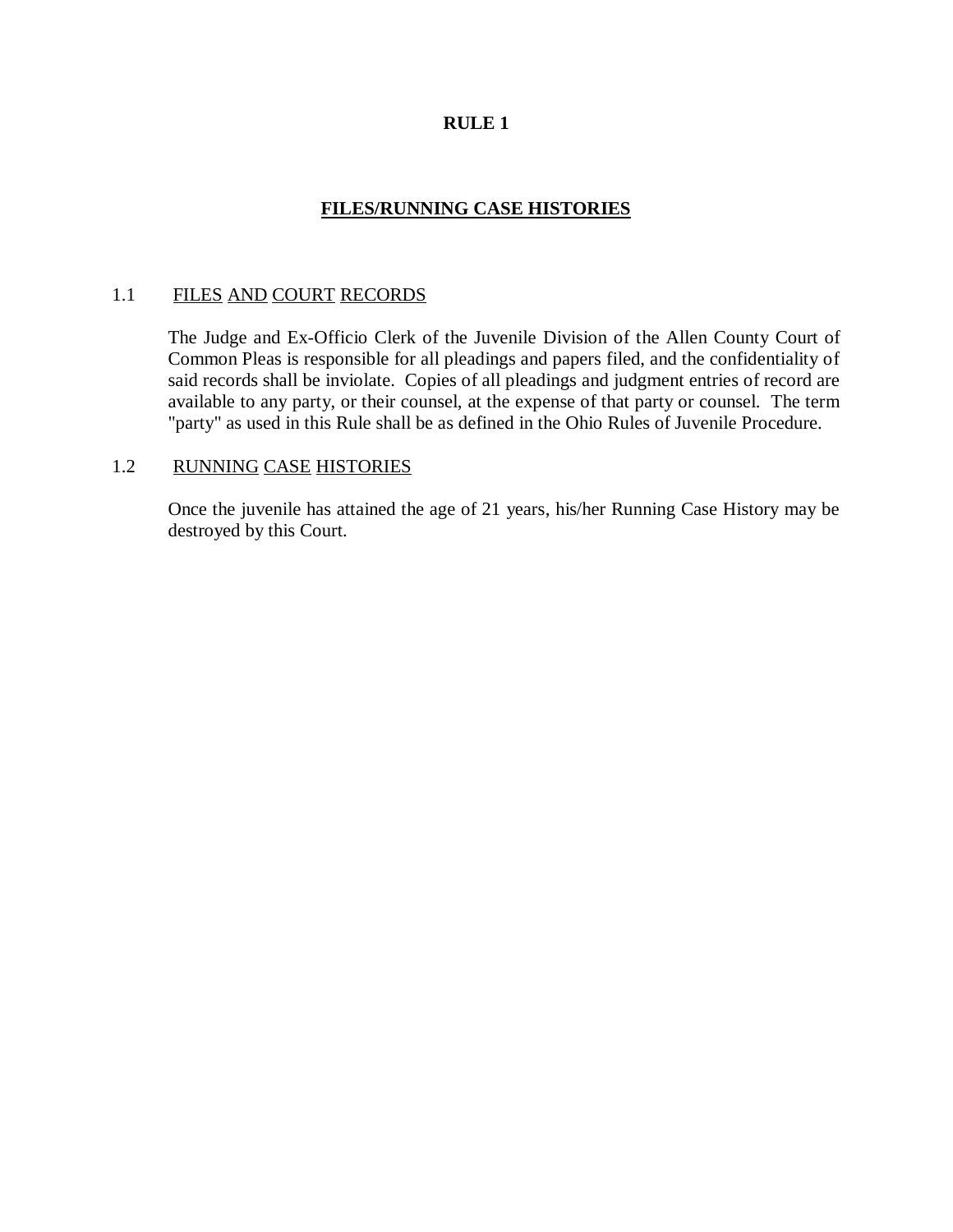# RULE 1

## FILES/RUNNING CASE HISTORIES

### 1.1 FILES AND COURT RECORDS

The Judge and Ex-Officio Clerk of the Juvenile Division of the Allen County Court of Common Pleas is responsible for all pleadings and papers filed, and the confidentiality of said records shall be inviolate. Copies of all pleadings and judgment entries of record are available to any party, or their counsel, at the expense of that party or counsel. The term "party" as used in this Rule shall be as defined in the Ohio Rules of Juvenile Procedure.

### 1.2 RUNNING CASE HISTORIES

Once the juvenile has attained the age of 21 years, his/her Running Case History may be destroyed by this Court.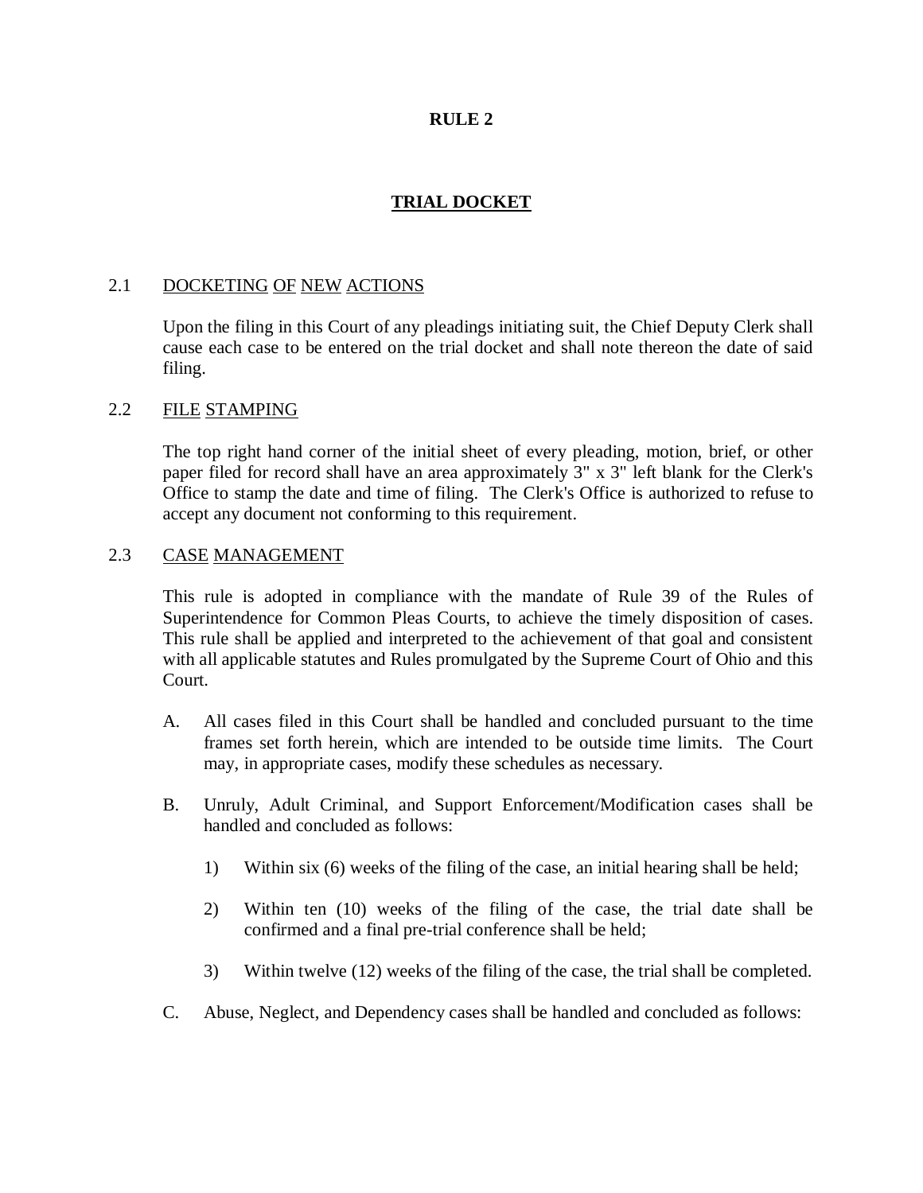# RULE 2

## TRIAL DOCKET

### 2.1 DOCKETING OF NEW ACTIONS

Upon the filing in this Court of any pleadings initiating suit, the Chief Deputy Clerk shall cause each case to be entered on the trial docket and shall note thereon the date of said filing.

### 2.2 FILE STAMPING

The top right hand corner of the initial sheet of every pleading, motion, brief, or other paper filed for record shall have an area approximately 3" x 3" left blank for the Clerk's Office to stamp the date and time of filing. The Clerk's Office is authorized to refuse to accept any document not conforming to this requirement.

### 2.3 CASE MANAGEMENT

This rule is adopted in compliance with the mandate of Rule 39 of the Rules of Superintendence for Common Pleas Courts, to achieve the timely disposition of cases. This rule shall be applied and interpreted to the achievement of that goal and consistent with all applicable statutes and Rules promulgated by the Supreme Court of Ohio and this Court.

A. All cases filed in this Court shall be handled and concluded pursuant to the time frames set forth herein, which are intended to be outside time limits. The Court may, in appropriate cases, modify these schedules as necessary.

B. Unruly, Adult Criminal, and Support Enforcement/Modification cases shall be handled and concluded as follows:

   1) Within six (6) weeks of the filing of the case, an initial hearing shall be held;

   2) Within ten (10) weeks of the filing of the case, the trial date shall be confirmed and a final pre-trial conference shall be held;

   3) Within twelve (12) weeks of the filing of the case, the trial shall be completed.

C. Abuse, Neglect, and Dependency cases shall be handled and concluded as follows: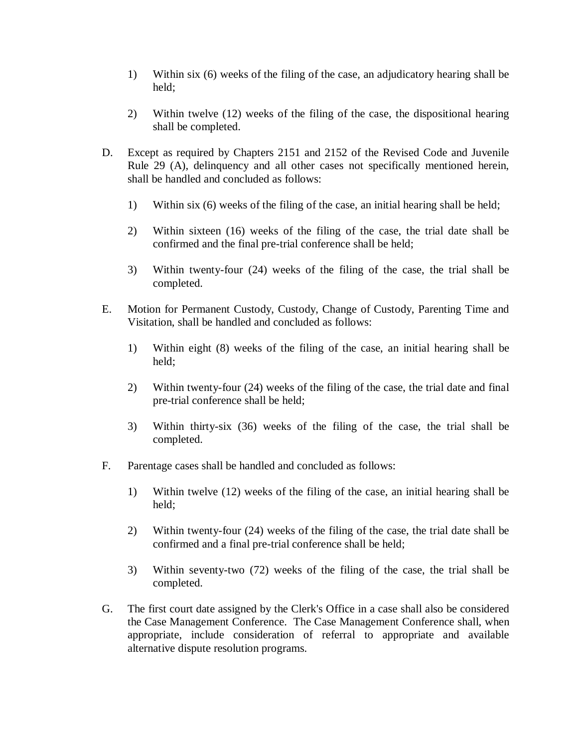1) Within six (6) weeks of the filing of the case, an adjudicatory hearing shall be held;

2) Within twelve (12) weeks of the filing of the case, the dispositional hearing shall be completed.

D. Except as required by Chapters 2151 and 2152 of the Revised Code and Juvenile Rule 29 (A), delinquency and all other cases not specifically mentioned herein, shall be handled and concluded as follows:

1) Within six (6) weeks of the filing of the case, an initial hearing shall be held;

2) Within sixteen (16) weeks of the filing of the case, the trial date shall be confirmed and the final pre-trial conference shall be held;

3) Within twenty-four (24) weeks of the filing of the case, the trial shall be completed.

E. Motion for Permanent Custody, Custody, Change of Custody, Parenting Time and Visitation, shall be handled and concluded as follows:

1) Within eight (8) weeks of the filing of the case, an initial hearing shall be held;

2) Within twenty-four (24) weeks of the filing of the case, the trial date and final pre-trial conference shall be held;

3) Within thirty-six (36) weeks of the filing of the case, the trial shall be completed.

F. Parentage cases shall be handled and concluded as follows:

1) Within twelve (12) weeks of the filing of the case, an initial hearing shall be held;

2) Within twenty-four (24) weeks of the filing of the case, the trial date shall be confirmed and a final pre-trial conference shall be held;

3) Within seventy-two (72) weeks of the filing of the case, the trial shall be completed.

G. The first court date assigned by the Clerk's Office in a case shall also be considered the Case Management Conference. The Case Management Conference shall, when appropriate, include consideration of referral to appropriate and available alternative dispute resolution programs.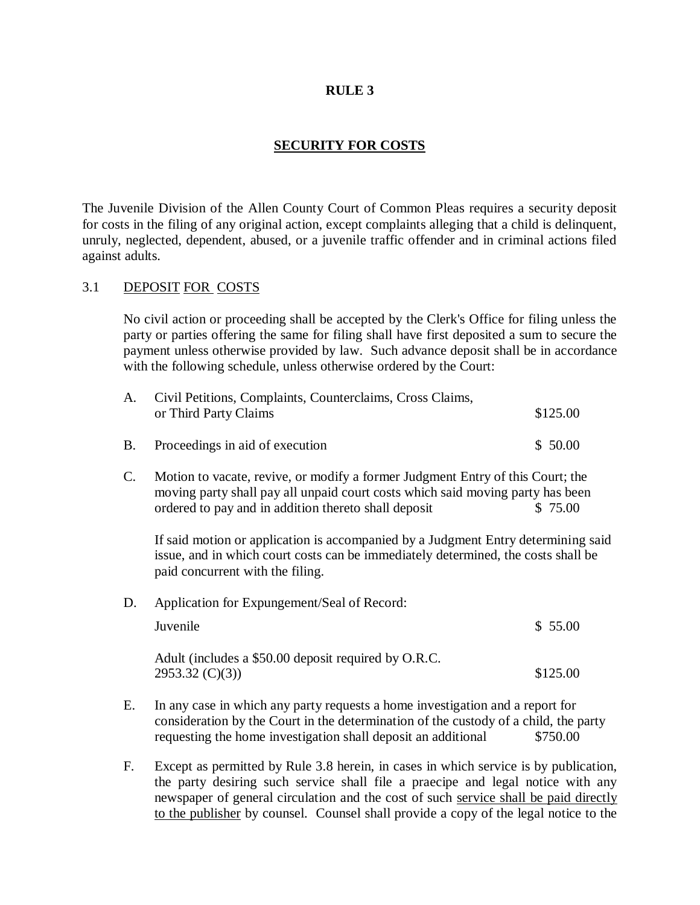# RULE 3

## SECURITY FOR COSTS

The Juvenile Division of the Allen County Court of Common Pleas requires a security deposit for costs in the filing of any original action, except complaints alleging that a child is delinquent, unruly, neglected, dependent, abused, or a juvenile traffic offender and in criminal actions filed against adults.

### 3.1 DEPOSIT FOR COSTS

No civil action or proceeding shall be accepted by the Clerk's Office for filing unless the party or parties offering the same for filing shall have first deposited a sum to secure the payment unless otherwise provided by law. Such advance deposit shall be in accordance with the following schedule, unless otherwise ordered by the Court:

A. Civil Petitions, Complaints, Counterclaims, Cross Claims, or Third Party Claims — $125.00

B. Proceedings in aid of execution — $ 50.00

C. Motion to vacate, revive, or modify a former Judgment Entry of this Court; the moving party shall pay all unpaid court costs which said moving party has been ordered to pay and in addition thereto shall deposit — $ 75.00

If said motion or application is accompanied by a Judgment Entry determining said issue, and in which court costs can be immediately determined, the costs shall be paid concurrent with the filing.

D. Application for Expungement/Seal of Record:

Juvenile — $ 55.00

Adult (includes a $50.00 deposit required by O.R.C. 2953.32 (C)(3)) — $125.00

E. In any case in which any party requests a home investigation and a report for consideration by the Court in the determination of the custody of a child, the party requesting the home investigation shall deposit an additional — $750.00

F. Except as permitted by Rule 3.8 herein, in cases in which service is by publication, the party desiring such service shall file a praecipe and legal notice with any newspaper of general circulation and the cost of such service shall be paid directly to the publisher by counsel. Counsel shall provide a copy of the legal notice to the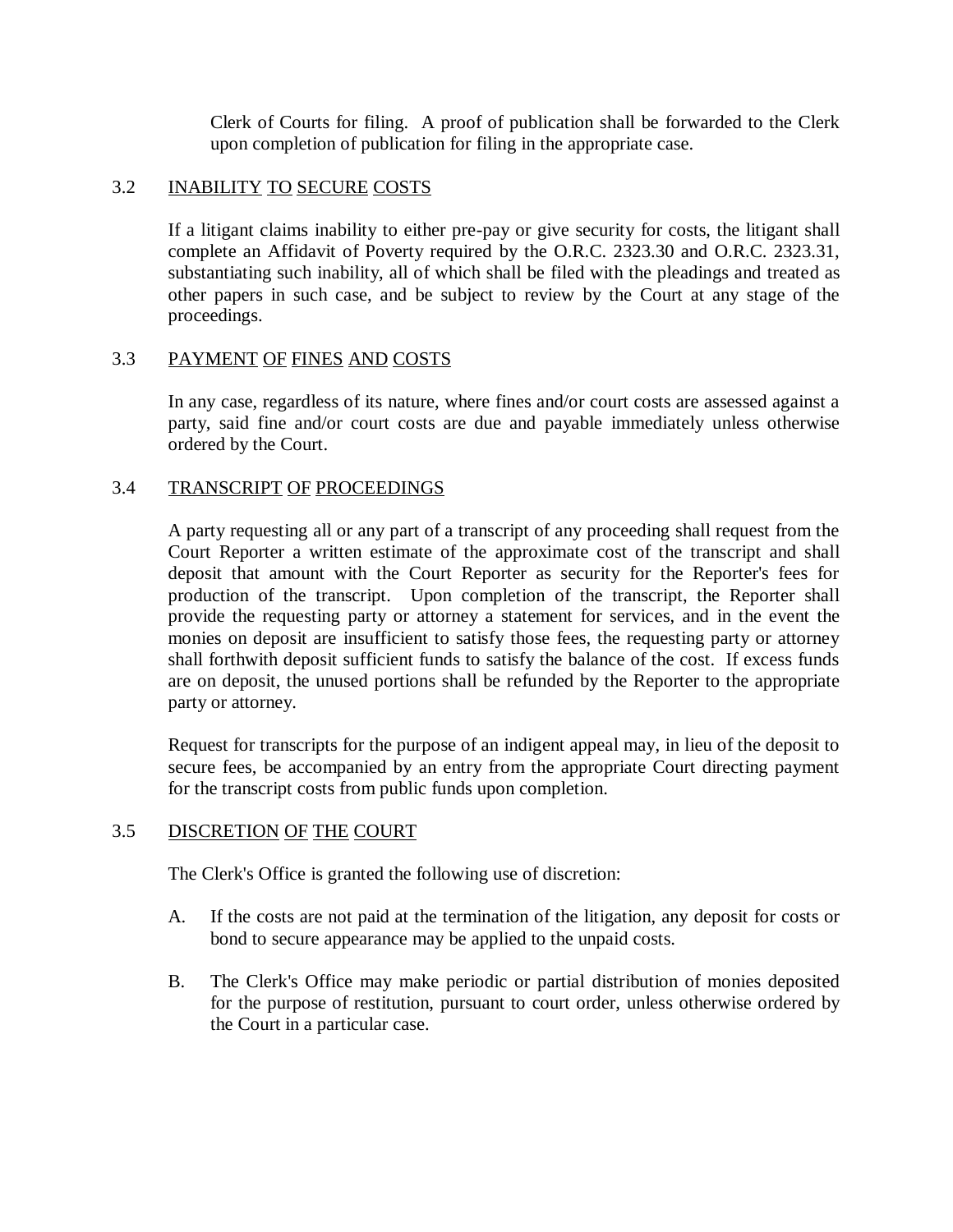Clerk of Courts for filing. A proof of publication shall be forwarded to the Clerk upon completion of publication for filing in the appropriate case.

## 3.2 INABILITY TO SECURE COSTS

If a litigant claims inability to either pre-pay or give security for costs, the litigant shall complete an Affidavit of Poverty required by the O.R.C. 2323.30 and O.R.C. 2323.31, substantiating such inability, all of which shall be filed with the pleadings and treated as other papers in such case, and be subject to review by the Court at any stage of the proceedings.

## 3.3 PAYMENT OF FINES AND COSTS

In any case, regardless of its nature, where fines and/or court costs are assessed against a party, said fine and/or court costs are due and payable immediately unless otherwise ordered by the Court.

## 3.4 TRANSCRIPT OF PROCEEDINGS

A party requesting all or any part of a transcript of any proceeding shall request from the Court Reporter a written estimate of the approximate cost of the transcript and shall deposit that amount with the Court Reporter as security for the Reporter's fees for production of the transcript. Upon completion of the transcript, the Reporter shall provide the requesting party or attorney a statement for services, and in the event the monies on deposit are insufficient to satisfy those fees, the requesting party or attorney shall forthwith deposit sufficient funds to satisfy the balance of the cost. If excess funds are on deposit, the unused portions shall be refunded by the Reporter to the appropriate party or attorney.

Request for transcripts for the purpose of an indigent appeal may, in lieu of the deposit to secure fees, be accompanied by an entry from the appropriate Court directing payment for the transcript costs from public funds upon completion.

## 3.5 DISCRETION OF THE COURT

The Clerk's Office is granted the following use of discretion:

A. If the costs are not paid at the termination of the litigation, any deposit for costs or bond to secure appearance may be applied to the unpaid costs.

B. The Clerk's Office may make periodic or partial distribution of monies deposited for the purpose of restitution, pursuant to court order, unless otherwise ordered by the Court in a particular case.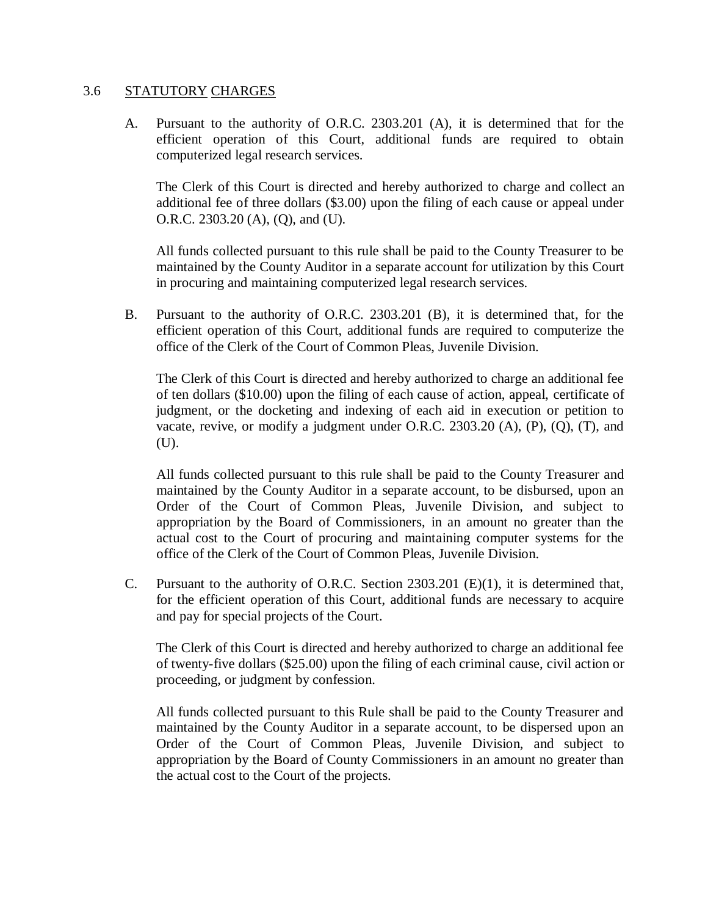## 3.6 STATUTORY CHARGES

A. Pursuant to the authority of O.R.C. 2303.201 (A), it is determined that for the efficient operation of this Court, additional funds are required to obtain computerized legal research services.

The Clerk of this Court is directed and hereby authorized to charge and collect an additional fee of three dollars ($3.00) upon the filing of each cause or appeal under O.R.C. 2303.20 (A), (Q), and (U).

All funds collected pursuant to this rule shall be paid to the County Treasurer to be maintained by the County Auditor in a separate account for utilization by this Court in procuring and maintaining computerized legal research services.

B. Pursuant to the authority of O.R.C. 2303.201 (B), it is determined that, for the efficient operation of this Court, additional funds are required to computerize the office of the Clerk of the Court of Common Pleas, Juvenile Division.

The Clerk of this Court is directed and hereby authorized to charge an additional fee of ten dollars ($10.00) upon the filing of each cause of action, appeal, certificate of judgment, or the docketing and indexing of each aid in execution or petition to vacate, revive, or modify a judgment under O.R.C. 2303.20 (A), (P), (Q), (T), and (U).

All funds collected pursuant to this rule shall be paid to the County Treasurer and maintained by the County Auditor in a separate account, to be disbursed, upon an Order of the Court of Common Pleas, Juvenile Division, and subject to appropriation by the Board of Commissioners, in an amount no greater than the actual cost to the Court of procuring and maintaining computer systems for the office of the Clerk of the Court of Common Pleas, Juvenile Division.

C. Pursuant to the authority of O.R.C. Section 2303.201 (E)(1), it is determined that, for the efficient operation of this Court, additional funds are necessary to acquire and pay for special projects of the Court.

The Clerk of this Court is directed and hereby authorized to charge an additional fee of twenty-five dollars ($25.00) upon the filing of each criminal cause, civil action or proceeding, or judgment by confession.

All funds collected pursuant to this Rule shall be paid to the County Treasurer and maintained by the County Auditor in a separate account, to be dispersed upon an Order of the Court of Common Pleas, Juvenile Division, and subject to appropriation by the Board of County Commissioners in an amount no greater than the actual cost to the Court of the projects.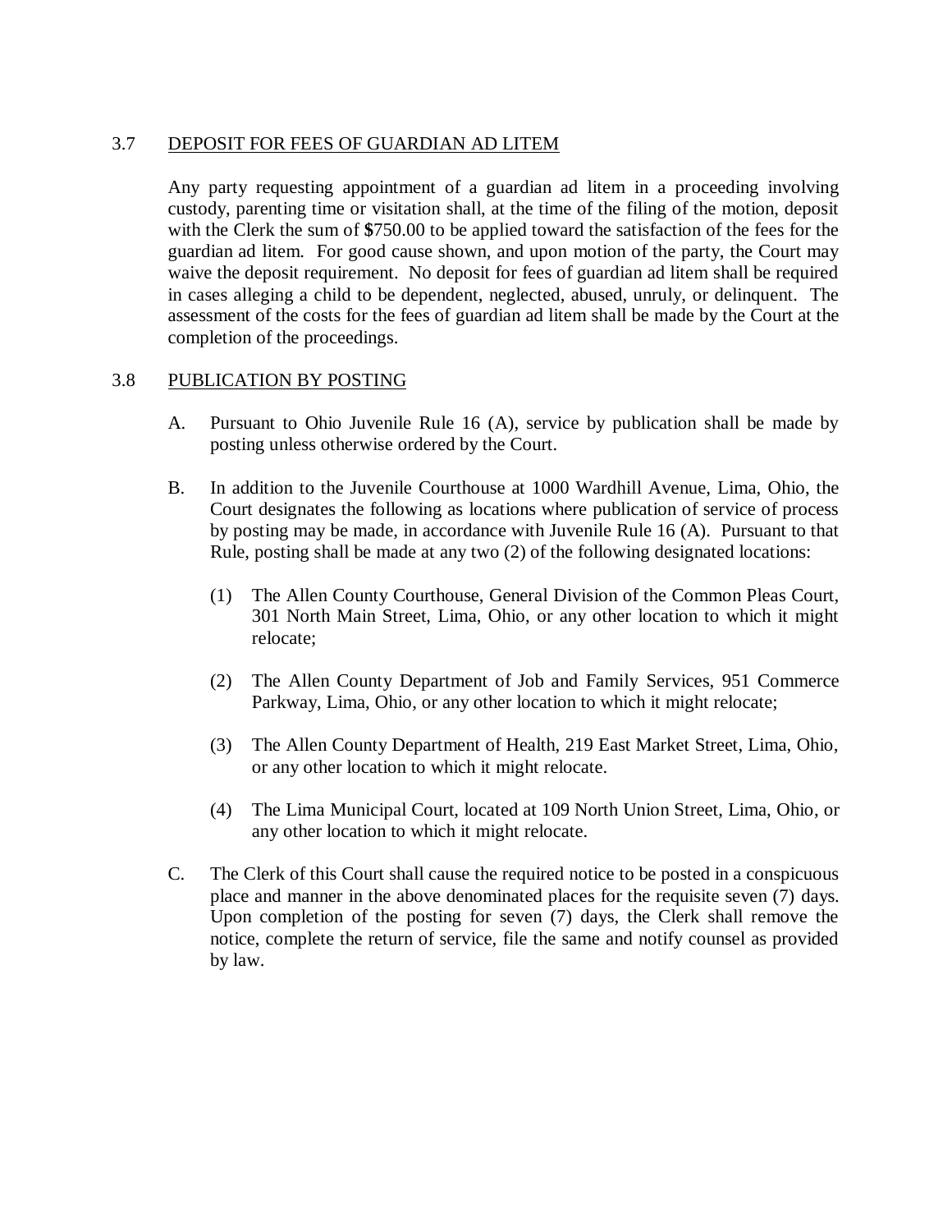## 3.7 DEPOSIT FOR FEES OF GUARDIAN AD LITEM

Any party requesting appointment of a guardian ad litem in a proceeding involving custody, parenting time or visitation shall, at the time of the filing of the motion, deposit with the Clerk the sum of $750.00 to be applied toward the satisfaction of the fees for the guardian ad litem. For good cause shown, and upon motion of the party, the Court may waive the deposit requirement. No deposit for fees of guardian ad litem shall be required in cases alleging a child to be dependent, neglected, abused, unruly, or delinquent. The assessment of the costs for the fees of guardian ad litem shall be made by the Court at the completion of the proceedings.

## 3.8 PUBLICATION BY POSTING

A. Pursuant to Ohio Juvenile Rule 16 (A), service by publication shall be made by posting unless otherwise ordered by the Court.

B. In addition to the Juvenile Courthouse at 1000 Wardhill Avenue, Lima, Ohio, the Court designates the following as locations where publication of service of process by posting may be made, in accordance with Juvenile Rule 16 (A). Pursuant to that Rule, posting shall be made at any two (2) of the following designated locations:

   (1) The Allen County Courthouse, General Division of the Common Pleas Court, 301 North Main Street, Lima, Ohio, or any other location to which it might relocate;

   (2) The Allen County Department of Job and Family Services, 951 Commerce Parkway, Lima, Ohio, or any other location to which it might relocate;

   (3) The Allen County Department of Health, 219 East Market Street, Lima, Ohio, or any other location to which it might relocate.

   (4) The Lima Municipal Court, located at 109 North Union Street, Lima, Ohio, or any other location to which it might relocate.

C. The Clerk of this Court shall cause the required notice to be posted in a conspicuous place and manner in the above denominated places for the requisite seven (7) days. Upon completion of the posting for seven (7) days, the Clerk shall remove the notice, complete the return of service, file the same and notify counsel as provided by law.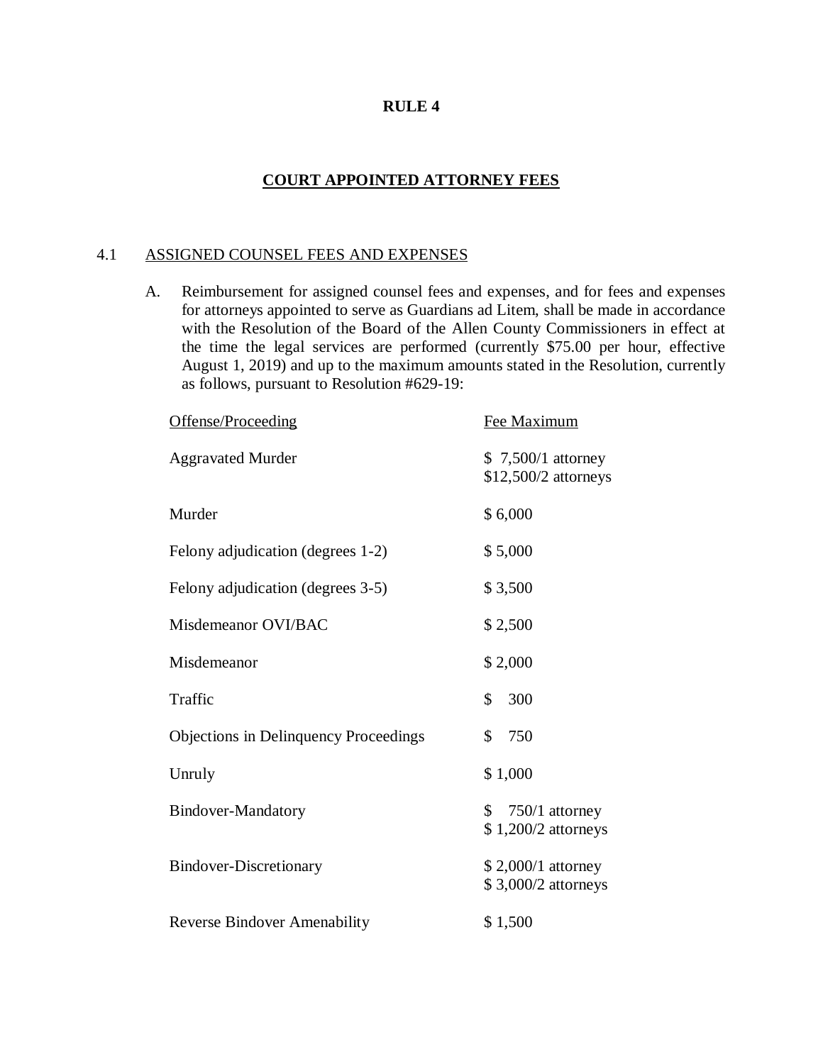# RULE 4

## COURT APPOINTED ATTORNEY FEES

### 4.1 ASSIGNED COUNSEL FEES AND EXPENSES

A. Reimbursement for assigned counsel fees and expenses, and for fees and expenses for attorneys appointed to serve as Guardians ad Litem, shall be made in accordance with the Resolution of the Board of the Allen County Commissioners in effect at the time the legal services are performed (currently $75.00 per hour, effective August 1, 2019) and up to the maximum amounts stated in the Resolution, currently as follows, pursuant to Resolution #629-19:

| Offense/Proceeding | Fee Maximum |
|---|---|
| Aggravated Murder | $ 7,500/1 attorney<br>$12,500/2 attorneys |
| Murder | $ 6,000 |
| Felony adjudication (degrees 1-2) | $ 5,000 |
| Felony adjudication (degrees 3-5) | $ 3,500 |
| Misdemeanor OVI/BAC | $ 2,500 |
| Misdemeanor | $ 2,000 |
| Traffic | $ 300 |
| Objections in Delinquency Proceedings | $ 750 |
| Unruly | $ 1,000 |
| Bindover-Mandatory | $ 750/1 attorney<br>$ 1,200/2 attorneys |
| Bindover-Discretionary | $ 2,000/1 attorney<br>$ 3,000/2 attorneys |
| Reverse Bindover Amenability | $ 1,500 |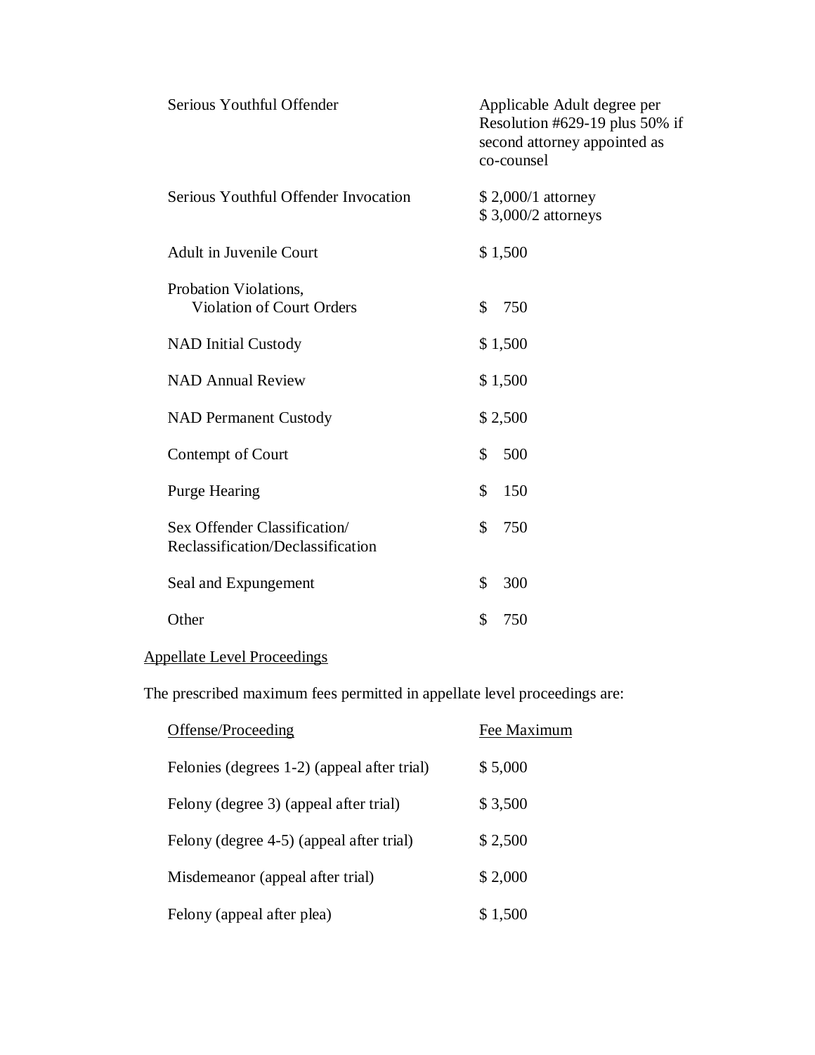| | |
|---|---|
| Serious Youthful Offender | Applicable Adult degree per Resolution #629-19 plus 50% if second attorney appointed as co-counsel |
| Serious Youthful Offender Invocation | $ 2,000/1 attorney<br>$ 3,000/2 attorneys |
| Adult in Juvenile Court | $ 1,500 |
| Probation Violations,<br>Violation of Court Orders | $ 750 |
| NAD Initial Custody | $ 1,500 |
| NAD Annual Review | $ 1,500 |
| NAD Permanent Custody | $ 2,500 |
| Contempt of Court | $ 500 |
| Purge Hearing | $ 150 |
| Sex Offender Classification/<br>Reclassification/Declassification | $ 750 |
| Seal and Expungement | $ 300 |
| Other | $ 750 |

Appellate Level Proceedings

The prescribed maximum fees permitted in appellate level proceedings are:

| Offense/Proceeding | Fee Maximum |
|---|---|
| Felonies (degrees 1-2) (appeal after trial) | $ 5,000 |
| Felony (degree 3) (appeal after trial) | $ 3,500 |
| Felony (degree 4-5) (appeal after trial) | $ 2,500 |
| Misdemeanor (appeal after trial) | $ 2,000 |
| Felony (appeal after plea) | $ 1,500 |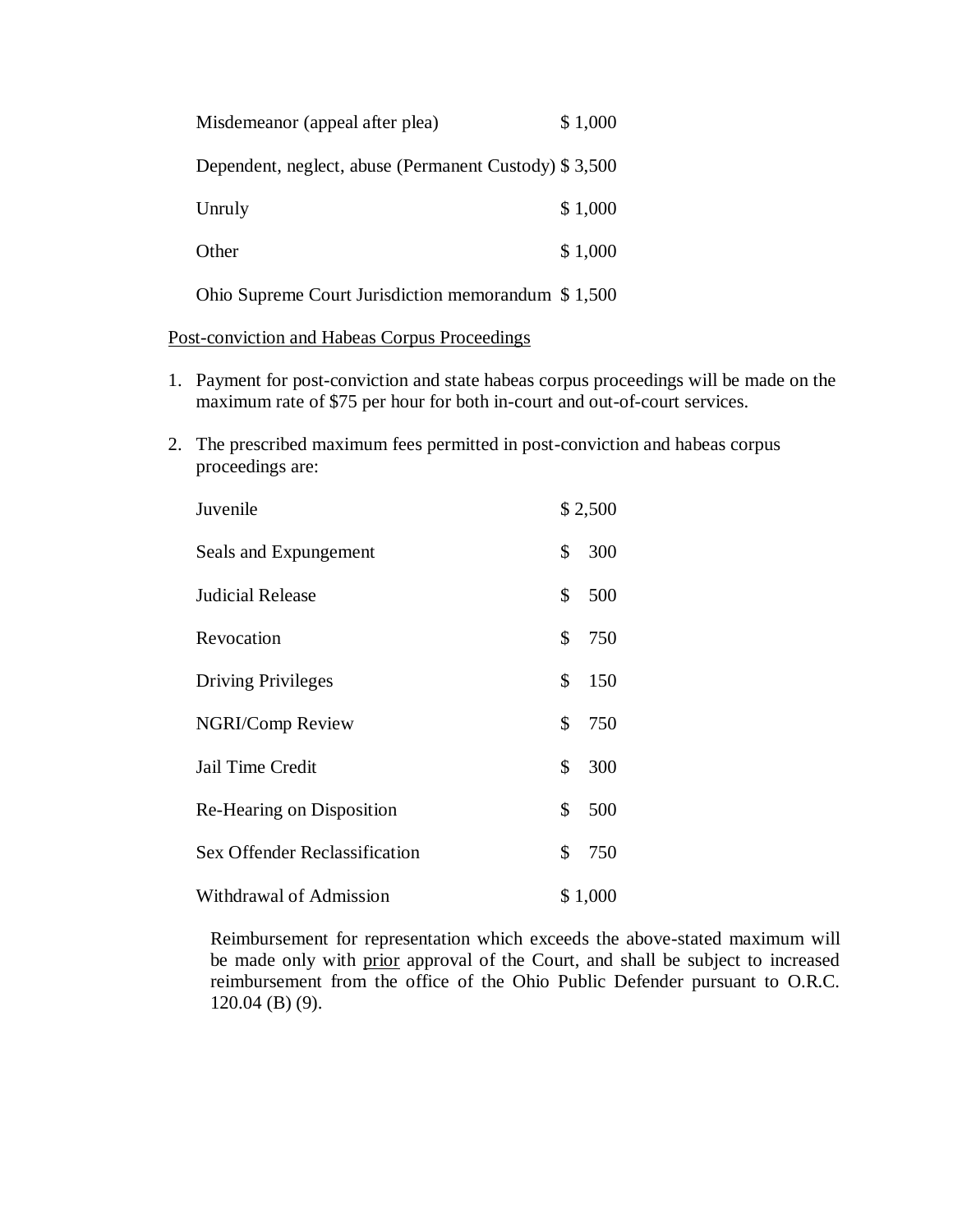| | |
|---|---|
| Misdemeanor (appeal after plea) | $ 1,000 |
| Dependent, neglect, abuse (Permanent Custody) | $ 3,500 |
| Unruly | $ 1,000 |
| Other | $ 1,000 |
| Ohio Supreme Court Jurisdiction memorandum | $ 1,500 |

<u>Post-conviction and Habeas Corpus Proceedings</u>

1. Payment for post-conviction and state habeas corpus proceedings will be made on the maximum rate of $75 per hour for both in-court and out-of-court services.

2. The prescribed maximum fees permitted in post-conviction and habeas corpus proceedings are:

| | |
|---|---|
| Juvenile | $ 2,500 |
| Seals and Expungement | $ 300 |
| Judicial Release | $ 500 |
| Revocation | $ 750 |
| Driving Privileges | $ 150 |
| NGRI/Comp Review | $ 750 |
| Jail Time Credit | $ 300 |
| Re-Hearing on Disposition | $ 500 |
| Sex Offender Reclassification | $ 750 |
| Withdrawal of Admission | $ 1,000 |

Reimbursement for representation which exceeds the above-stated maximum will be made only with <u>prior</u> approval of the Court, and shall be subject to increased reimbursement from the office of the Ohio Public Defender pursuant to O.R.C. 120.04 (B) (9).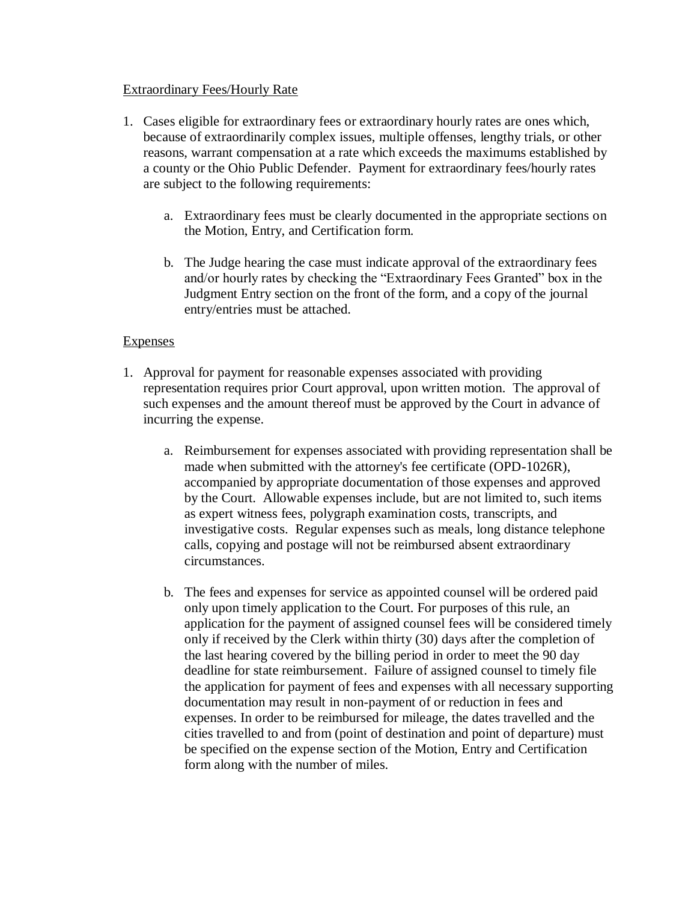<u>Extraordinary Fees/Hourly Rate</u>

1. Cases eligible for extraordinary fees or extraordinary hourly rates are ones which, because of extraordinarily complex issues, multiple offenses, lengthy trials, or other reasons, warrant compensation at a rate which exceeds the maximums established by a county or the Ohio Public Defender. Payment for extraordinary fees/hourly rates are subject to the following requirements:

   a. Extraordinary fees must be clearly documented in the appropriate sections on the Motion, Entry, and Certification form.

   b. The Judge hearing the case must indicate approval of the extraordinary fees and/or hourly rates by checking the "Extraordinary Fees Granted" box in the Judgment Entry section on the front of the form, and a copy of the journal entry/entries must be attached.

<u>Expenses</u>

1. Approval for payment for reasonable expenses associated with providing representation requires prior Court approval, upon written motion. The approval of such expenses and the amount thereof must be approved by the Court in advance of incurring the expense.

   a. Reimbursement for expenses associated with providing representation shall be made when submitted with the attorney's fee certificate (OPD-1026R), accompanied by appropriate documentation of those expenses and approved by the Court. Allowable expenses include, but are not limited to, such items as expert witness fees, polygraph examination costs, transcripts, and investigative costs. Regular expenses such as meals, long distance telephone calls, copying and postage will not be reimbursed absent extraordinary circumstances.

   b. The fees and expenses for service as appointed counsel will be ordered paid only upon timely application to the Court. For purposes of this rule, an application for the payment of assigned counsel fees will be considered timely only if received by the Clerk within thirty (30) days after the completion of the last hearing covered by the billing period in order to meet the 90 day deadline for state reimbursement. Failure of assigned counsel to timely file the application for payment of fees and expenses with all necessary supporting documentation may result in non-payment of or reduction in fees and expenses. In order to be reimbursed for mileage, the dates travelled and the cities travelled to and from (point of destination and point of departure) must be specified on the expense section of the Motion, Entry and Certification form along with the number of miles.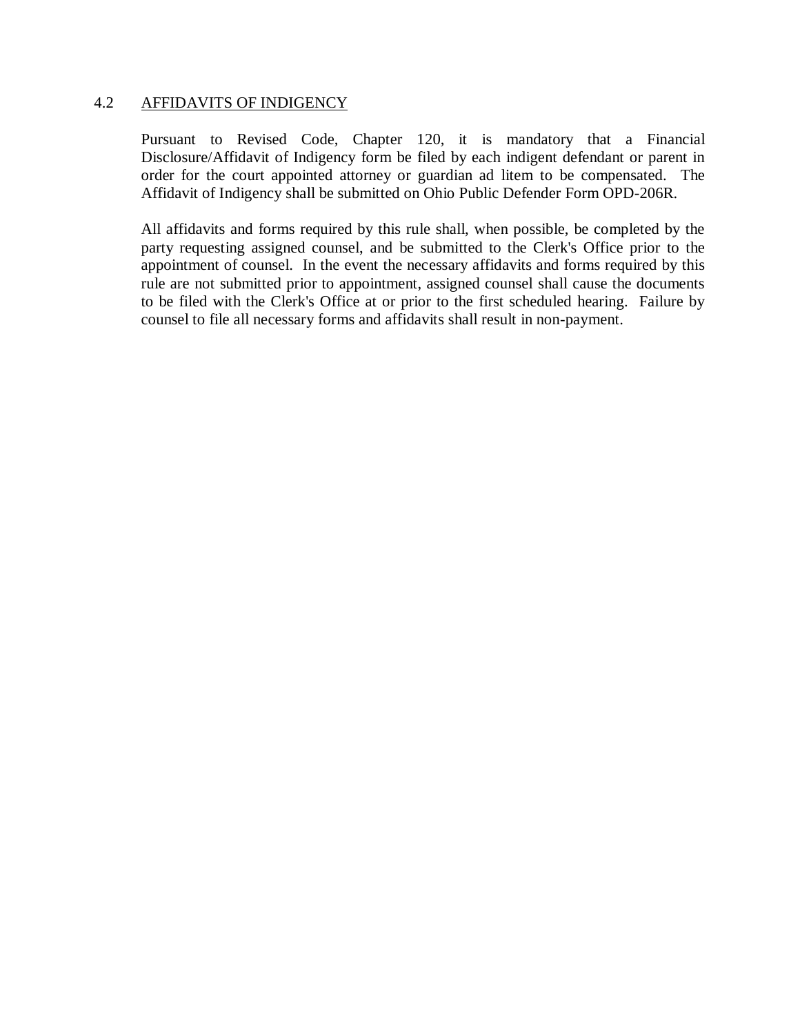## 4.2 AFFIDAVITS OF INDIGENCY

Pursuant to Revised Code, Chapter 120, it is mandatory that a Financial Disclosure/Affidavit of Indigency form be filed by each indigent defendant or parent in order for the court appointed attorney or guardian ad litem to be compensated. The Affidavit of Indigency shall be submitted on Ohio Public Defender Form OPD-206R.

All affidavits and forms required by this rule shall, when possible, be completed by the party requesting assigned counsel, and be submitted to the Clerk's Office prior to the appointment of counsel. In the event the necessary affidavits and forms required by this rule are not submitted prior to appointment, assigned counsel shall cause the documents to be filed with the Clerk's Office at or prior to the first scheduled hearing. Failure by counsel to file all necessary forms and affidavits shall result in non-payment.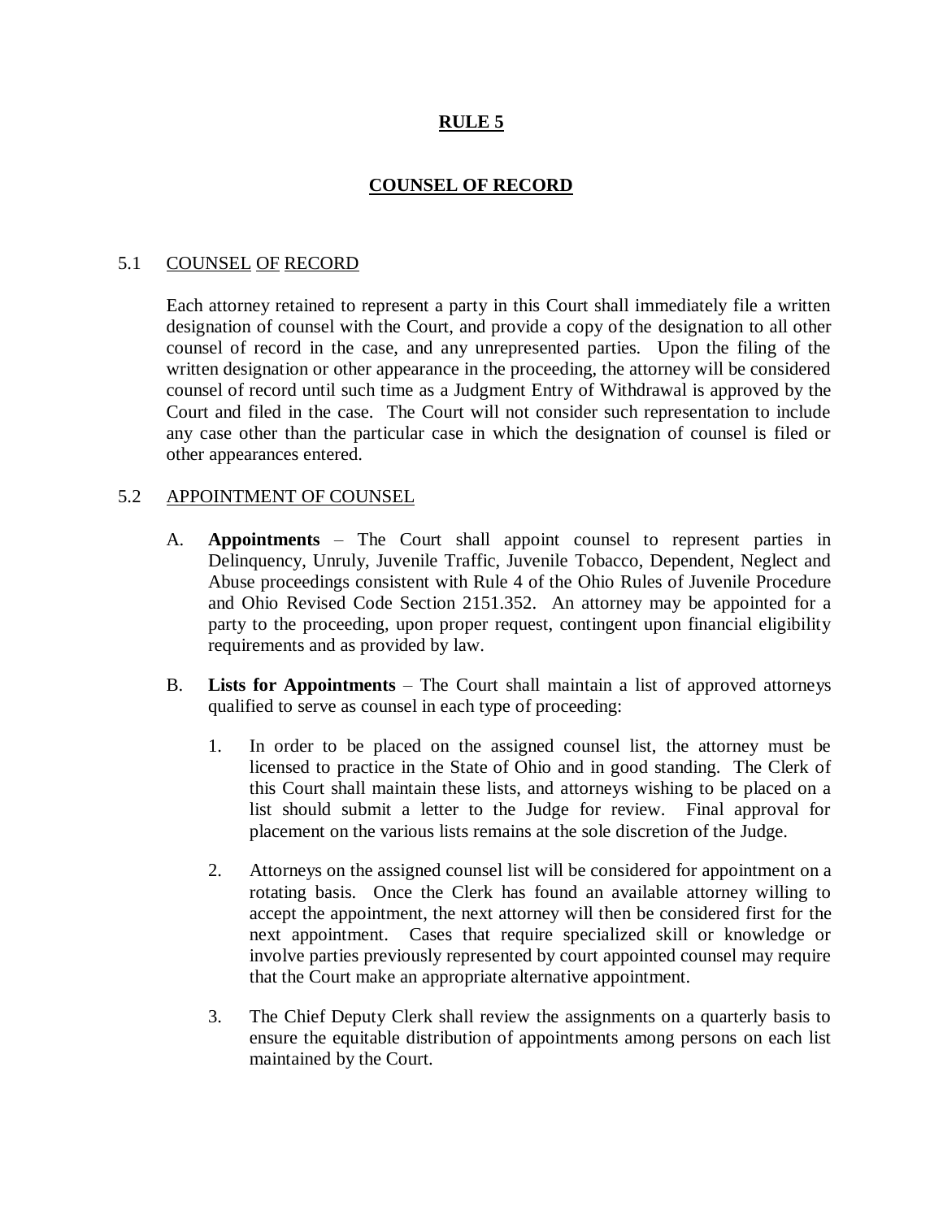# RULE 5

## COUNSEL OF RECORD

### 5.1 COUNSEL OF RECORD

Each attorney retained to represent a party in this Court shall immediately file a written designation of counsel with the Court, and provide a copy of the designation to all other counsel of record in the case, and any unrepresented parties. Upon the filing of the written designation or other appearance in the proceeding, the attorney will be considered counsel of record until such time as a Judgment Entry of Withdrawal is approved by the Court and filed in the case. The Court will not consider such representation to include any case other than the particular case in which the designation of counsel is filed or other appearances entered.

### 5.2 APPOINTMENT OF COUNSEL

A. **Appointments** – The Court shall appoint counsel to represent parties in Delinquency, Unruly, Juvenile Traffic, Juvenile Tobacco, Dependent, Neglect and Abuse proceedings consistent with Rule 4 of the Ohio Rules of Juvenile Procedure and Ohio Revised Code Section 2151.352. An attorney may be appointed for a party to the proceeding, upon proper request, contingent upon financial eligibility requirements and as provided by law.

B. **Lists for Appointments** – The Court shall maintain a list of approved attorneys qualified to serve as counsel in each type of proceeding:

1. In order to be placed on the assigned counsel list, the attorney must be licensed to practice in the State of Ohio and in good standing. The Clerk of this Court shall maintain these lists, and attorneys wishing to be placed on a list should submit a letter to the Judge for review. Final approval for placement on the various lists remains at the sole discretion of the Judge.

2. Attorneys on the assigned counsel list will be considered for appointment on a rotating basis. Once the Clerk has found an available attorney willing to accept the appointment, the next attorney will then be considered first for the next appointment. Cases that require specialized skill or knowledge or involve parties previously represented by court appointed counsel may require that the Court make an appropriate alternative appointment.

3. The Chief Deputy Clerk shall review the assignments on a quarterly basis to ensure the equitable distribution of appointments among persons on each list maintained by the Court.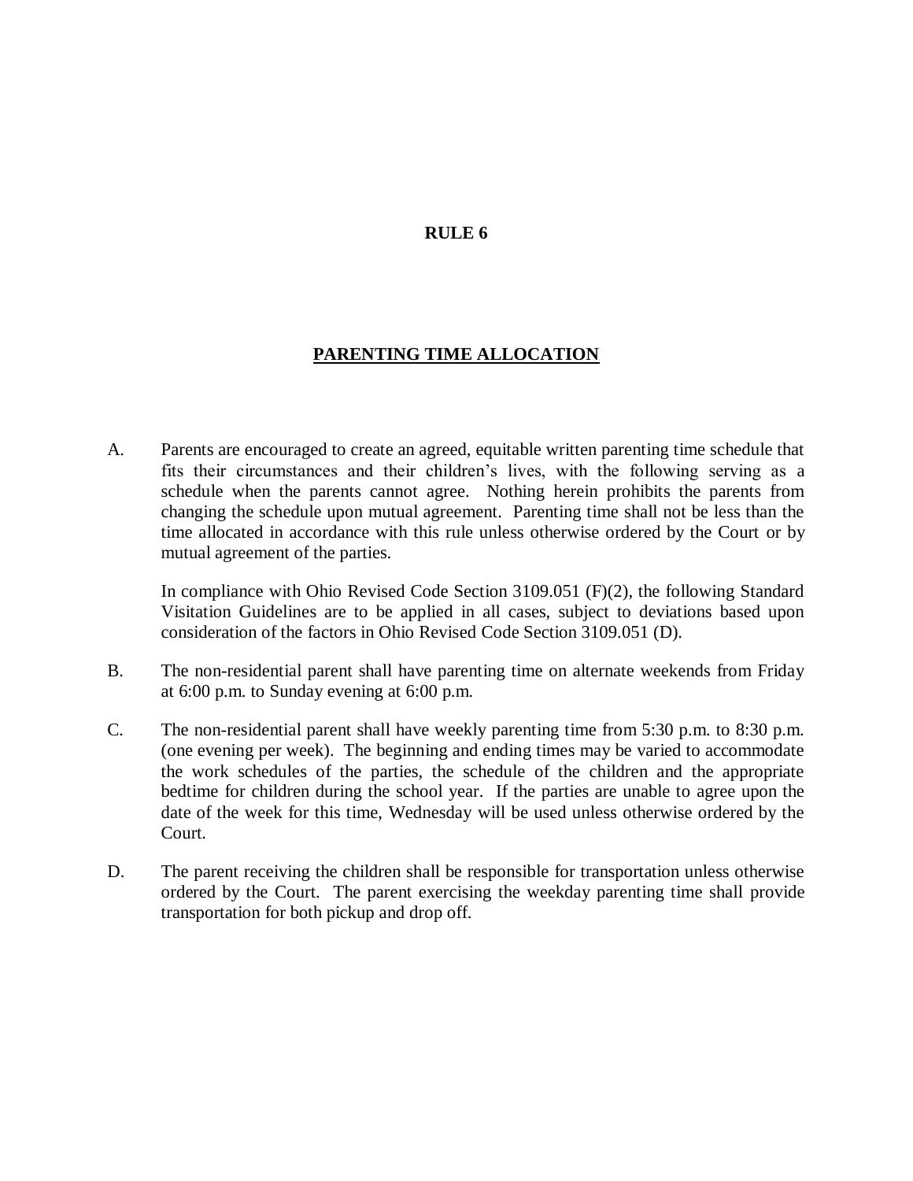# RULE 6

## PARENTING TIME ALLOCATION

A. Parents are encouraged to create an agreed, equitable written parenting time schedule that fits their circumstances and their children's lives, with the following serving as a schedule when the parents cannot agree. Nothing herein prohibits the parents from changing the schedule upon mutual agreement. Parenting time shall not be less than the time allocated in accordance with this rule unless otherwise ordered by the Court or by mutual agreement of the parties.

   In compliance with Ohio Revised Code Section 3109.051 (F)(2), the following Standard Visitation Guidelines are to be applied in all cases, subject to deviations based upon consideration of the factors in Ohio Revised Code Section 3109.051 (D).

B. The non-residential parent shall have parenting time on alternate weekends from Friday at 6:00 p.m. to Sunday evening at 6:00 p.m.

C. The non-residential parent shall have weekly parenting time from 5:30 p.m. to 8:30 p.m. (one evening per week). The beginning and ending times may be varied to accommodate the work schedules of the parties, the schedule of the children and the appropriate bedtime for children during the school year. If the parties are unable to agree upon the date of the week for this time, Wednesday will be used unless otherwise ordered by the Court.

D. The parent receiving the children shall be responsible for transportation unless otherwise ordered by the Court. The parent exercising the weekday parenting time shall provide transportation for both pickup and drop off.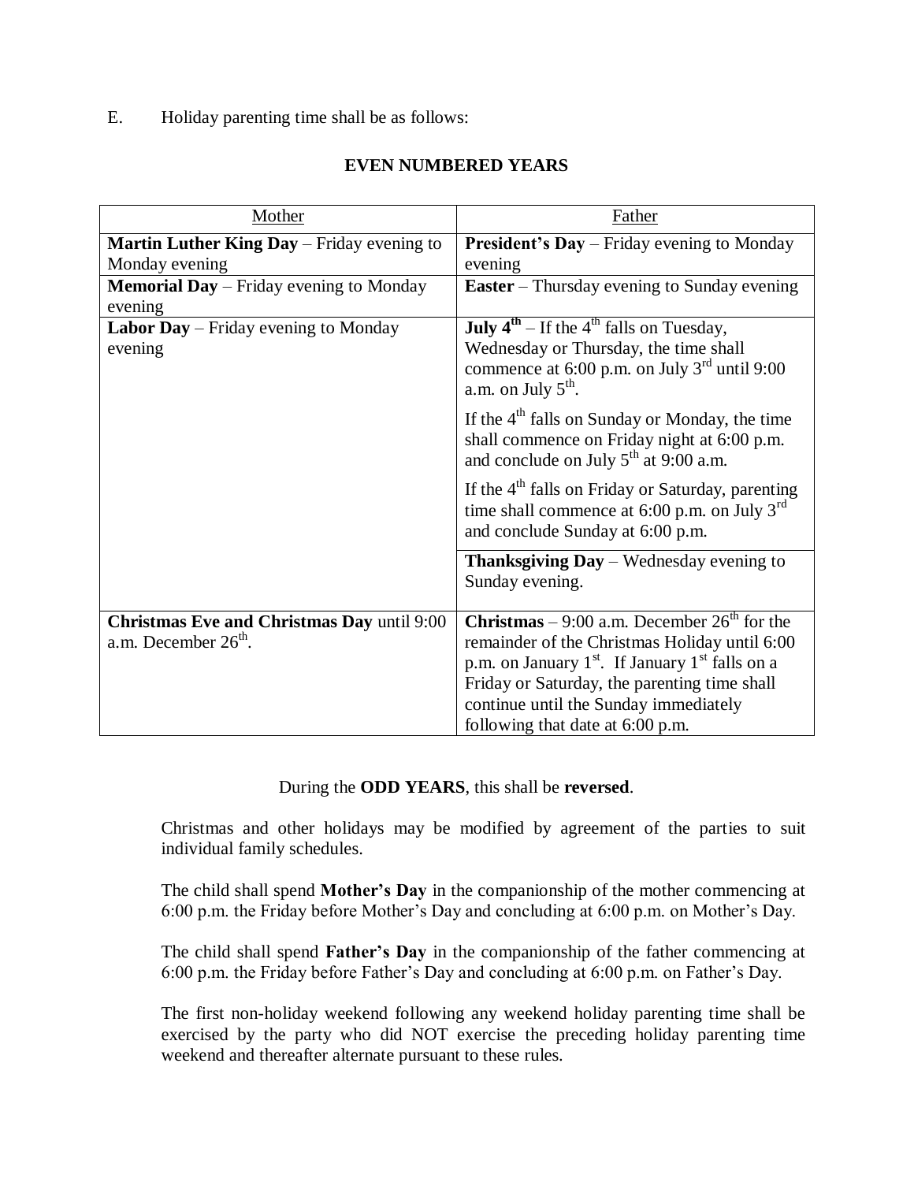E. Holiday parenting time shall be as follows:

**EVEN NUMBERED YEARS**

| Mother | Father |
|---|---|
| **Martin Luther King Day** – Friday evening to Monday evening | **President's Day** – Friday evening to Monday evening |
| **Memorial Day** – Friday evening to Monday evening | **Easter** – Thursday evening to Sunday evening |
| **Labor Day** – Friday evening to Monday evening | **July 4th** – If the 4th falls on Tuesday, Wednesday or Thursday, the time shall commence at 6:00 p.m. on July 3rd until 9:00 a.m. on July 5th. If the 4th falls on Sunday or Monday, the time shall commence on Friday night at 6:00 p.m. and conclude on July 5th at 9:00 a.m. If the 4th falls on Friday or Saturday, parenting time shall commence at 6:00 p.m. on July 3rd and conclude Sunday at 6:00 p.m. |
| | **Thanksgiving Day** – Wednesday evening to Sunday evening. |
| **Christmas Eve and Christmas Day** until 9:00 a.m. December 26th. | **Christmas** – 9:00 a.m. December 26th for the remainder of the Christmas Holiday until 6:00 p.m. on January 1st. If January 1st falls on a Friday or Saturday, the parenting time shall continue until the Sunday immediately following that date at 6:00 p.m. |

During the **ODD YEARS**, this shall be **reversed**.

Christmas and other holidays may be modified by agreement of the parties to suit individual family schedules.

The child shall spend **Mother's Day** in the companionship of the mother commencing at 6:00 p.m. the Friday before Mother's Day and concluding at 6:00 p.m. on Mother's Day.

The child shall spend **Father's Day** in the companionship of the father commencing at 6:00 p.m. the Friday before Father's Day and concluding at 6:00 p.m. on Father's Day.

The first non-holiday weekend following any weekend holiday parenting time shall be exercised by the party who did NOT exercise the preceding holiday parenting time weekend and thereafter alternate pursuant to these rules.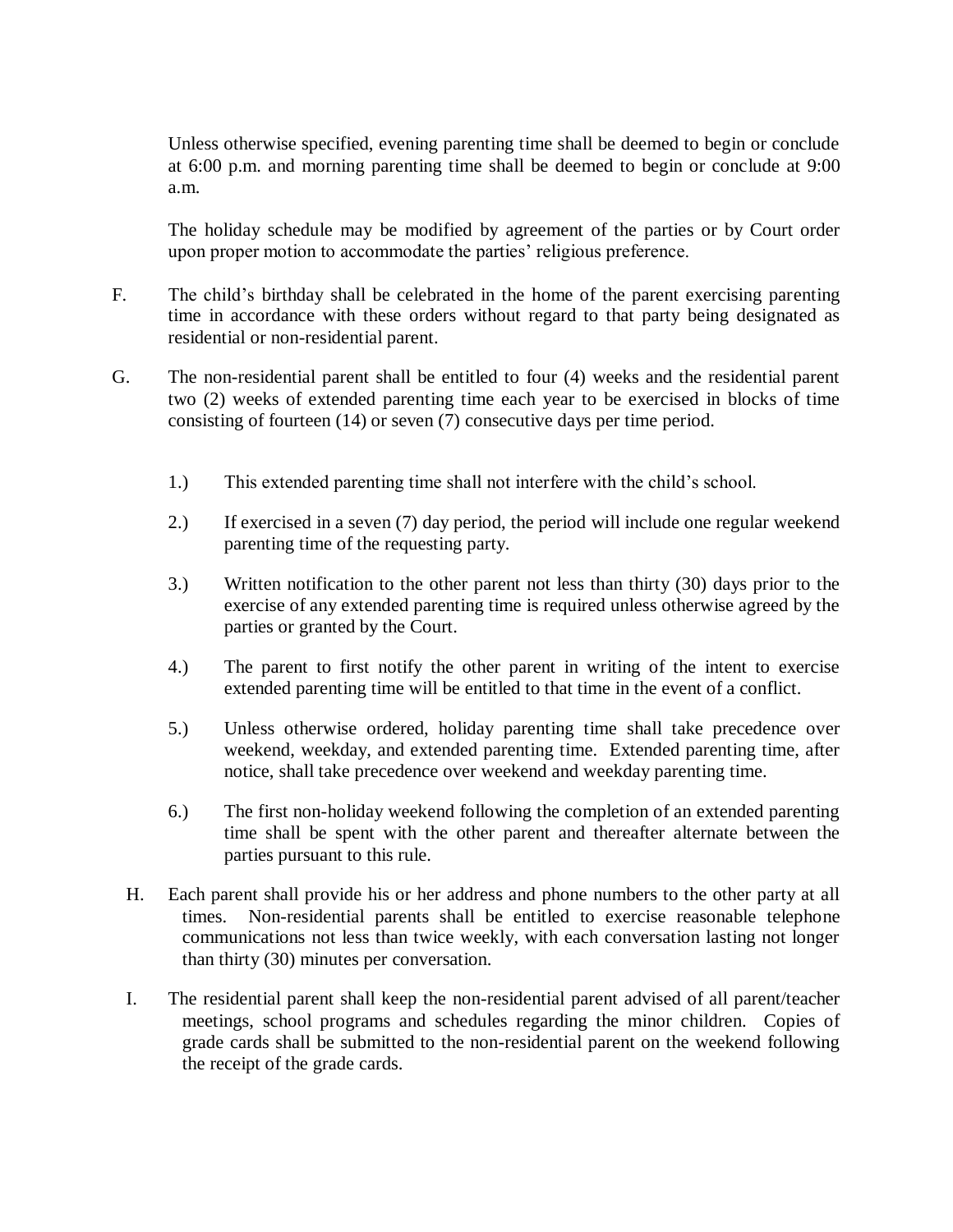Unless otherwise specified, evening parenting time shall be deemed to begin or conclude at 6:00 p.m. and morning parenting time shall be deemed to begin or conclude at 9:00 a.m.

The holiday schedule may be modified by agreement of the parties or by Court order upon proper motion to accommodate the parties' religious preference.

F. The child's birthday shall be celebrated in the home of the parent exercising parenting time in accordance with these orders without regard to that party being designated as residential or non-residential parent.

G. The non-residential parent shall be entitled to four (4) weeks and the residential parent two (2) weeks of extended parenting time each year to be exercised in blocks of time consisting of fourteen (14) or seven (7) consecutive days per time period.

1.) This extended parenting time shall not interfere with the child's school.

2.) If exercised in a seven (7) day period, the period will include one regular weekend parenting time of the requesting party.

3.) Written notification to the other parent not less than thirty (30) days prior to the exercise of any extended parenting time is required unless otherwise agreed by the parties or granted by the Court.

4.) The parent to first notify the other parent in writing of the intent to exercise extended parenting time will be entitled to that time in the event of a conflict.

5.) Unless otherwise ordered, holiday parenting time shall take precedence over weekend, weekday, and extended parenting time. Extended parenting time, after notice, shall take precedence over weekend and weekday parenting time.

6.) The first non-holiday weekend following the completion of an extended parenting time shall be spent with the other parent and thereafter alternate between the parties pursuant to this rule.

H. Each parent shall provide his or her address and phone numbers to the other party at all times. Non-residential parents shall be entitled to exercise reasonable telephone communications not less than twice weekly, with each conversation lasting not longer than thirty (30) minutes per conversation.

I. The residential parent shall keep the non-residential parent advised of all parent/teacher meetings, school programs and schedules regarding the minor children. Copies of grade cards shall be submitted to the non-residential parent on the weekend following the receipt of the grade cards.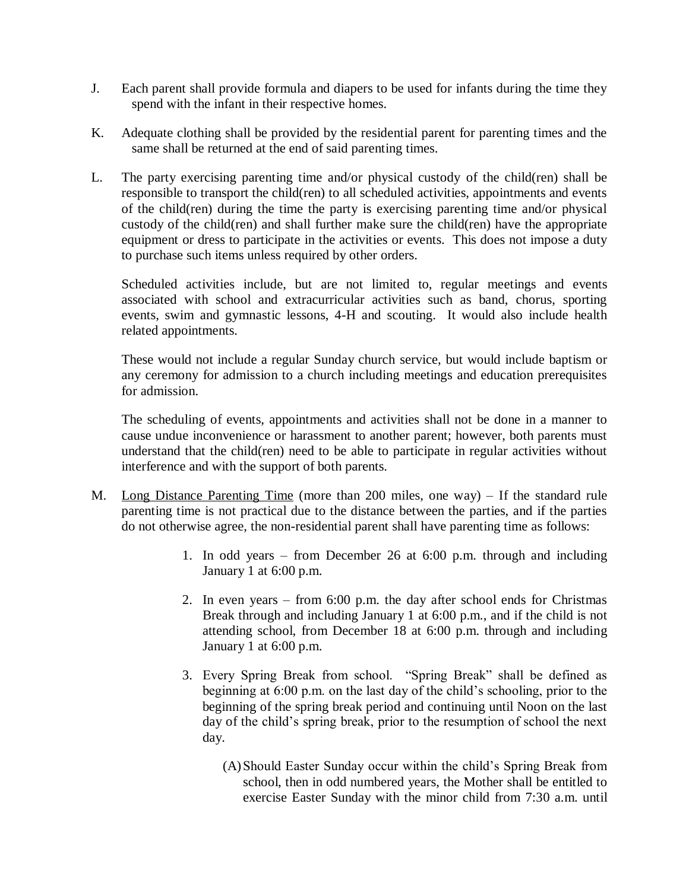J. Each parent shall provide formula and diapers to be used for infants during the time they spend with the infant in their respective homes.

K. Adequate clothing shall be provided by the residential parent for parenting times and the same shall be returned at the end of said parenting times.

L. The party exercising parenting time and/or physical custody of the child(ren) shall be responsible to transport the child(ren) to all scheduled activities, appointments and events of the child(ren) during the time the party is exercising parenting time and/or physical custody of the child(ren) and shall further make sure the child(ren) have the appropriate equipment or dress to participate in the activities or events. This does not impose a duty to purchase such items unless required by other orders.

   Scheduled activities include, but are not limited to, regular meetings and events associated with school and extracurricular activities such as band, chorus, sporting events, swim and gymnastic lessons, 4-H and scouting. It would also include health related appointments.

   These would not include a regular Sunday church service, but would include baptism or any ceremony for admission to a church including meetings and education prerequisites for admission.

   The scheduling of events, appointments and activities shall not be done in a manner to cause undue inconvenience or harassment to another parent; however, both parents must understand that the child(ren) need to be able to participate in regular activities without interference and with the support of both parents.

M. <u>Long Distance Parenting Time</u> (more than 200 miles, one way) – If the standard rule parenting time is not practical due to the distance between the parties, and if the parties do not otherwise agree, the non-residential parent shall have parenting time as follows:

   1. In odd years – from December 26 at 6:00 p.m. through and including January 1 at 6:00 p.m.

   2. In even years – from 6:00 p.m. the day after school ends for Christmas Break through and including January 1 at 6:00 p.m., and if the child is not attending school, from December 18 at 6:00 p.m. through and including January 1 at 6:00 p.m.

   3. Every Spring Break from school. "Spring Break" shall be defined as beginning at 6:00 p.m. on the last day of the child's schooling, prior to the beginning of the spring break period and continuing until Noon on the last day of the child's spring break, prior to the resumption of school the next day.

      (A) Should Easter Sunday occur within the child's Spring Break from school, then in odd numbered years, the Mother shall be entitled to exercise Easter Sunday with the minor child from 7:30 a.m. until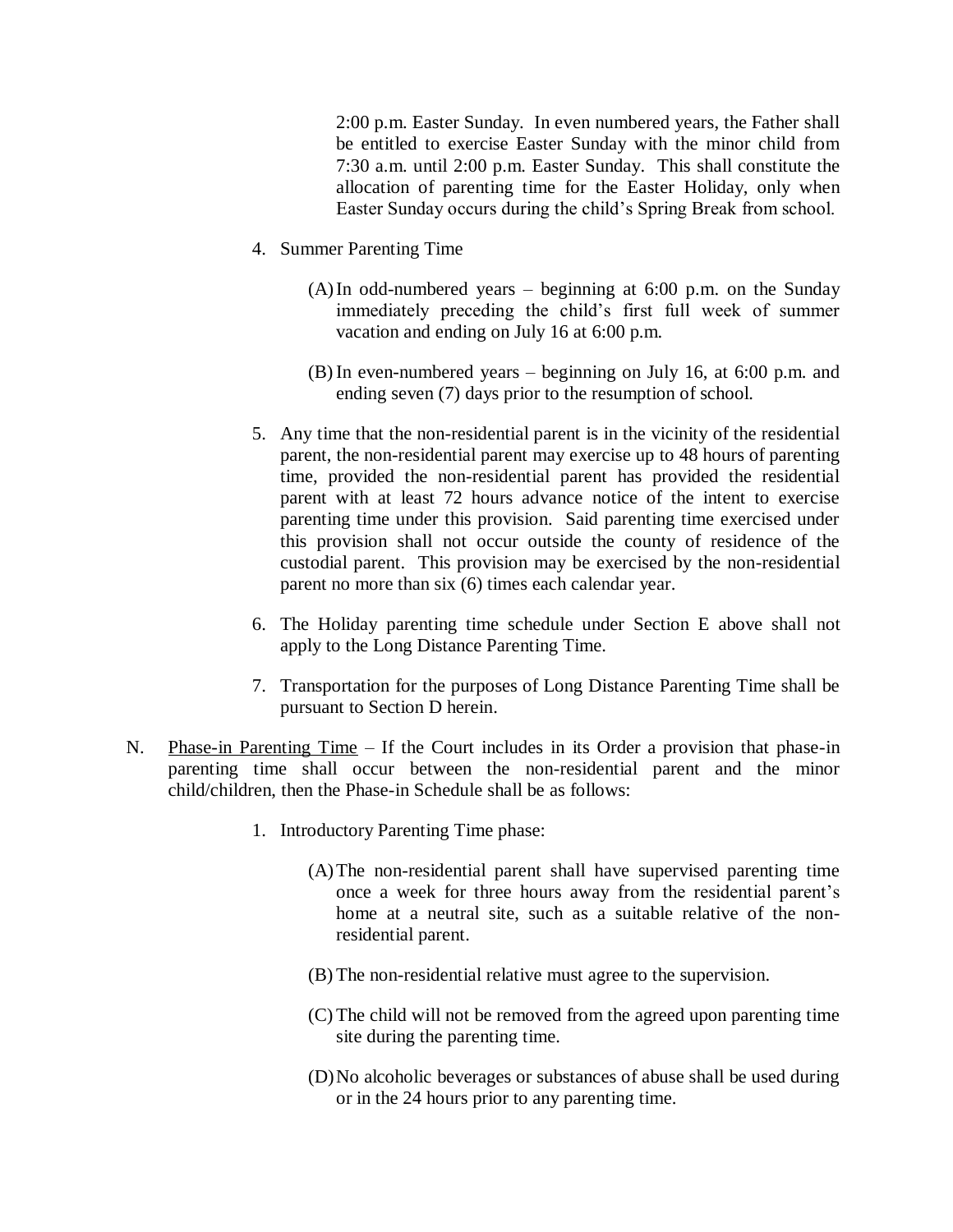2:00 p.m. Easter Sunday. In even numbered years, the Father shall be entitled to exercise Easter Sunday with the minor child from 7:30 a.m. until 2:00 p.m. Easter Sunday. This shall constitute the allocation of parenting time for the Easter Holiday, only when Easter Sunday occurs during the child's Spring Break from school.

4. Summer Parenting Time

   (A) In odd-numbered years – beginning at 6:00 p.m. on the Sunday immediately preceding the child's first full week of summer vacation and ending on July 16 at 6:00 p.m.

   (B) In even-numbered years – beginning on July 16, at 6:00 p.m. and ending seven (7) days prior to the resumption of school.

5. Any time that the non-residential parent is in the vicinity of the residential parent, the non-residential parent may exercise up to 48 hours of parenting time, provided the non-residential parent has provided the residential parent with at least 72 hours advance notice of the intent to exercise parenting time under this provision. Said parenting time exercised under this provision shall not occur outside the county of residence of the custodial parent. This provision may be exercised by the non-residential parent no more than six (6) times each calendar year.

6. The Holiday parenting time schedule under Section E above shall not apply to the Long Distance Parenting Time.

7. Transportation for the purposes of Long Distance Parenting Time shall be pursuant to Section D herein.

N. Phase-in Parenting Time – If the Court includes in its Order a provision that phase-in parenting time shall occur between the non-residential parent and the minor child/children, then the Phase-in Schedule shall be as follows:

1. Introductory Parenting Time phase:

   (A) The non-residential parent shall have supervised parenting time once a week for three hours away from the residential parent's home at a neutral site, such as a suitable relative of the non-residential parent.

   (B) The non-residential relative must agree to the supervision.

   (C) The child will not be removed from the agreed upon parenting time site during the parenting time.

   (D) No alcoholic beverages or substances of abuse shall be used during or in the 24 hours prior to any parenting time.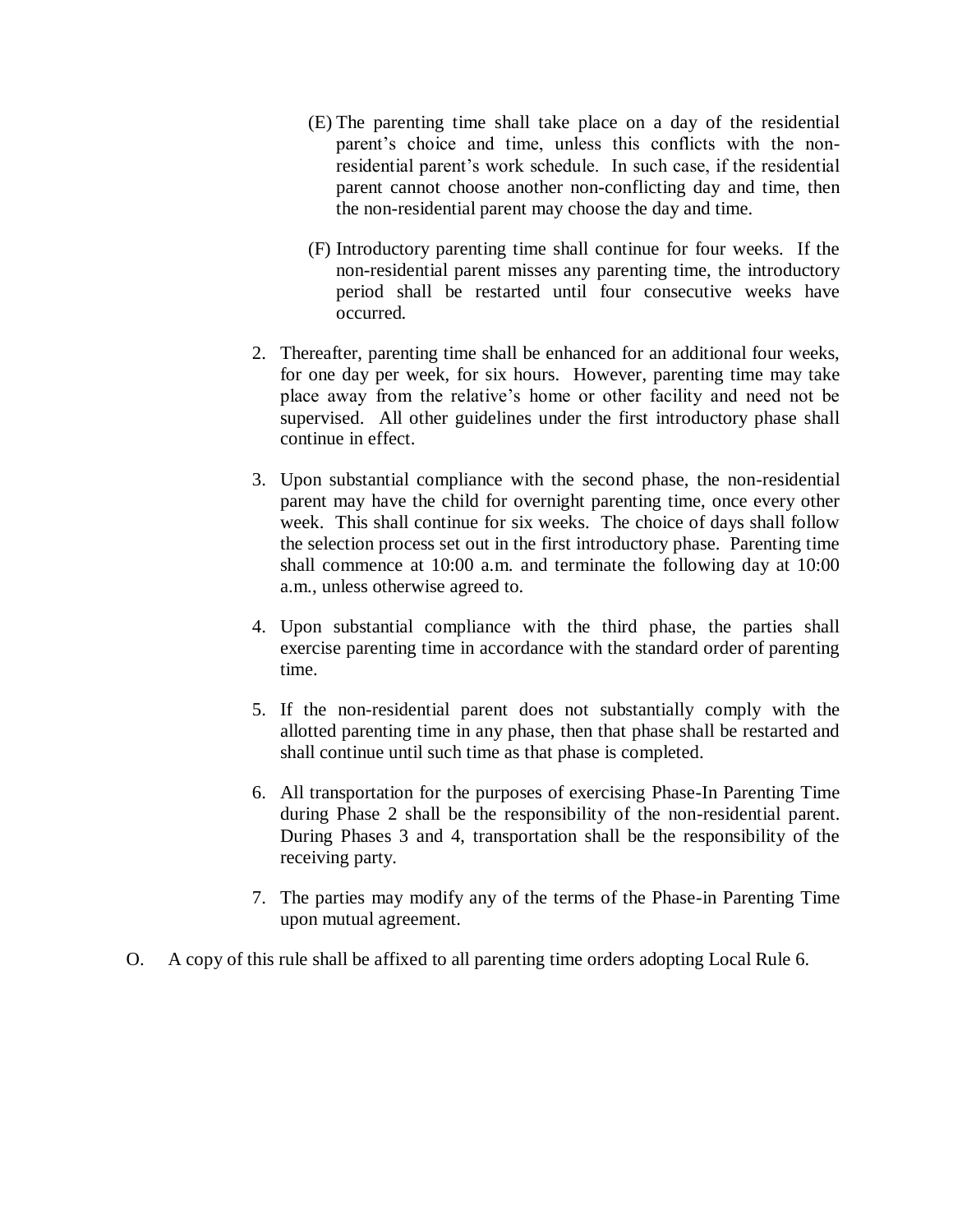(E) The parenting time shall take place on a day of the residential parent's choice and time, unless this conflicts with the non-residential parent's work schedule. In such case, if the residential parent cannot choose another non-conflicting day and time, then the non-residential parent may choose the day and time.

(F) Introductory parenting time shall continue for four weeks. If the non-residential parent misses any parenting time, the introductory period shall be restarted until four consecutive weeks have occurred.

2. Thereafter, parenting time shall be enhanced for an additional four weeks, for one day per week, for six hours. However, parenting time may take place away from the relative's home or other facility and need not be supervised. All other guidelines under the first introductory phase shall continue in effect.

3. Upon substantial compliance with the second phase, the non-residential parent may have the child for overnight parenting time, once every other week. This shall continue for six weeks. The choice of days shall follow the selection process set out in the first introductory phase. Parenting time shall commence at 10:00 a.m. and terminate the following day at 10:00 a.m., unless otherwise agreed to.

4. Upon substantial compliance with the third phase, the parties shall exercise parenting time in accordance with the standard order of parenting time.

5. If the non-residential parent does not substantially comply with the allotted parenting time in any phase, then that phase shall be restarted and shall continue until such time as that phase is completed.

6. All transportation for the purposes of exercising Phase-In Parenting Time during Phase 2 shall be the responsibility of the non-residential parent. During Phases 3 and 4, transportation shall be the responsibility of the receiving party.

7. The parties may modify any of the terms of the Phase-in Parenting Time upon mutual agreement.

O. A copy of this rule shall be affixed to all parenting time orders adopting Local Rule 6.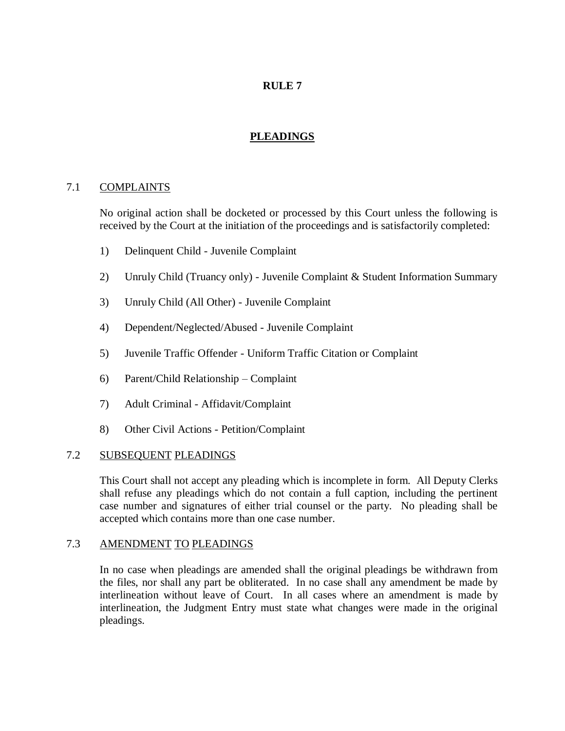# RULE 7

## PLEADINGS

### 7.1 COMPLAINTS

No original action shall be docketed or processed by this Court unless the following is received by the Court at the initiation of the proceedings and is satisfactorily completed:

1) Delinquent Child - Juvenile Complaint

2) Unruly Child (Truancy only) - Juvenile Complaint & Student Information Summary

3) Unruly Child (All Other) - Juvenile Complaint

4) Dependent/Neglected/Abused - Juvenile Complaint

5) Juvenile Traffic Offender - Uniform Traffic Citation or Complaint

6) Parent/Child Relationship – Complaint

7) Adult Criminal - Affidavit/Complaint

8) Other Civil Actions - Petition/Complaint

### 7.2 SUBSEQUENT PLEADINGS

This Court shall not accept any pleading which is incomplete in form. All Deputy Clerks shall refuse any pleadings which do not contain a full caption, including the pertinent case number and signatures of either trial counsel or the party. No pleading shall be accepted which contains more than one case number.

### 7.3 AMENDMENT TO PLEADINGS

In no case when pleadings are amended shall the original pleadings be withdrawn from the files, nor shall any part be obliterated. In no case shall any amendment be made by interlineation without leave of Court. In all cases where an amendment is made by interlineation, the Judgment Entry must state what changes were made in the original pleadings.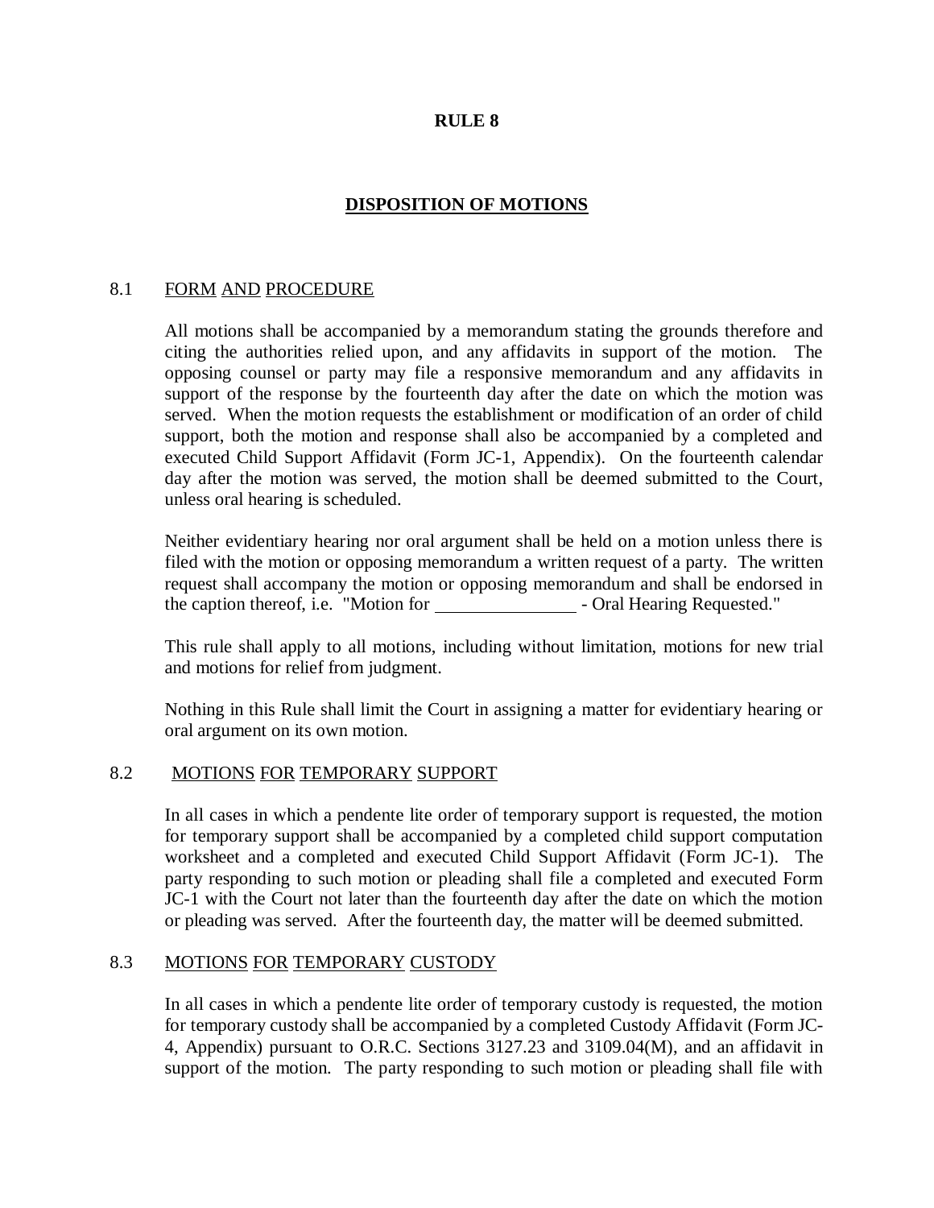# RULE 8

## DISPOSITION OF MOTIONS

### 8.1 FORM AND PROCEDURE

All motions shall be accompanied by a memorandum stating the grounds therefore and citing the authorities relied upon, and any affidavits in support of the motion. The opposing counsel or party may file a responsive memorandum and any affidavits in support of the response by the fourteenth day after the date on which the motion was served. When the motion requests the establishment or modification of an order of child support, both the motion and response shall also be accompanied by a completed and executed Child Support Affidavit (Form JC-1, Appendix). On the fourteenth calendar day after the motion was served, the motion shall be deemed submitted to the Court, unless oral hearing is scheduled.

Neither evidentiary hearing nor oral argument shall be held on a motion unless there is filed with the motion or opposing memorandum a written request of a party. The written request shall accompany the motion or opposing memorandum and shall be endorsed in the caption thereof, i.e. "Motion for ________________ - Oral Hearing Requested."

This rule shall apply to all motions, including without limitation, motions for new trial and motions for relief from judgment.

Nothing in this Rule shall limit the Court in assigning a matter for evidentiary hearing or oral argument on its own motion.

### 8.2 MOTIONS FOR TEMPORARY SUPPORT

In all cases in which a pendente lite order of temporary support is requested, the motion for temporary support shall be accompanied by a completed child support computation worksheet and a completed and executed Child Support Affidavit (Form JC-1). The party responding to such motion or pleading shall file a completed and executed Form JC-1 with the Court not later than the fourteenth day after the date on which the motion or pleading was served. After the fourteenth day, the matter will be deemed submitted.

### 8.3 MOTIONS FOR TEMPORARY CUSTODY

In all cases in which a pendente lite order of temporary custody is requested, the motion for temporary custody shall be accompanied by a completed Custody Affidavit (Form JC-4, Appendix) pursuant to O.R.C. Sections 3127.23 and 3109.04(M), and an affidavit in support of the motion. The party responding to such motion or pleading shall file with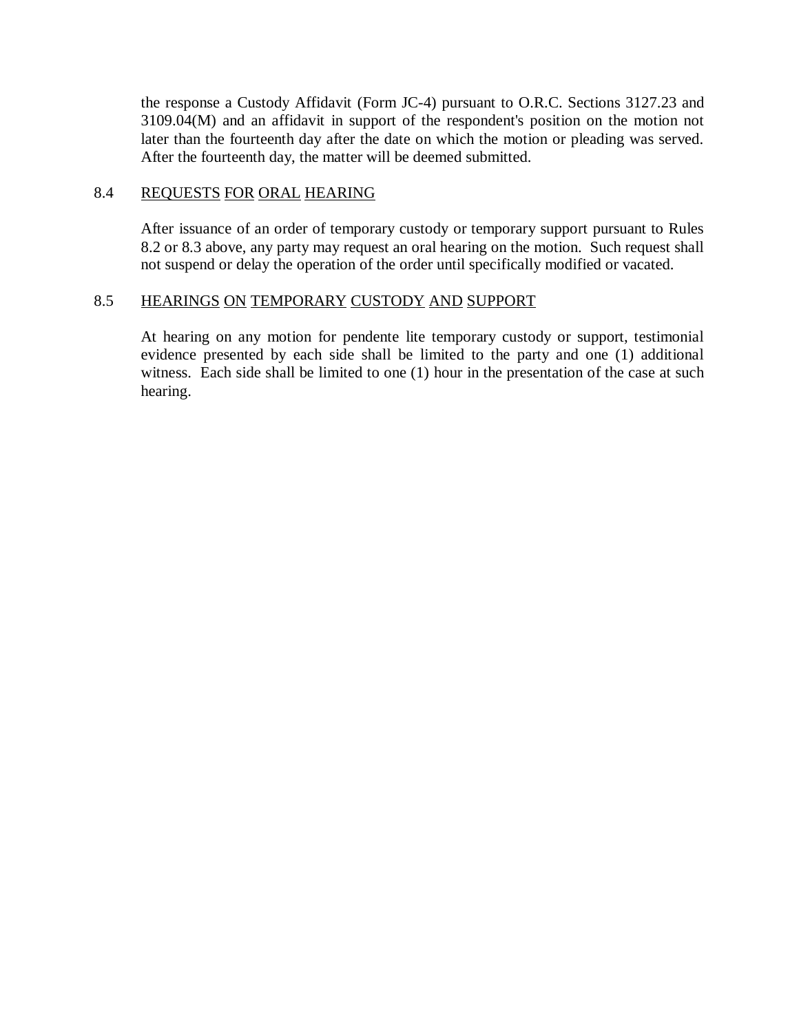the response a Custody Affidavit (Form JC-4) pursuant to O.R.C. Sections 3127.23 and 3109.04(M) and an affidavit in support of the respondent's position on the motion not later than the fourteenth day after the date on which the motion or pleading was served. After the fourteenth day, the matter will be deemed submitted.

### 8.4 REQUESTS FOR ORAL HEARING

After issuance of an order of temporary custody or temporary support pursuant to Rules 8.2 or 8.3 above, any party may request an oral hearing on the motion. Such request shall not suspend or delay the operation of the order until specifically modified or vacated.

### 8.5 HEARINGS ON TEMPORARY CUSTODY AND SUPPORT

At hearing on any motion for pendente lite temporary custody or support, testimonial evidence presented by each side shall be limited to the party and one (1) additional witness. Each side shall be limited to one (1) hour in the presentation of the case at such hearing.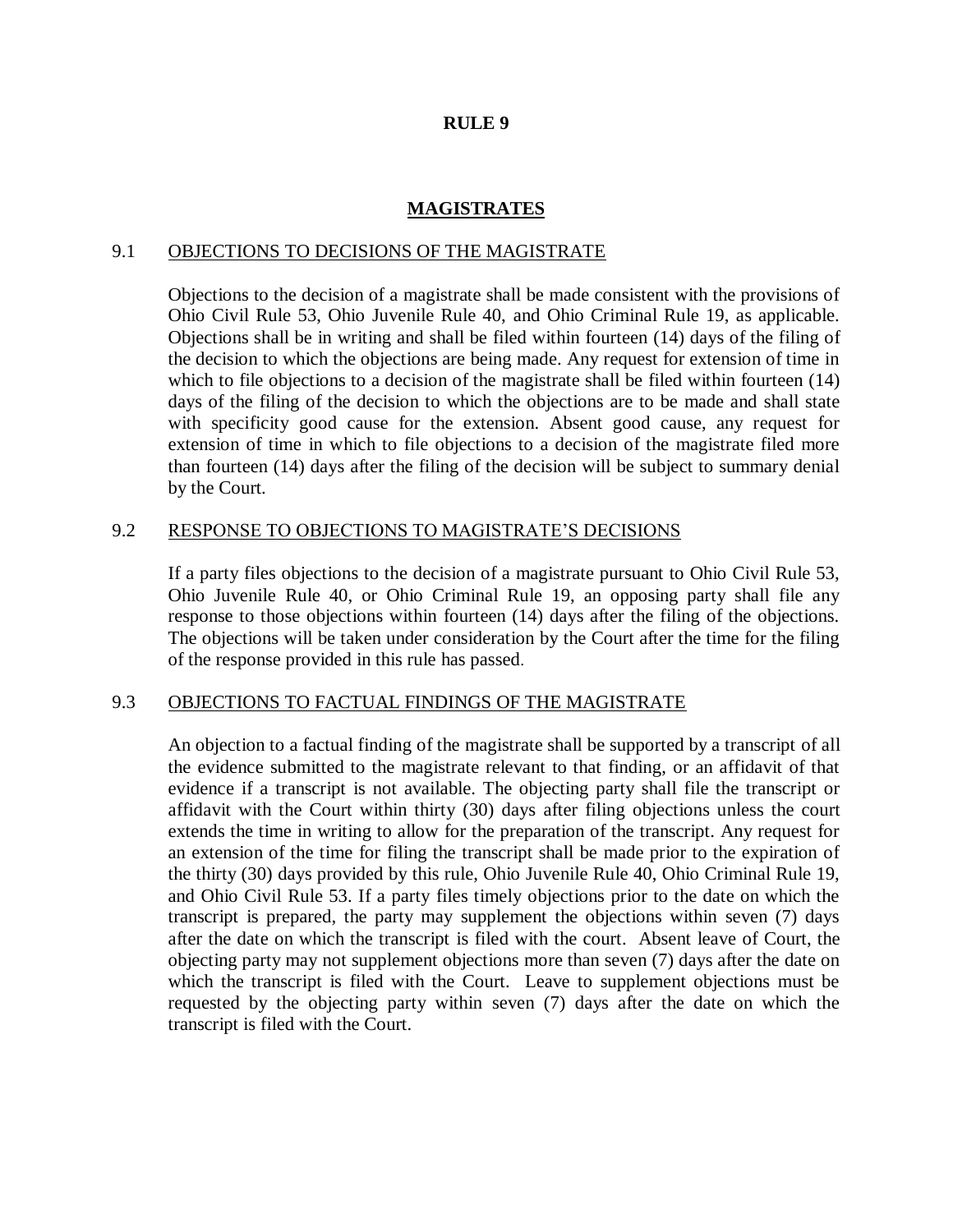# RULE 9

## MAGISTRATES

### 9.1 OBJECTIONS TO DECISIONS OF THE MAGISTRATE

Objections to the decision of a magistrate shall be made consistent with the provisions of Ohio Civil Rule 53, Ohio Juvenile Rule 40, and Ohio Criminal Rule 19, as applicable. Objections shall be in writing and shall be filed within fourteen (14) days of the filing of the decision to which the objections are being made. Any request for extension of time in which to file objections to a decision of the magistrate shall be filed within fourteen (14) days of the filing of the decision to which the objections are to be made and shall state with specificity good cause for the extension. Absent good cause, any request for extension of time in which to file objections to a decision of the magistrate filed more than fourteen (14) days after the filing of the decision will be subject to summary denial by the Court.

### 9.2 RESPONSE TO OBJECTIONS TO MAGISTRATE'S DECISIONS

If a party files objections to the decision of a magistrate pursuant to Ohio Civil Rule 53, Ohio Juvenile Rule 40, or Ohio Criminal Rule 19, an opposing party shall file any response to those objections within fourteen (14) days after the filing of the objections. The objections will be taken under consideration by the Court after the time for the filing of the response provided in this rule has passed.

### 9.3 OBJECTIONS TO FACTUAL FINDINGS OF THE MAGISTRATE

An objection to a factual finding of the magistrate shall be supported by a transcript of all the evidence submitted to the magistrate relevant to that finding, or an affidavit of that evidence if a transcript is not available. The objecting party shall file the transcript or affidavit with the Court within thirty (30) days after filing objections unless the court extends the time in writing to allow for the preparation of the transcript. Any request for an extension of the time for filing the transcript shall be made prior to the expiration of the thirty (30) days provided by this rule, Ohio Juvenile Rule 40, Ohio Criminal Rule 19, and Ohio Civil Rule 53. If a party files timely objections prior to the date on which the transcript is prepared, the party may supplement the objections within seven (7) days after the date on which the transcript is filed with the court. Absent leave of Court, the objecting party may not supplement objections more than seven (7) days after the date on which the transcript is filed with the Court. Leave to supplement objections must be requested by the objecting party within seven (7) days after the date on which the transcript is filed with the Court.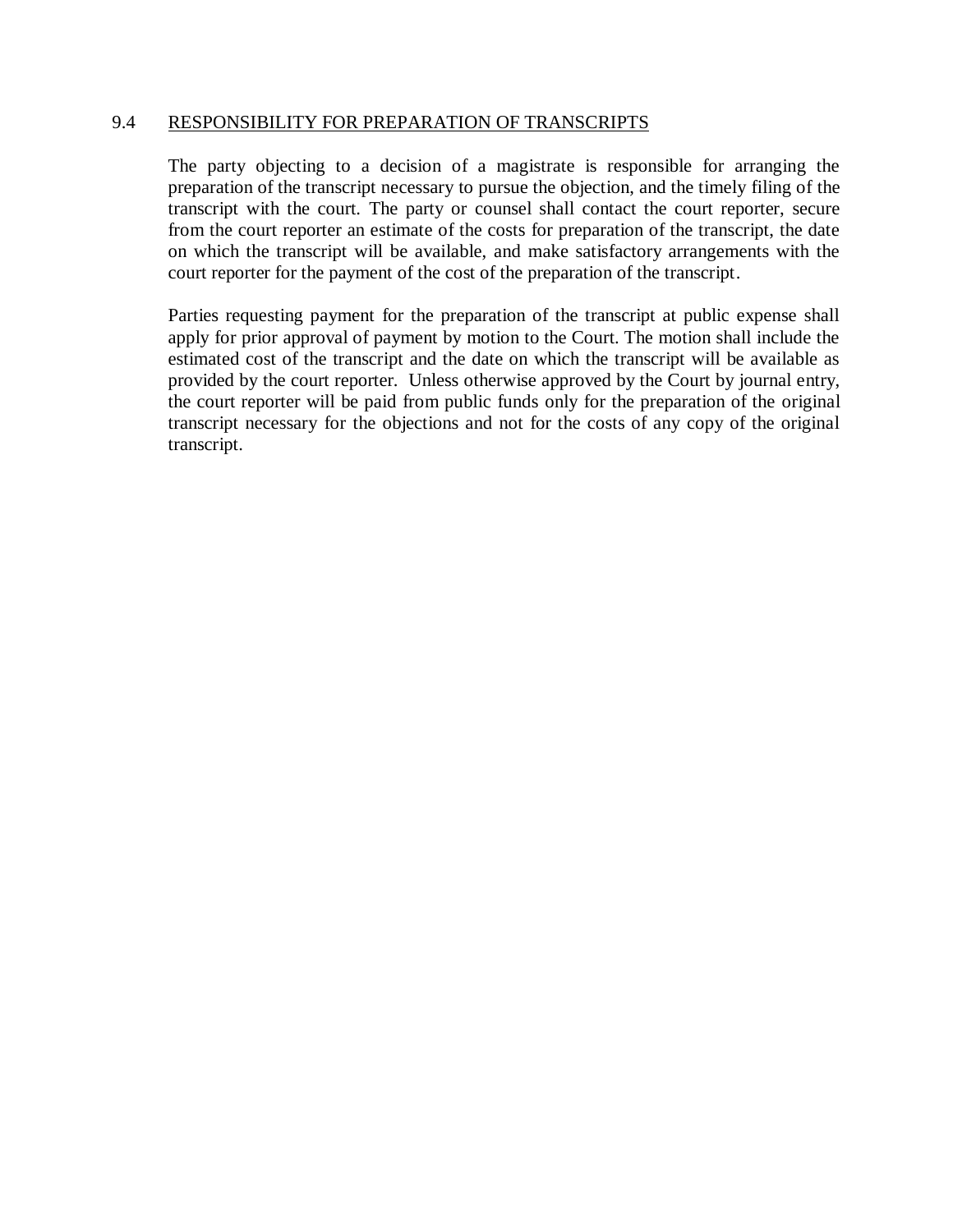## 9.4 RESPONSIBILITY FOR PREPARATION OF TRANSCRIPTS

The party objecting to a decision of a magistrate is responsible for arranging the preparation of the transcript necessary to pursue the objection, and the timely filing of the transcript with the court. The party or counsel shall contact the court reporter, secure from the court reporter an estimate of the costs for preparation of the transcript, the date on which the transcript will be available, and make satisfactory arrangements with the court reporter for the payment of the cost of the preparation of the transcript.

Parties requesting payment for the preparation of the transcript at public expense shall apply for prior approval of payment by motion to the Court. The motion shall include the estimated cost of the transcript and the date on which the transcript will be available as provided by the court reporter. Unless otherwise approved by the Court by journal entry, the court reporter will be paid from public funds only for the preparation of the original transcript necessary for the objections and not for the costs of any copy of the original transcript.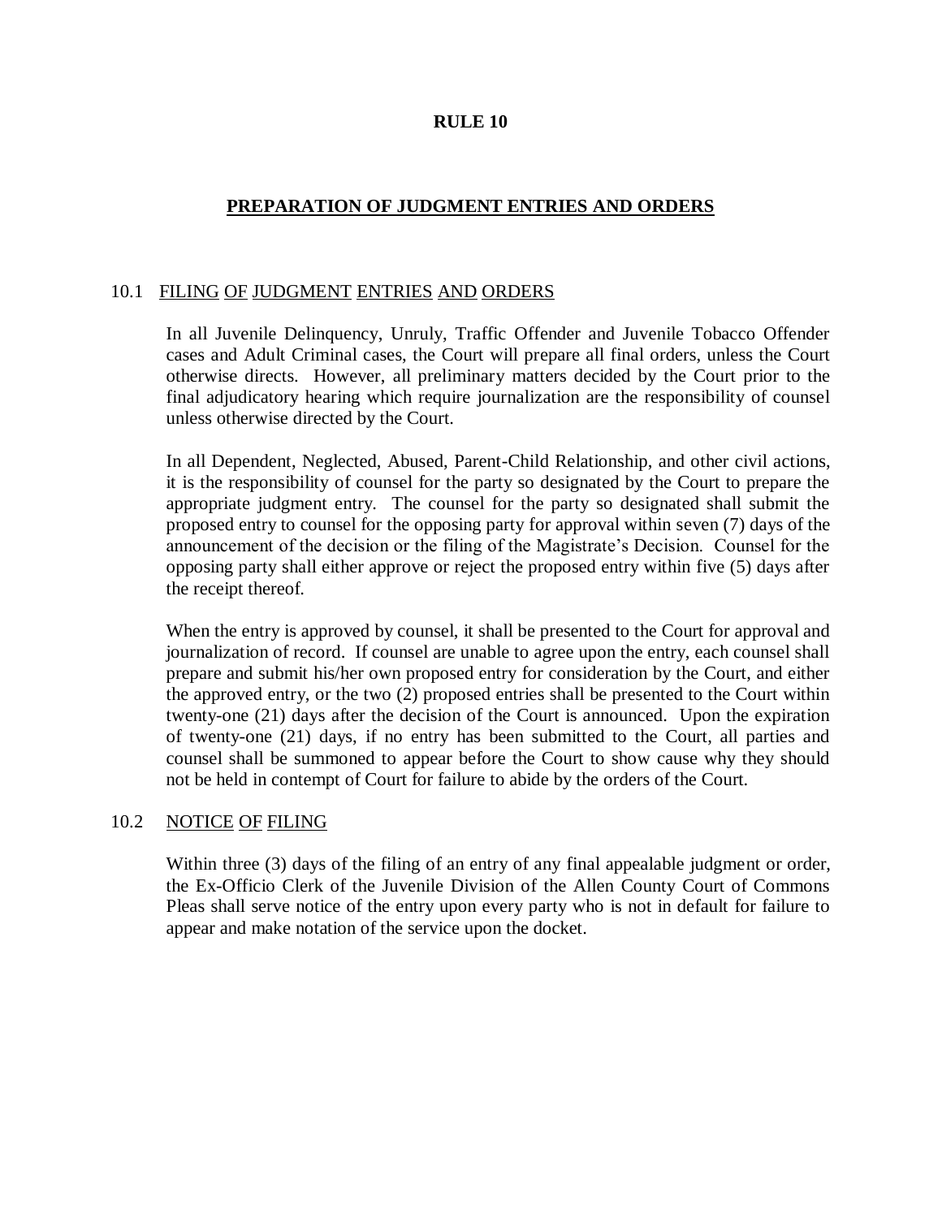# RULE 10

## PREPARATION OF JUDGMENT ENTRIES AND ORDERS

### 10.1 FILING OF JUDGMENT ENTRIES AND ORDERS

In all Juvenile Delinquency, Unruly, Traffic Offender and Juvenile Tobacco Offender cases and Adult Criminal cases, the Court will prepare all final orders, unless the Court otherwise directs. However, all preliminary matters decided by the Court prior to the final adjudicatory hearing which require journalization are the responsibility of counsel unless otherwise directed by the Court.

In all Dependent, Neglected, Abused, Parent-Child Relationship, and other civil actions, it is the responsibility of counsel for the party so designated by the Court to prepare the appropriate judgment entry. The counsel for the party so designated shall submit the proposed entry to counsel for the opposing party for approval within seven (7) days of the announcement of the decision or the filing of the Magistrate's Decision. Counsel for the opposing party shall either approve or reject the proposed entry within five (5) days after the receipt thereof.

When the entry is approved by counsel, it shall be presented to the Court for approval and journalization of record. If counsel are unable to agree upon the entry, each counsel shall prepare and submit his/her own proposed entry for consideration by the Court, and either the approved entry, or the two (2) proposed entries shall be presented to the Court within twenty-one (21) days after the decision of the Court is announced. Upon the expiration of twenty-one (21) days, if no entry has been submitted to the Court, all parties and counsel shall be summoned to appear before the Court to show cause why they should not be held in contempt of Court for failure to abide by the orders of the Court.

### 10.2 NOTICE OF FILING

Within three (3) days of the filing of an entry of any final appealable judgment or order, the Ex-Officio Clerk of the Juvenile Division of the Allen County Court of Commons Pleas shall serve notice of the entry upon every party who is not in default for failure to appear and make notation of the service upon the docket.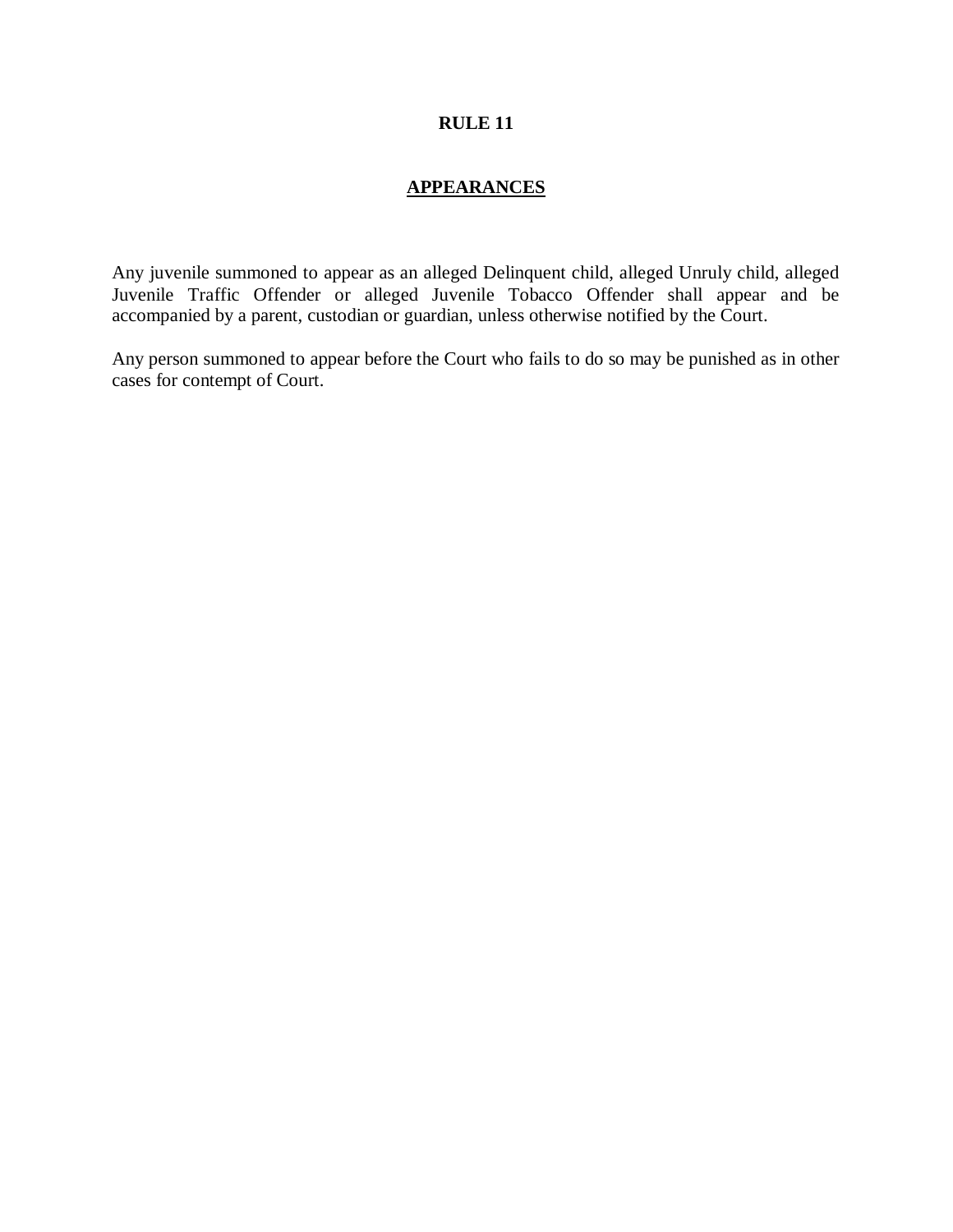# RULE 11

## APPEARANCES

Any juvenile summoned to appear as an alleged Delinquent child, alleged Unruly child, alleged Juvenile Traffic Offender or alleged Juvenile Tobacco Offender shall appear and be accompanied by a parent, custodian or guardian, unless otherwise notified by the Court.

Any person summoned to appear before the Court who fails to do so may be punished as in other cases for contempt of Court.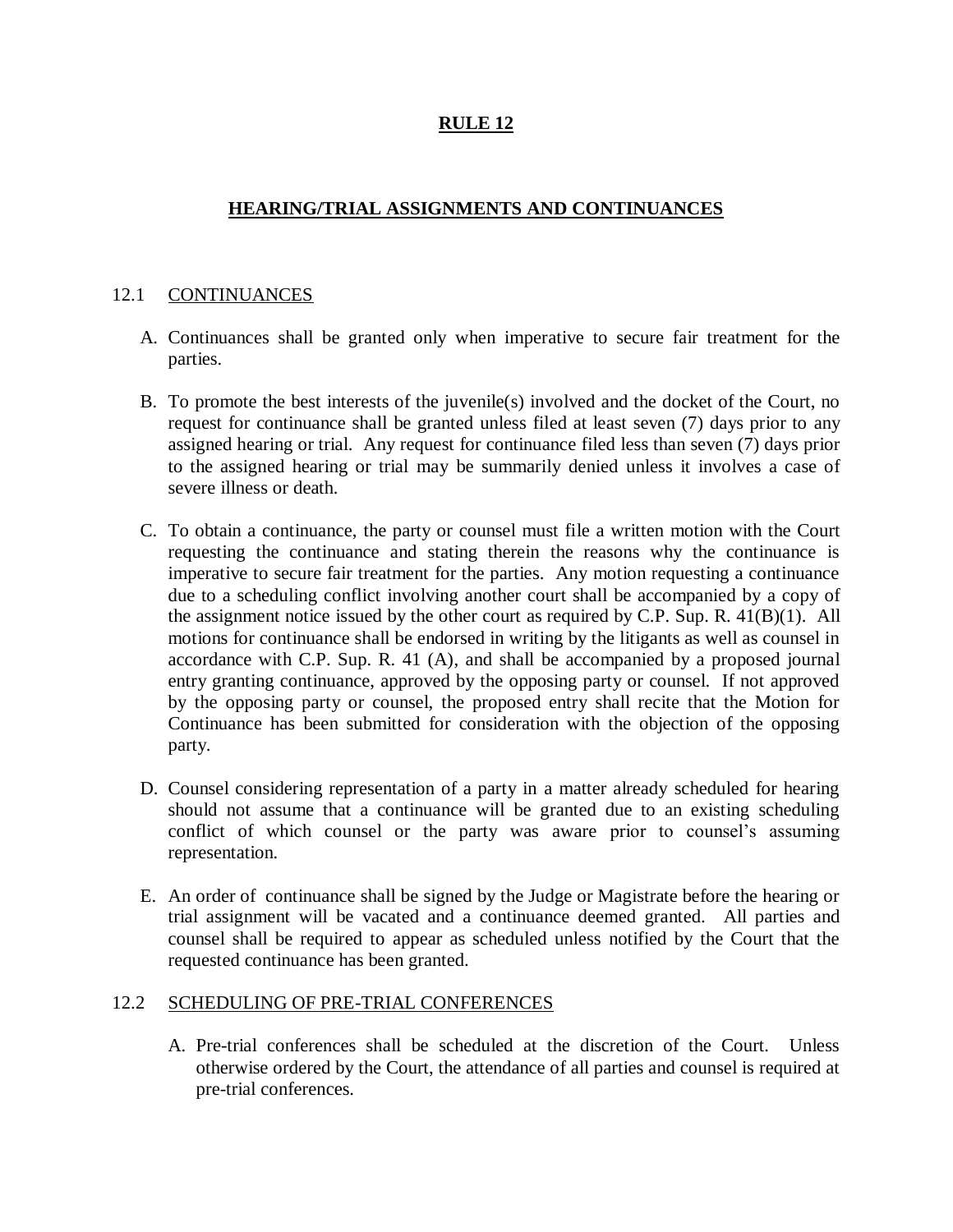# RULE 12

## HEARING/TRIAL ASSIGNMENTS AND CONTINUANCES

### 12.1 CONTINUANCES

A. Continuances shall be granted only when imperative to secure fair treatment for the parties.

B. To promote the best interests of the juvenile(s) involved and the docket of the Court, no request for continuance shall be granted unless filed at least seven (7) days prior to any assigned hearing or trial. Any request for continuance filed less than seven (7) days prior to the assigned hearing or trial may be summarily denied unless it involves a case of severe illness or death.

C. To obtain a continuance, the party or counsel must file a written motion with the Court requesting the continuance and stating therein the reasons why the continuance is imperative to secure fair treatment for the parties. Any motion requesting a continuance due to a scheduling conflict involving another court shall be accompanied by a copy of the assignment notice issued by the other court as required by C.P. Sup. R. 41(B)(1). All motions for continuance shall be endorsed in writing by the litigants as well as counsel in accordance with C.P. Sup. R. 41 (A), and shall be accompanied by a proposed journal entry granting continuance, approved by the opposing party or counsel. If not approved by the opposing party or counsel, the proposed entry shall recite that the Motion for Continuance has been submitted for consideration with the objection of the opposing party.

D. Counsel considering representation of a party in a matter already scheduled for hearing should not assume that a continuance will be granted due to an existing scheduling conflict of which counsel or the party was aware prior to counsel's assuming representation.

E. An order of continuance shall be signed by the Judge or Magistrate before the hearing or trial assignment will be vacated and a continuance deemed granted. All parties and counsel shall be required to appear as scheduled unless notified by the Court that the requested continuance has been granted.

### 12.2 SCHEDULING OF PRE-TRIAL CONFERENCES

A. Pre-trial conferences shall be scheduled at the discretion of the Court. Unless otherwise ordered by the Court, the attendance of all parties and counsel is required at pre-trial conferences.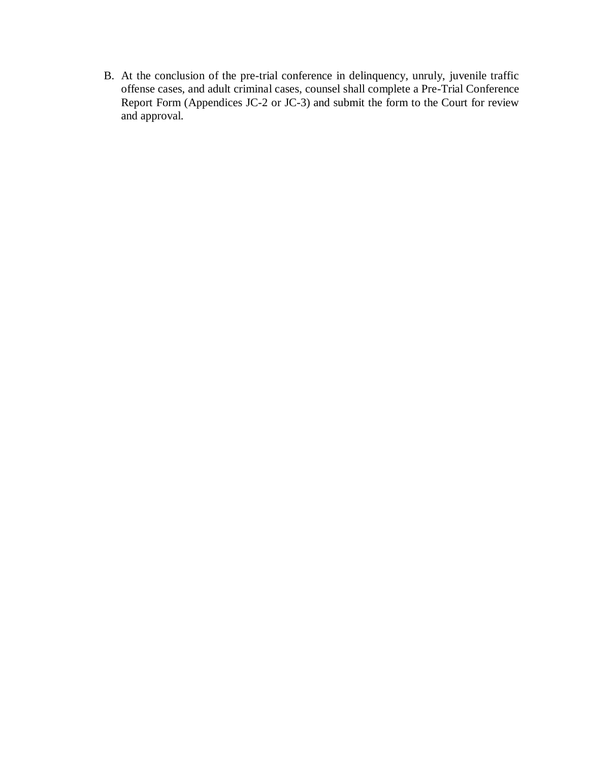B. At the conclusion of the pre-trial conference in delinquency, unruly, juvenile traffic offense cases, and adult criminal cases, counsel shall complete a Pre-Trial Conference Report Form (Appendices JC-2 or JC-3) and submit the form to the Court for review and approval.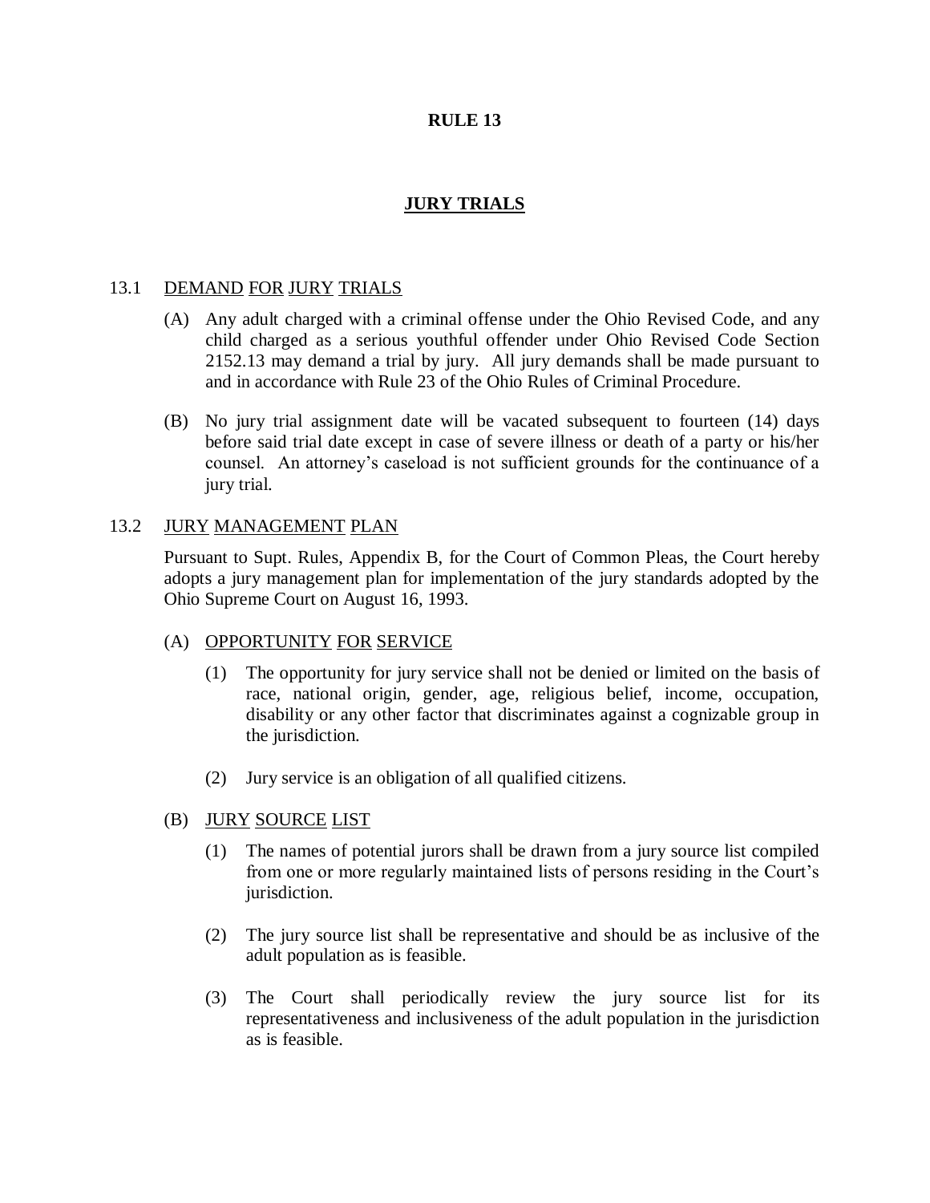# RULE 13

## JURY TRIALS

### 13.1 DEMAND FOR JURY TRIALS

(A) Any adult charged with a criminal offense under the Ohio Revised Code, and any child charged as a serious youthful offender under Ohio Revised Code Section 2152.13 may demand a trial by jury. All jury demands shall be made pursuant to and in accordance with Rule 23 of the Ohio Rules of Criminal Procedure.

(B) No jury trial assignment date will be vacated subsequent to fourteen (14) days before said trial date except in case of severe illness or death of a party or his/her counsel. An attorney's caseload is not sufficient grounds for the continuance of a jury trial.

### 13.2 JURY MANAGEMENT PLAN

Pursuant to Supt. Rules, Appendix B, for the Court of Common Pleas, the Court hereby adopts a jury management plan for implementation of the jury standards adopted by the Ohio Supreme Court on August 16, 1993.

#### (A) OPPORTUNITY FOR SERVICE

(1) The opportunity for jury service shall not be denied or limited on the basis of race, national origin, gender, age, religious belief, income, occupation, disability or any other factor that discriminates against a cognizable group in the jurisdiction.

(2) Jury service is an obligation of all qualified citizens.

#### (B) JURY SOURCE LIST

(1) The names of potential jurors shall be drawn from a jury source list compiled from one or more regularly maintained lists of persons residing in the Court's jurisdiction.

(2) The jury source list shall be representative and should be as inclusive of the adult population as is feasible.

(3) The Court shall periodically review the jury source list for its representativeness and inclusiveness of the adult population in the jurisdiction as is feasible.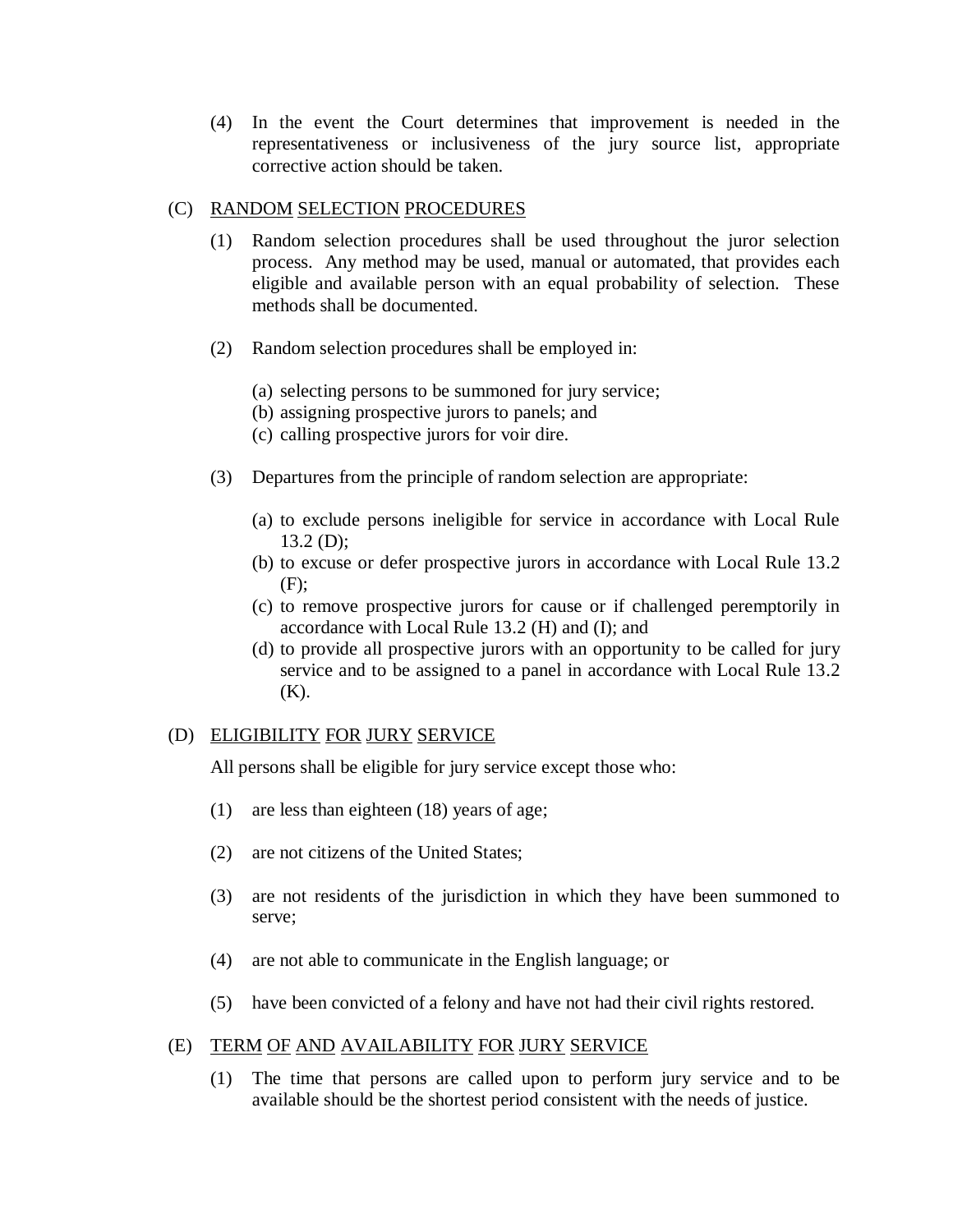(4) In the event the Court determines that improvement is needed in the representativeness or inclusiveness of the jury source list, appropriate corrective action should be taken.

(C) RANDOM SELECTION PROCEDURES

(1) Random selection procedures shall be used throughout the juror selection process. Any method may be used, manual or automated, that provides each eligible and available person with an equal probability of selection. These methods shall be documented.

(2) Random selection procedures shall be employed in:

(a) selecting persons to be summoned for jury service;
(b) assigning prospective jurors to panels; and
(c) calling prospective jurors for voir dire.

(3) Departures from the principle of random selection are appropriate:

(a) to exclude persons ineligible for service in accordance with Local Rule 13.2 (D);
(b) to excuse or defer prospective jurors in accordance with Local Rule 13.2 (F);
(c) to remove prospective jurors for cause or if challenged peremptorily in accordance with Local Rule 13.2 (H) and (I); and
(d) to provide all prospective jurors with an opportunity to be called for jury service and to be assigned to a panel in accordance with Local Rule 13.2 (K).

(D) ELIGIBILITY FOR JURY SERVICE

All persons shall be eligible for jury service except those who:

(1) are less than eighteen (18) years of age;

(2) are not citizens of the United States;

(3) are not residents of the jurisdiction in which they have been summoned to serve;

(4) are not able to communicate in the English language; or

(5) have been convicted of a felony and have not had their civil rights restored.

(E) TERM OF AND AVAILABILITY FOR JURY SERVICE

(1) The time that persons are called upon to perform jury service and to be available should be the shortest period consistent with the needs of justice.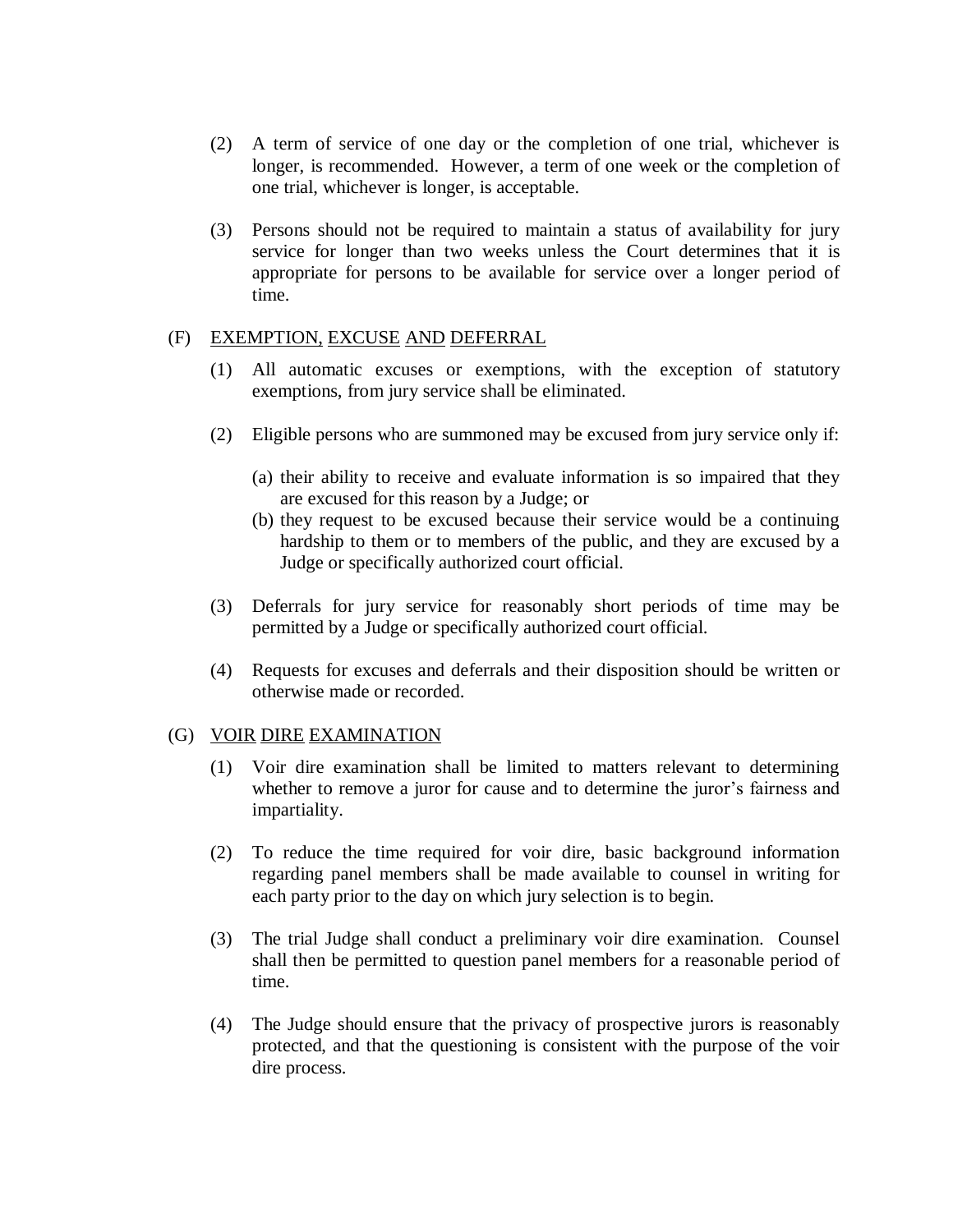(2) A term of service of one day or the completion of one trial, whichever is longer, is recommended. However, a term of one week or the completion of one trial, whichever is longer, is acceptable.

(3) Persons should not be required to maintain a status of availability for jury service for longer than two weeks unless the Court determines that it is appropriate for persons to be available for service over a longer period of time.

(F) EXEMPTION, EXCUSE AND DEFERRAL

(1) All automatic excuses or exemptions, with the exception of statutory exemptions, from jury service shall be eliminated.

(2) Eligible persons who are summoned may be excused from jury service only if:

(a) their ability to receive and evaluate information is so impaired that they are excused for this reason by a Judge; or
(b) they request to be excused because their service would be a continuing hardship to them or to members of the public, and they are excused by a Judge or specifically authorized court official.

(3) Deferrals for jury service for reasonably short periods of time may be permitted by a Judge or specifically authorized court official.

(4) Requests for excuses and deferrals and their disposition should be written or otherwise made or recorded.

(G) VOIR DIRE EXAMINATION

(1) Voir dire examination shall be limited to matters relevant to determining whether to remove a juror for cause and to determine the juror's fairness and impartiality.

(2) To reduce the time required for voir dire, basic background information regarding panel members shall be made available to counsel in writing for each party prior to the day on which jury selection is to begin.

(3) The trial Judge shall conduct a preliminary voir dire examination. Counsel shall then be permitted to question panel members for a reasonable period of time.

(4) The Judge should ensure that the privacy of prospective jurors is reasonably protected, and that the questioning is consistent with the purpose of the voir dire process.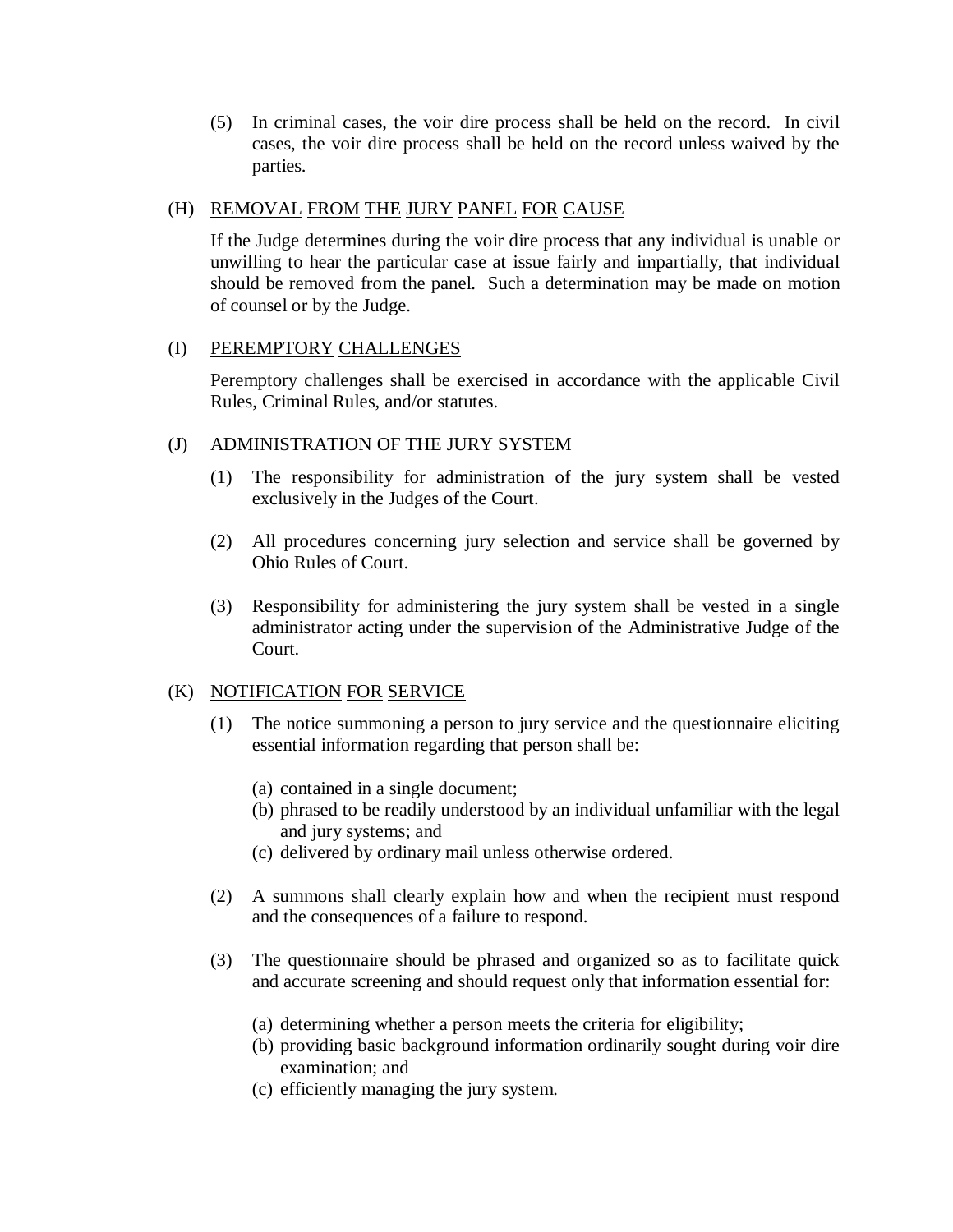(5) In criminal cases, the voir dire process shall be held on the record. In civil cases, the voir dire process shall be held on the record unless waived by the parties.

(H) <u>REMOVAL FROM THE JURY PANEL FOR CAUSE</u>

If the Judge determines during the voir dire process that any individual is unable or unwilling to hear the particular case at issue fairly and impartially, that individual should be removed from the panel. Such a determination may be made on motion of counsel or by the Judge.

(I) <u>PEREMPTORY CHALLENGES</u>

Peremptory challenges shall be exercised in accordance with the applicable Civil Rules, Criminal Rules, and/or statutes.

(J) <u>ADMINISTRATION OF THE JURY SYSTEM</u>

(1) The responsibility for administration of the jury system shall be vested exclusively in the Judges of the Court.

(2) All procedures concerning jury selection and service shall be governed by Ohio Rules of Court.

(3) Responsibility for administering the jury system shall be vested in a single administrator acting under the supervision of the Administrative Judge of the Court.

(K) <u>NOTIFICATION FOR SERVICE</u>

(1) The notice summoning a person to jury service and the questionnaire eliciting essential information regarding that person shall be:

(a) contained in a single document;
(b) phrased to be readily understood by an individual unfamiliar with the legal and jury systems; and
(c) delivered by ordinary mail unless otherwise ordered.

(2) A summons shall clearly explain how and when the recipient must respond and the consequences of a failure to respond.

(3) The questionnaire should be phrased and organized so as to facilitate quick and accurate screening and should request only that information essential for:

(a) determining whether a person meets the criteria for eligibility;
(b) providing basic background information ordinarily sought during voir dire examination; and
(c) efficiently managing the jury system.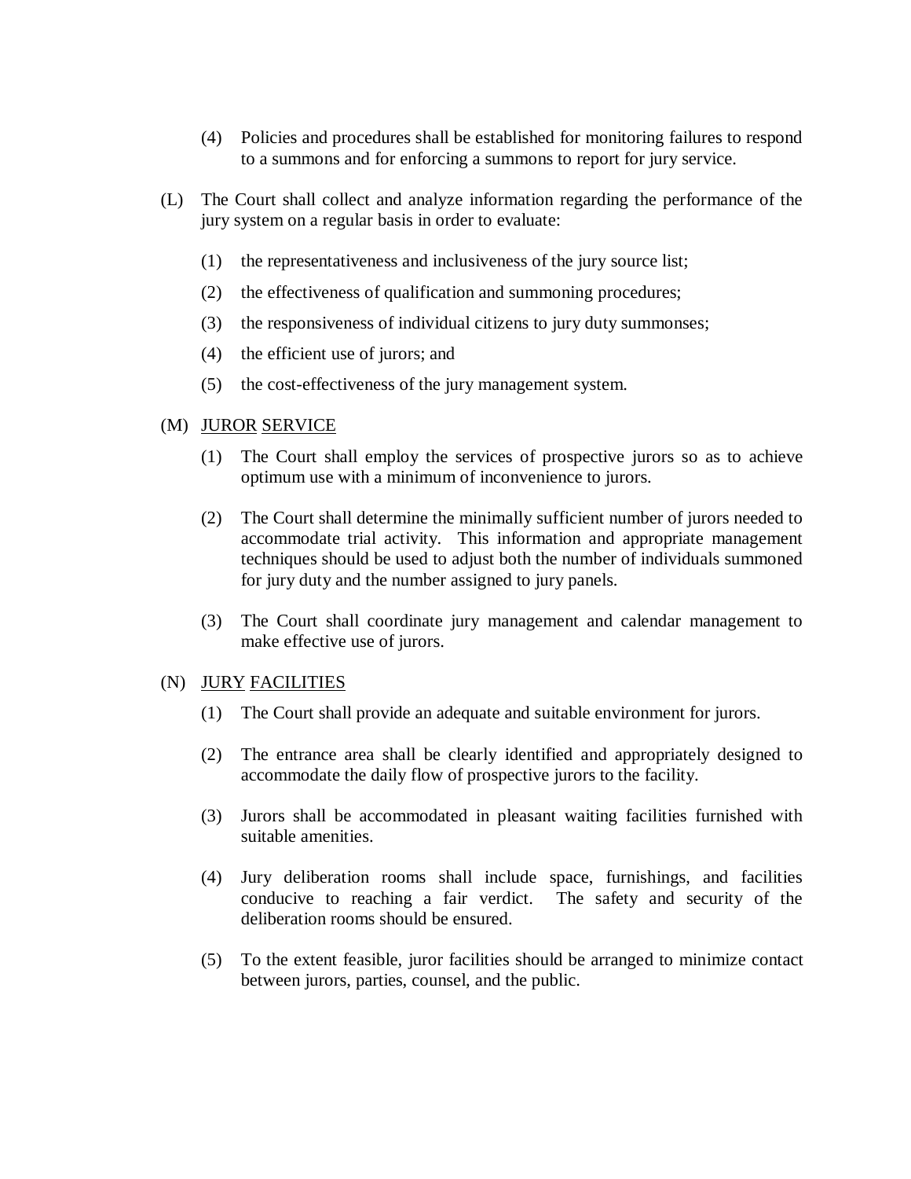(4) Policies and procedures shall be established for monitoring failures to respond to a summons and for enforcing a summons to report for jury service.

(L) The Court shall collect and analyze information regarding the performance of the jury system on a regular basis in order to evaluate:

(1) the representativeness and inclusiveness of the jury source list;

(2) the effectiveness of qualification and summoning procedures;

(3) the responsiveness of individual citizens to jury duty summonses;

(4) the efficient use of jurors; and

(5) the cost-effectiveness of the jury management system.

(M) <u>JUROR</u> <u>SERVICE</u>

(1) The Court shall employ the services of prospective jurors so as to achieve optimum use with a minimum of inconvenience to jurors.

(2) The Court shall determine the minimally sufficient number of jurors needed to accommodate trial activity. This information and appropriate management techniques should be used to adjust both the number of individuals summoned for jury duty and the number assigned to jury panels.

(3) The Court shall coordinate jury management and calendar management to make effective use of jurors.

(N) <u>JURY</u> <u>FACILITIES</u>

(1) The Court shall provide an adequate and suitable environment for jurors.

(2) The entrance area shall be clearly identified and appropriately designed to accommodate the daily flow of prospective jurors to the facility.

(3) Jurors shall be accommodated in pleasant waiting facilities furnished with suitable amenities.

(4) Jury deliberation rooms shall include space, furnishings, and facilities conducive to reaching a fair verdict. The safety and security of the deliberation rooms should be ensured.

(5) To the extent feasible, juror facilities should be arranged to minimize contact between jurors, parties, counsel, and the public.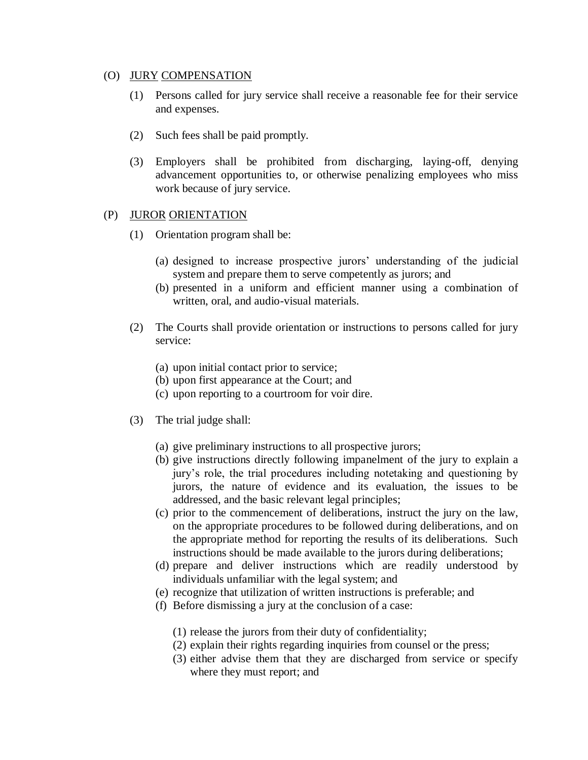## (O) JURY COMPENSATION

(1) Persons called for jury service shall receive a reasonable fee for their service and expenses.

(2) Such fees shall be paid promptly.

(3) Employers shall be prohibited from discharging, laying-off, denying advancement opportunities to, or otherwise penalizing employees who miss work because of jury service.

## (P) JUROR ORIENTATION

(1) Orientation program shall be:

(a) designed to increase prospective jurors' understanding of the judicial system and prepare them to serve competently as jurors; and
(b) presented in a uniform and efficient manner using a combination of written, oral, and audio-visual materials.

(2) The Courts shall provide orientation or instructions to persons called for jury service:

(a) upon initial contact prior to service;
(b) upon first appearance at the Court; and
(c) upon reporting to a courtroom for voir dire.

(3) The trial judge shall:

(a) give preliminary instructions to all prospective jurors;
(b) give instructions directly following impanelment of the jury to explain a jury's role, the trial procedures including notetaking and questioning by jurors, the nature of evidence and its evaluation, the issues to be addressed, and the basic relevant legal principles;
(c) prior to the commencement of deliberations, instruct the jury on the law, on the appropriate procedures to be followed during deliberations, and on the appropriate method for reporting the results of its deliberations. Such instructions should be made available to the jurors during deliberations;
(d) prepare and deliver instructions which are readily understood by individuals unfamiliar with the legal system; and
(e) recognize that utilization of written instructions is preferable; and
(f) Before dismissing a jury at the conclusion of a case:

(1) release the jurors from their duty of confidentiality;
(2) explain their rights regarding inquiries from counsel or the press;
(3) either advise them that they are discharged from service or specify where they must report; and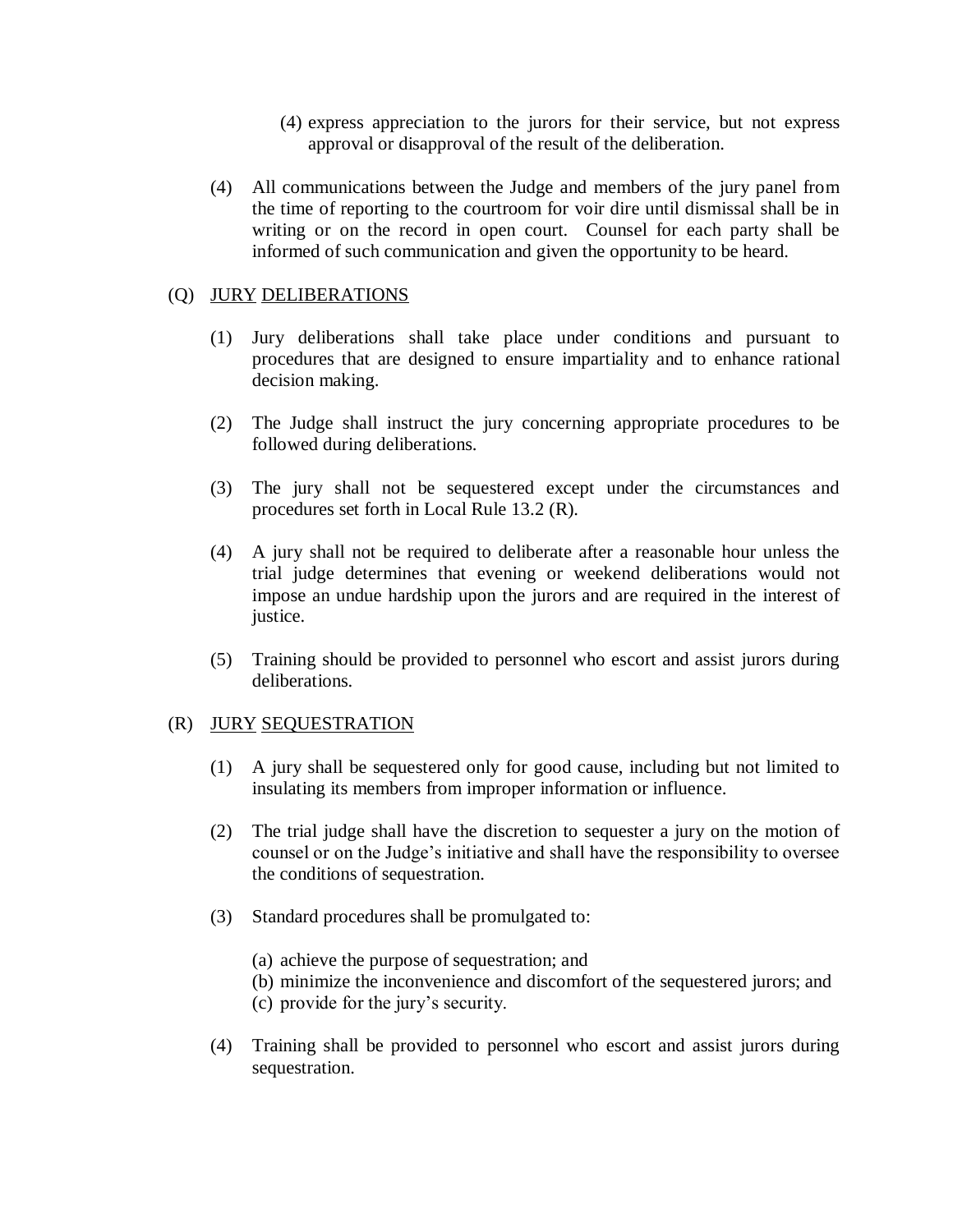(4) express appreciation to the jurors for their service, but not express approval or disapproval of the result of the deliberation.

(4) All communications between the Judge and members of the jury panel from the time of reporting to the courtroom for voir dire until dismissal shall be in writing or on the record in open court. Counsel for each party shall be informed of such communication and given the opportunity to be heard.

(Q) JURY DELIBERATIONS

(1) Jury deliberations shall take place under conditions and pursuant to procedures that are designed to ensure impartiality and to enhance rational decision making.

(2) The Judge shall instruct the jury concerning appropriate procedures to be followed during deliberations.

(3) The jury shall not be sequestered except under the circumstances and procedures set forth in Local Rule 13.2 (R).

(4) A jury shall not be required to deliberate after a reasonable hour unless the trial judge determines that evening or weekend deliberations would not impose an undue hardship upon the jurors and are required in the interest of justice.

(5) Training should be provided to personnel who escort and assist jurors during deliberations.

(R) JURY SEQUESTRATION

(1) A jury shall be sequestered only for good cause, including but not limited to insulating its members from improper information or influence.

(2) The trial judge shall have the discretion to sequester a jury on the motion of counsel or on the Judge's initiative and shall have the responsibility to oversee the conditions of sequestration.

(3) Standard procedures shall be promulgated to:

(a) achieve the purpose of sequestration; and
(b) minimize the inconvenience and discomfort of the sequestered jurors; and
(c) provide for the jury's security.

(4) Training shall be provided to personnel who escort and assist jurors during sequestration.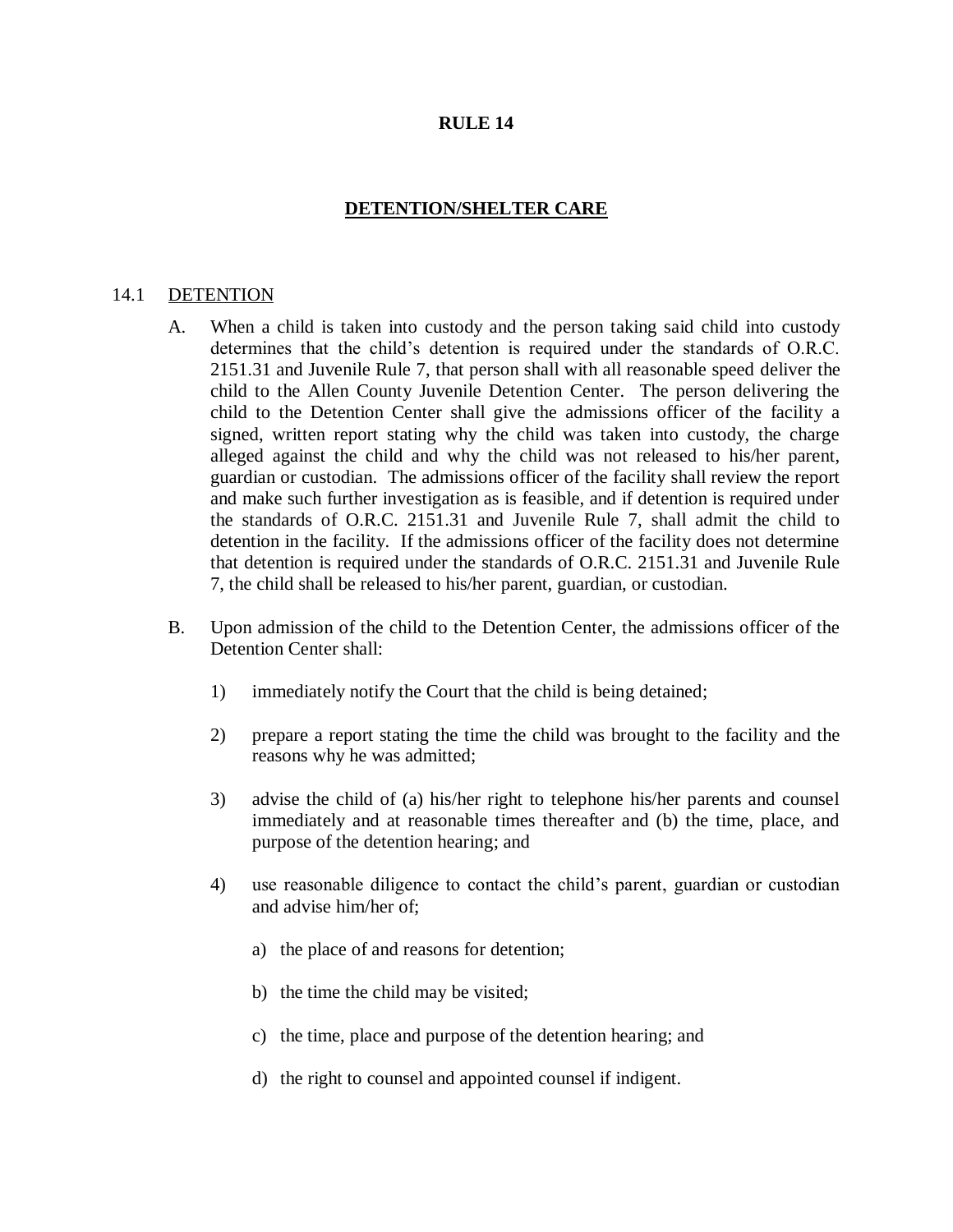# RULE 14

## DETENTION/SHELTER CARE

### 14.1 DETENTION

A. When a child is taken into custody and the person taking said child into custody determines that the child's detention is required under the standards of O.R.C. 2151.31 and Juvenile Rule 7, that person shall with all reasonable speed deliver the child to the Allen County Juvenile Detention Center. The person delivering the child to the Detention Center shall give the admissions officer of the facility a signed, written report stating why the child was taken into custody, the charge alleged against the child and why the child was not released to his/her parent, guardian or custodian. The admissions officer of the facility shall review the report and make such further investigation as is feasible, and if detention is required under the standards of O.R.C. 2151.31 and Juvenile Rule 7, shall admit the child to detention in the facility. If the admissions officer of the facility does not determine that detention is required under the standards of O.R.C. 2151.31 and Juvenile Rule 7, the child shall be released to his/her parent, guardian, or custodian.

B. Upon admission of the child to the Detention Center, the admissions officer of the Detention Center shall:

1) immediately notify the Court that the child is being detained;

2) prepare a report stating the time the child was brought to the facility and the reasons why he was admitted;

3) advise the child of (a) his/her right to telephone his/her parents and counsel immediately and at reasonable times thereafter and (b) the time, place, and purpose of the detention hearing; and

4) use reasonable diligence to contact the child's parent, guardian or custodian and advise him/her of;

   a) the place of and reasons for detention;

   b) the time the child may be visited;

   c) the time, place and purpose of the detention hearing; and

   d) the right to counsel and appointed counsel if indigent.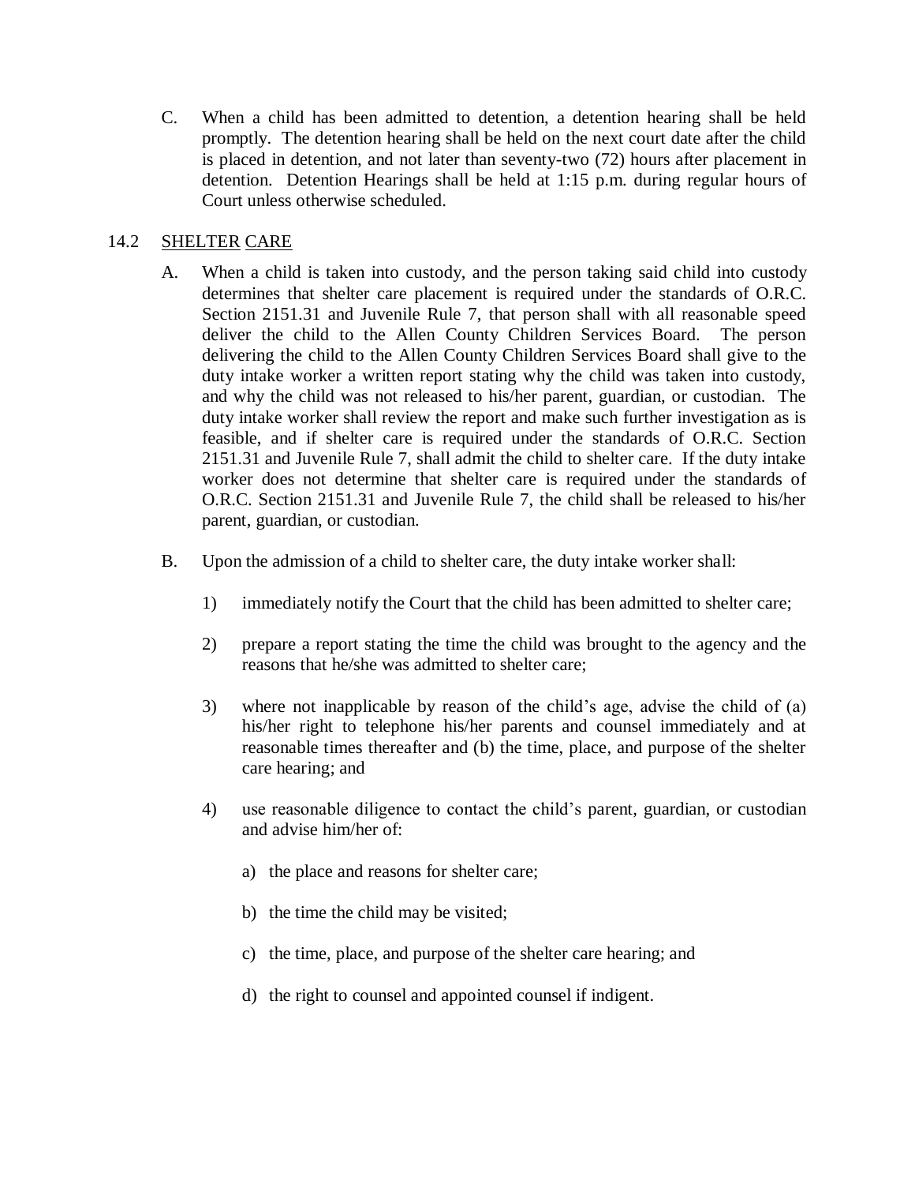C. When a child has been admitted to detention, a detention hearing shall be held promptly. The detention hearing shall be held on the next court date after the child is placed in detention, and not later than seventy-two (72) hours after placement in detention. Detention Hearings shall be held at 1:15 p.m. during regular hours of Court unless otherwise scheduled.

## 14.2 SHELTER CARE

A. When a child is taken into custody, and the person taking said child into custody determines that shelter care placement is required under the standards of O.R.C. Section 2151.31 and Juvenile Rule 7, that person shall with all reasonable speed deliver the child to the Allen County Children Services Board. The person delivering the child to the Allen County Children Services Board shall give to the duty intake worker a written report stating why the child was taken into custody, and why the child was not released to his/her parent, guardian, or custodian. The duty intake worker shall review the report and make such further investigation as is feasible, and if shelter care is required under the standards of O.R.C. Section 2151.31 and Juvenile Rule 7, shall admit the child to shelter care. If the duty intake worker does not determine that shelter care is required under the standards of O.R.C. Section 2151.31 and Juvenile Rule 7, the child shall be released to his/her parent, guardian, or custodian.

B. Upon the admission of a child to shelter care, the duty intake worker shall:

1) immediately notify the Court that the child has been admitted to shelter care;

2) prepare a report stating the time the child was brought to the agency and the reasons that he/she was admitted to shelter care;

3) where not inapplicable by reason of the child's age, advise the child of (a) his/her right to telephone his/her parents and counsel immediately and at reasonable times thereafter and (b) the time, place, and purpose of the shelter care hearing; and

4) use reasonable diligence to contact the child's parent, guardian, or custodian and advise him/her of:

   a) the place and reasons for shelter care;

   b) the time the child may be visited;

   c) the time, place, and purpose of the shelter care hearing; and

   d) the right to counsel and appointed counsel if indigent.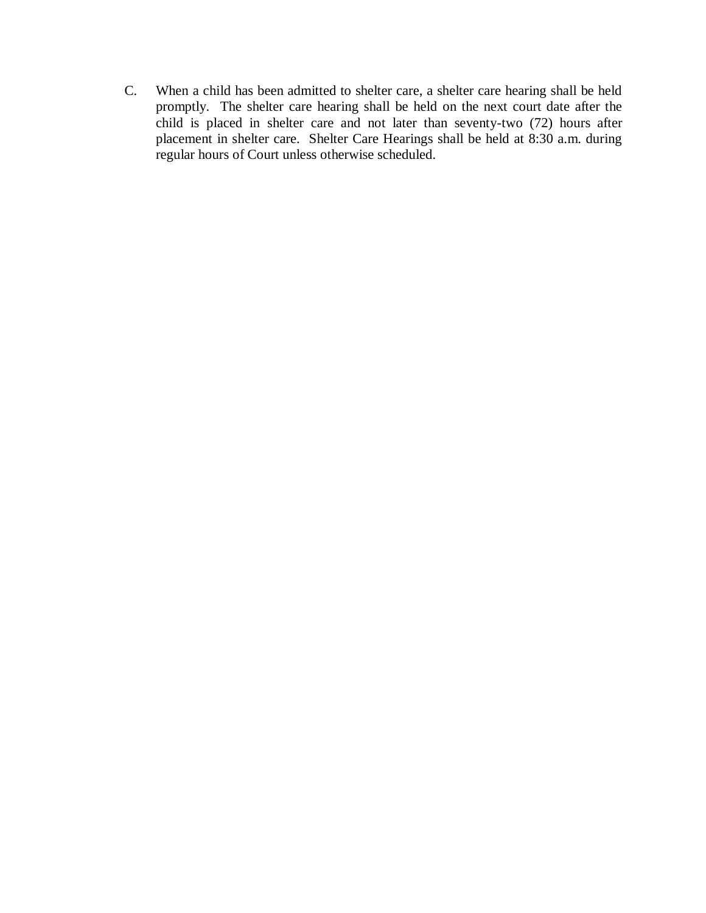C. When a child has been admitted to shelter care, a shelter care hearing shall be held promptly. The shelter care hearing shall be held on the next court date after the child is placed in shelter care and not later than seventy-two (72) hours after placement in shelter care. Shelter Care Hearings shall be held at 8:30 a.m. during regular hours of Court unless otherwise scheduled.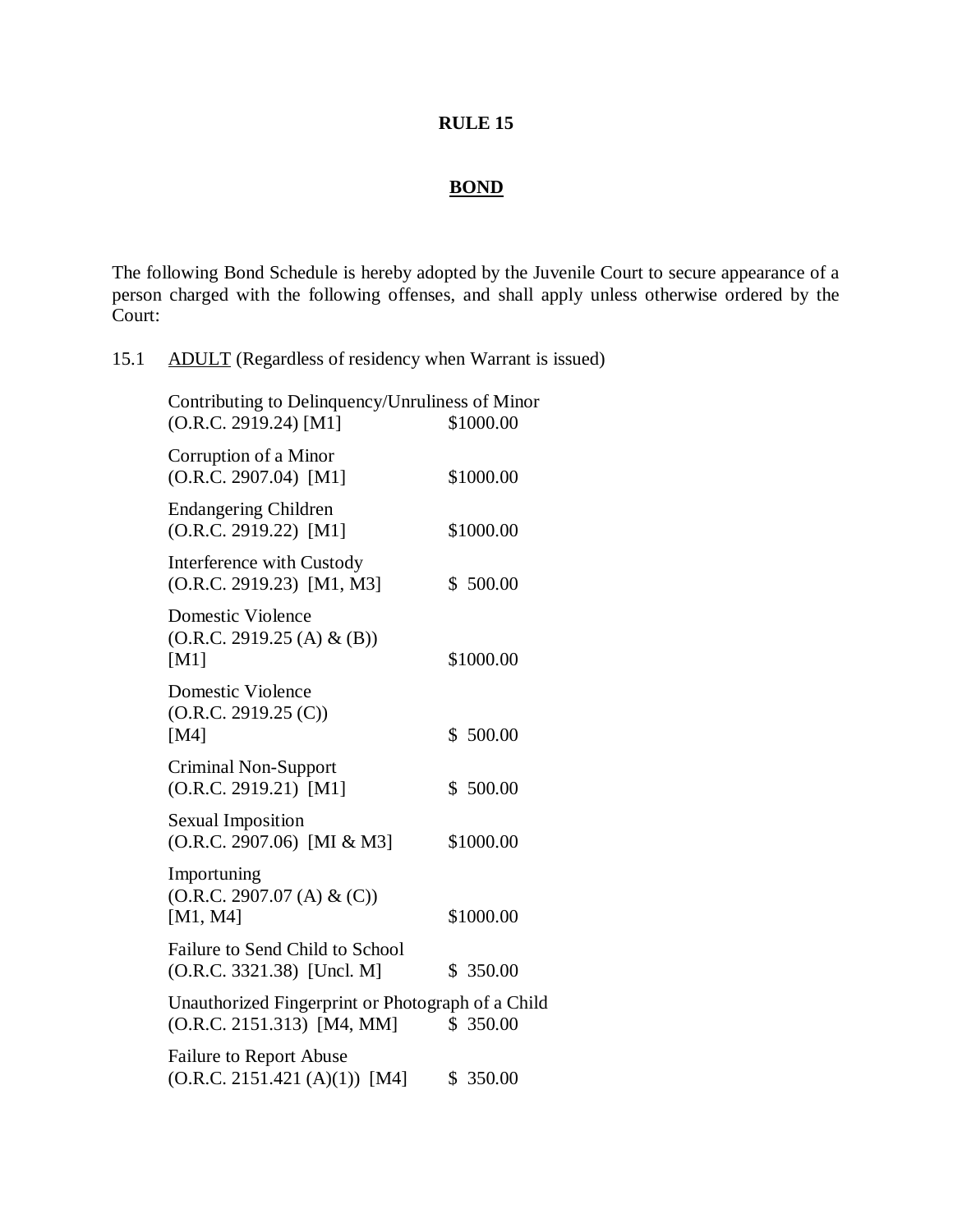# RULE 15

## BOND

The following Bond Schedule is hereby adopted by the Juvenile Court to secure appearance of a person charged with the following offenses, and shall apply unless otherwise ordered by the Court:

15.1 ADULT (Regardless of residency when Warrant is issued)

| Offense | Bond |
|---|---|
| Contributing to Delinquency/Unruliness of Minor (O.R.C. 2919.24) [M1] | $1000.00 |
| Corruption of a Minor (O.R.C. 2907.04) [M1] | $1000.00 |
| Endangering Children (O.R.C. 2919.22) [M1] | $1000.00 |
| Interference with Custody (O.R.C. 2919.23) [M1, M3] | $ 500.00 |
| Domestic Violence (O.R.C. 2919.25 (A) & (B)) [M1] | $1000.00 |
| Domestic Violence (O.R.C. 2919.25 (C)) [M4] | $ 500.00 |
| Criminal Non-Support (O.R.C. 2919.21) [M1] | $ 500.00 |
| Sexual Imposition (O.R.C. 2907.06) [MI & M3] | $1000.00 |
| Importuning (O.R.C. 2907.07 (A) & (C)) [M1, M4] | $1000.00 |
| Failure to Send Child to School (O.R.C. 3321.38) [Uncl. M] | $ 350.00 |
| Unauthorized Fingerprint or Photograph of a Child (O.R.C. 2151.313) [M4, MM] | $ 350.00 |
| Failure to Report Abuse (O.R.C. 2151.421 (A)(1)) [M4] | $ 350.00 |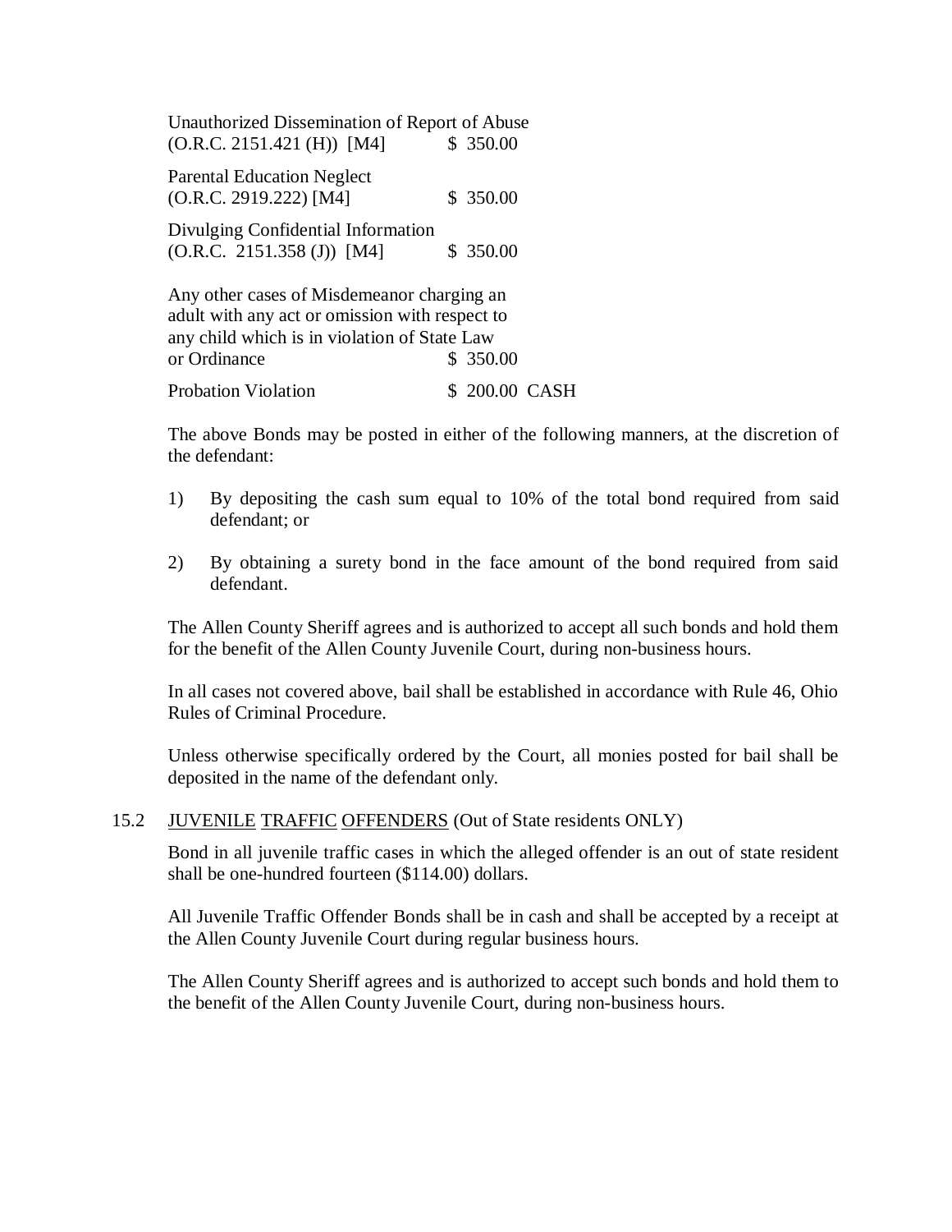| | |
|---|---|
| Unauthorized Dissemination of Report of Abuse (O.R.C. 2151.421 (H)) [M4] | $ 350.00 |
| Parental Education Neglect (O.R.C. 2919.222) [M4] | $ 350.00 |
| Divulging Confidential Information (O.R.C. 2151.358 (J)) [M4] | $ 350.00 |
| Any other cases of Misdemeanor charging an adult with any act or omission with respect to any child which is in violation of State Law or Ordinance | $ 350.00 |
| Probation Violation | $ 200.00 CASH |

The above Bonds may be posted in either of the following manners, at the discretion of the defendant:

1) By depositing the cash sum equal to 10% of the total bond required from said defendant; or

2) By obtaining a surety bond in the face amount of the bond required from said defendant.

The Allen County Sheriff agrees and is authorized to accept all such bonds and hold them for the benefit of the Allen County Juvenile Court, during non-business hours.

In all cases not covered above, bail shall be established in accordance with Rule 46, Ohio Rules of Criminal Procedure.

Unless otherwise specifically ordered by the Court, all monies posted for bail shall be deposited in the name of the defendant only.

## 15.2 JUVENILE TRAFFIC OFFENDERS (Out of State residents ONLY)

Bond in all juvenile traffic cases in which the alleged offender is an out of state resident shall be one-hundred fourteen ($114.00) dollars.

All Juvenile Traffic Offender Bonds shall be in cash and shall be accepted by a receipt at the Allen County Juvenile Court during regular business hours.

The Allen County Sheriff agrees and is authorized to accept such bonds and hold them to the benefit of the Allen County Juvenile Court, during non-business hours.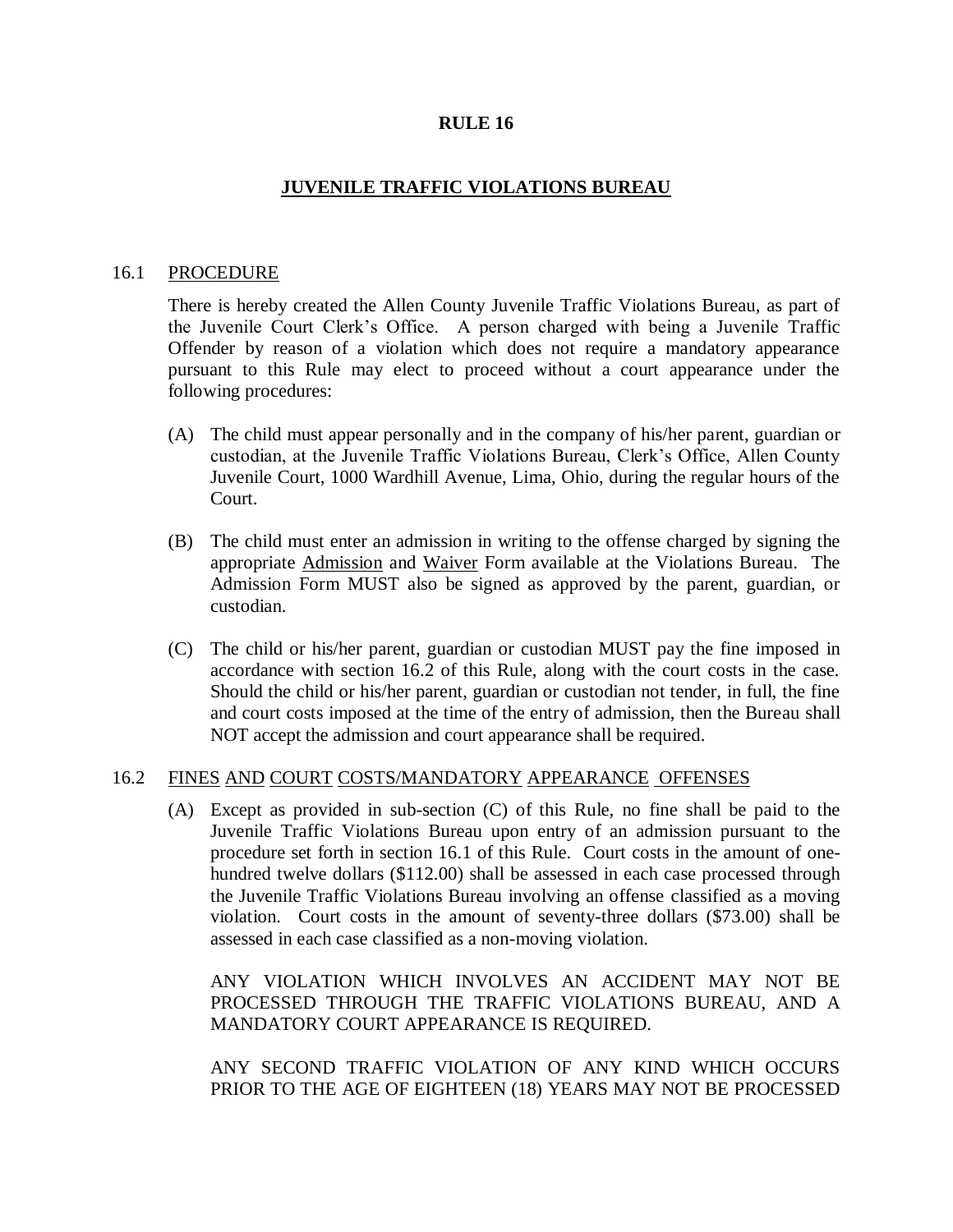# RULE 16

## JUVENILE TRAFFIC VIOLATIONS BUREAU

### 16.1 PROCEDURE

There is hereby created the Allen County Juvenile Traffic Violations Bureau, as part of the Juvenile Court Clerk's Office. A person charged with being a Juvenile Traffic Offender by reason of a violation which does not require a mandatory appearance pursuant to this Rule may elect to proceed without a court appearance under the following procedures:

(A) The child must appear personally and in the company of his/her parent, guardian or custodian, at the Juvenile Traffic Violations Bureau, Clerk's Office, Allen County Juvenile Court, 1000 Wardhill Avenue, Lima, Ohio, during the regular hours of the Court.

(B) The child must enter an admission in writing to the offense charged by signing the appropriate Admission and Waiver Form available at the Violations Bureau. The Admission Form MUST also be signed as approved by the parent, guardian, or custodian.

(C) The child or his/her parent, guardian or custodian MUST pay the fine imposed in accordance with section 16.2 of this Rule, along with the court costs in the case. Should the child or his/her parent, guardian or custodian not tender, in full, the fine and court costs imposed at the time of the entry of admission, then the Bureau shall NOT accept the admission and court appearance shall be required.

### 16.2 FINES AND COURT COSTS/MANDATORY APPEARANCE OFFENSES

(A) Except as provided in sub-section (C) of this Rule, no fine shall be paid to the Juvenile Traffic Violations Bureau upon entry of an admission pursuant to the procedure set forth in section 16.1 of this Rule. Court costs in the amount of one-hundred twelve dollars ($112.00) shall be assessed in each case processed through the Juvenile Traffic Violations Bureau involving an offense classified as a moving violation. Court costs in the amount of seventy-three dollars ($73.00) shall be assessed in each case classified as a non-moving violation.

ANY VIOLATION WHICH INVOLVES AN ACCIDENT MAY NOT BE PROCESSED THROUGH THE TRAFFIC VIOLATIONS BUREAU, AND A MANDATORY COURT APPEARANCE IS REQUIRED.

ANY SECOND TRAFFIC VIOLATION OF ANY KIND WHICH OCCURS PRIOR TO THE AGE OF EIGHTEEN (18) YEARS MAY NOT BE PROCESSED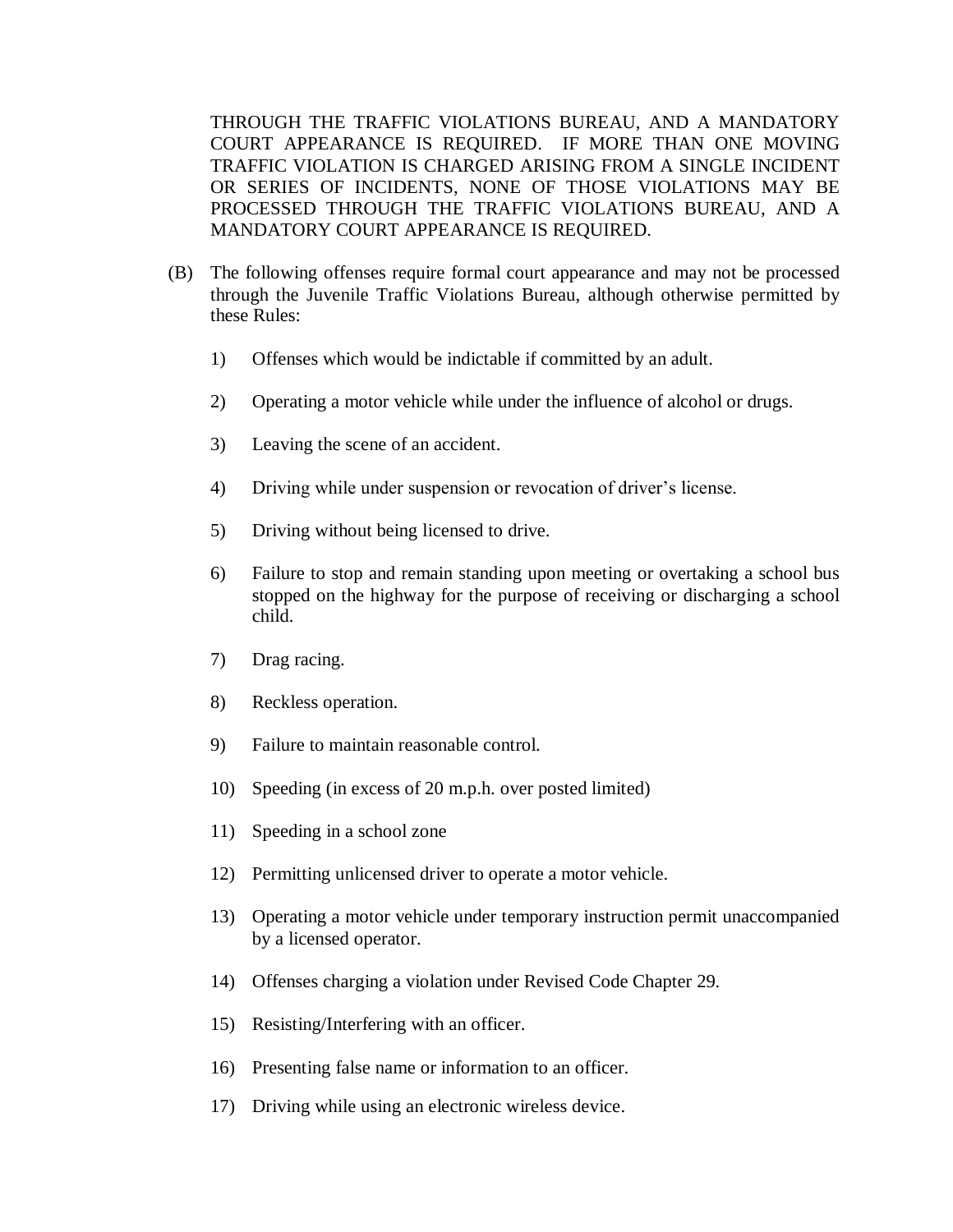THROUGH THE TRAFFIC VIOLATIONS BUREAU, AND A MANDATORY COURT APPEARANCE IS REQUIRED. IF MORE THAN ONE MOVING TRAFFIC VIOLATION IS CHARGED ARISING FROM A SINGLE INCIDENT OR SERIES OF INCIDENTS, NONE OF THOSE VIOLATIONS MAY BE PROCESSED THROUGH THE TRAFFIC VIOLATIONS BUREAU, AND A MANDATORY COURT APPEARANCE IS REQUIRED.

(B) The following offenses require formal court appearance and may not be processed through the Juvenile Traffic Violations Bureau, although otherwise permitted by these Rules:

1) Offenses which would be indictable if committed by an adult.

2) Operating a motor vehicle while under the influence of alcohol or drugs.

3) Leaving the scene of an accident.

4) Driving while under suspension or revocation of driver's license.

5) Driving without being licensed to drive.

6) Failure to stop and remain standing upon meeting or overtaking a school bus stopped on the highway for the purpose of receiving or discharging a school child.

7) Drag racing.

8) Reckless operation.

9) Failure to maintain reasonable control.

10) Speeding (in excess of 20 m.p.h. over posted limited)

11) Speeding in a school zone

12) Permitting unlicensed driver to operate a motor vehicle.

13) Operating a motor vehicle under temporary instruction permit unaccompanied by a licensed operator.

14) Offenses charging a violation under Revised Code Chapter 29.

15) Resisting/Interfering with an officer.

16) Presenting false name or information to an officer.

17) Driving while using an electronic wireless device.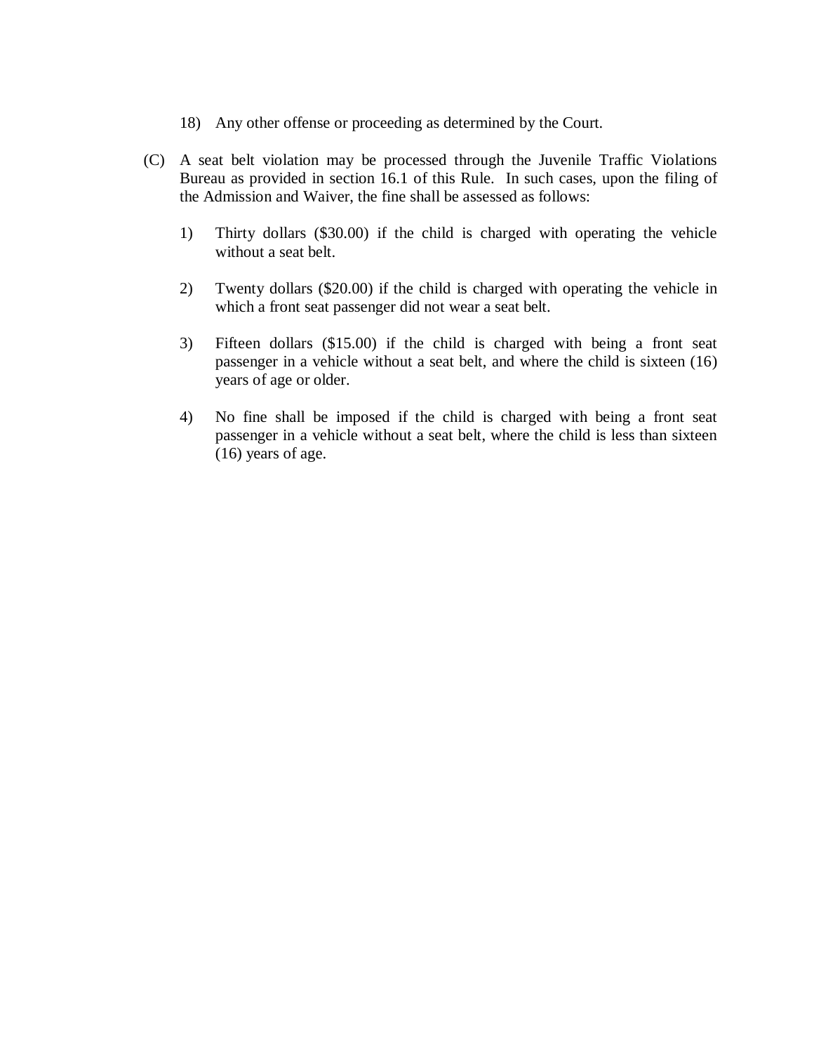18) Any other offense or proceeding as determined by the Court.

(C) A seat belt violation may be processed through the Juvenile Traffic Violations Bureau as provided in section 16.1 of this Rule. In such cases, upon the filing of the Admission and Waiver, the fine shall be assessed as follows:

1) Thirty dollars ($30.00) if the child is charged with operating the vehicle without a seat belt.

2) Twenty dollars ($20.00) if the child is charged with operating the vehicle in which a front seat passenger did not wear a seat belt.

3) Fifteen dollars ($15.00) if the child is charged with being a front seat passenger in a vehicle without a seat belt, and where the child is sixteen (16) years of age or older.

4) No fine shall be imposed if the child is charged with being a front seat passenger in a vehicle without a seat belt, where the child is less than sixteen (16) years of age.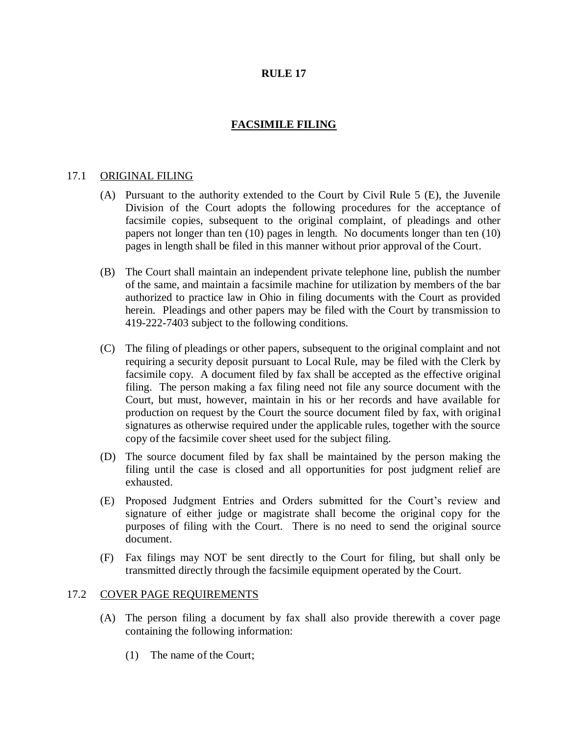# RULE 17

## FACSIMILE FILING

### 17.1 ORIGINAL FILING

(A) Pursuant to the authority extended to the Court by Civil Rule 5 (E), the Juvenile Division of the Court adopts the following procedures for the acceptance of facsimile copies, subsequent to the original complaint, of pleadings and other papers not longer than ten (10) pages in length. No documents longer than ten (10) pages in length shall be filed in this manner without prior approval of the Court.

(B) The Court shall maintain an independent private telephone line, publish the number of the same, and maintain a facsimile machine for utilization by members of the bar authorized to practice law in Ohio in filing documents with the Court as provided herein. Pleadings and other papers may be filed with the Court by transmission to 419-222-7403 subject to the following conditions.

(C) The filing of pleadings or other papers, subsequent to the original complaint and not requiring a security deposit pursuant to Local Rule, may be filed with the Clerk by facsimile copy. A document filed by fax shall be accepted as the effective original filing. The person making a fax filing need not file any source document with the Court, but must, however, maintain in his or her records and have available for production on request by the Court the source document filed by fax, with original signatures as otherwise required under the applicable rules, together with the source copy of the facsimile cover sheet used for the subject filing.

(D) The source document filed by fax shall be maintained by the person making the filing until the case is closed and all opportunities for post judgment relief are exhausted.

(E) Proposed Judgment Entries and Orders submitted for the Court's review and signature of either judge or magistrate shall become the original copy for the purposes of filing with the Court. There is no need to send the original source document.

(F) Fax filings may NOT be sent directly to the Court for filing, but shall only be transmitted directly through the facsimile equipment operated by the Court.

### 17.2 COVER PAGE REQUIREMENTS

(A) The person filing a document by fax shall also provide therewith a cover page containing the following information:

(1) The name of the Court;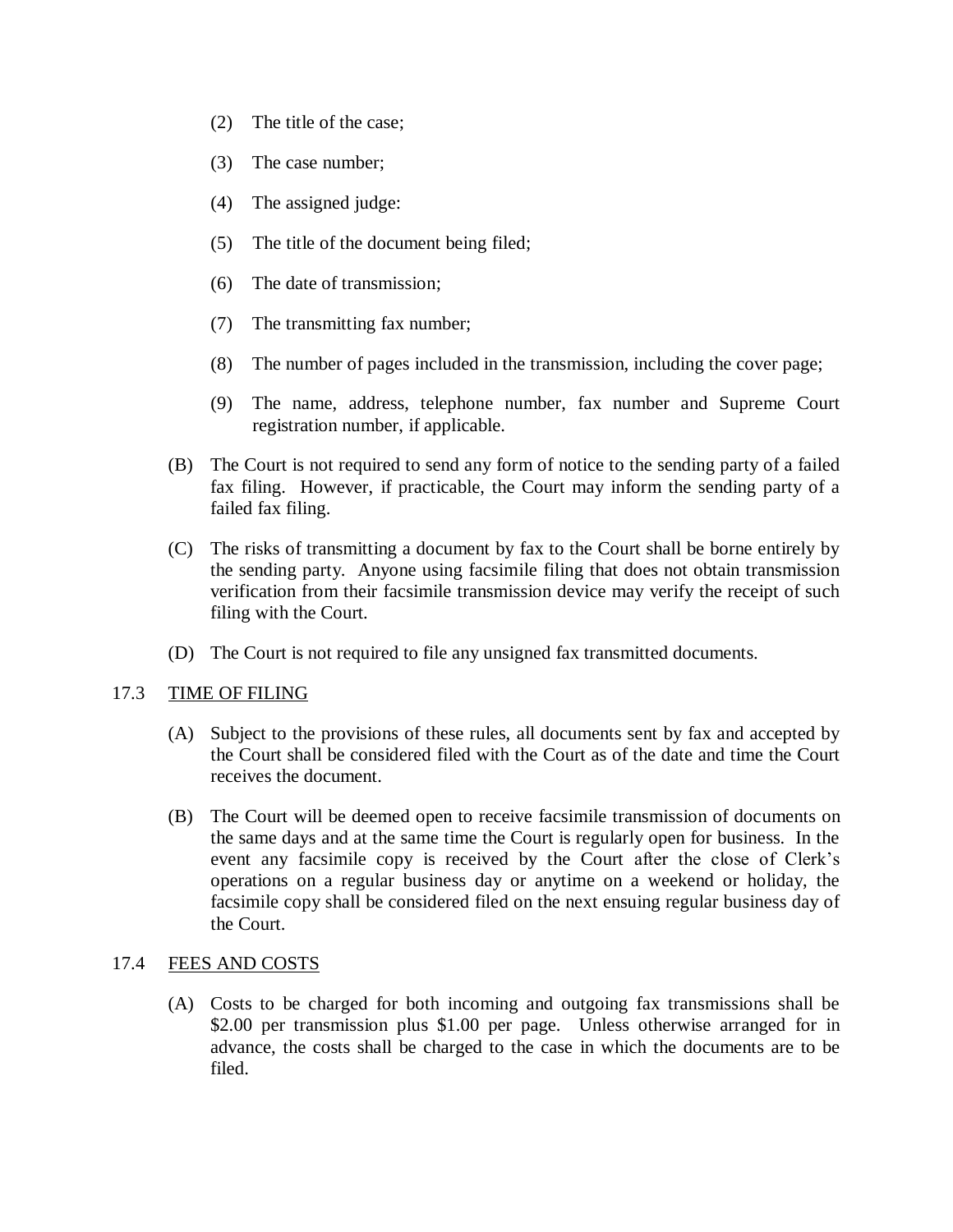(2) The title of the case;

(3) The case number;

(4) The assigned judge:

(5) The title of the document being filed;

(6) The date of transmission;

(7) The transmitting fax number;

(8) The number of pages included in the transmission, including the cover page;

(9) The name, address, telephone number, fax number and Supreme Court registration number, if applicable.

(B) The Court is not required to send any form of notice to the sending party of a failed fax filing. However, if practicable, the Court may inform the sending party of a failed fax filing.

(C) The risks of transmitting a document by fax to the Court shall be borne entirely by the sending party. Anyone using facsimile filing that does not obtain transmission verification from their facsimile transmission device may verify the receipt of such filing with the Court.

(D) The Court is not required to file any unsigned fax transmitted documents.

17.3 <u>TIME OF FILING</u>

(A) Subject to the provisions of these rules, all documents sent by fax and accepted by the Court shall be considered filed with the Court as of the date and time the Court receives the document.

(B) The Court will be deemed open to receive facsimile transmission of documents on the same days and at the same time the Court is regularly open for business. In the event any facsimile copy is received by the Court after the close of Clerk's operations on a regular business day or anytime on a weekend or holiday, the facsimile copy shall be considered filed on the next ensuing regular business day of the Court.

17.4 <u>FEES AND COSTS</u>

(A) Costs to be charged for both incoming and outgoing fax transmissions shall be \$2.00 per transmission plus \$1.00 per page. Unless otherwise arranged for in advance, the costs shall be charged to the case in which the documents are to be filed.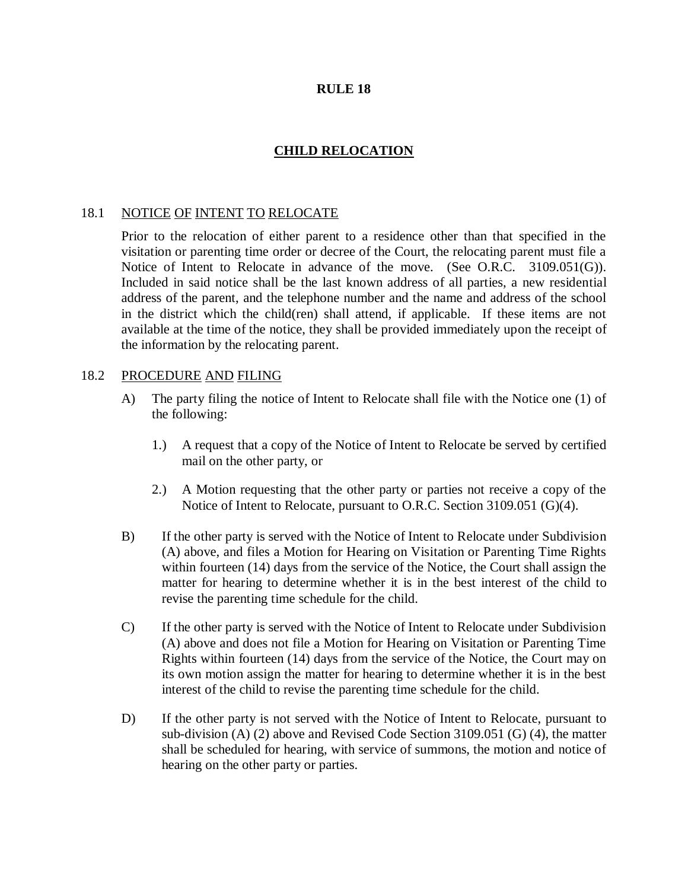# RULE 18

## CHILD RELOCATION

### 18.1 NOTICE OF INTENT TO RELOCATE

Prior to the relocation of either parent to a residence other than that specified in the visitation or parenting time order or decree of the Court, the relocating parent must file a Notice of Intent to Relocate in advance of the move. (See O.R.C. 3109.051(G)). Included in said notice shall be the last known address of all parties, a new residential address of the parent, and the telephone number and the name and address of the school in the district which the child(ren) shall attend, if applicable. If these items are not available at the time of the notice, they shall be provided immediately upon the receipt of the information by the relocating parent.

### 18.2 PROCEDURE AND FILING

A) The party filing the notice of Intent to Relocate shall file with the Notice one (1) of the following:

   1.) A request that a copy of the Notice of Intent to Relocate be served by certified mail on the other party, or

   2.) A Motion requesting that the other party or parties not receive a copy of the Notice of Intent to Relocate, pursuant to O.R.C. Section 3109.051 (G)(4).

B) If the other party is served with the Notice of Intent to Relocate under Subdivision (A) above, and files a Motion for Hearing on Visitation or Parenting Time Rights within fourteen (14) days from the service of the Notice, the Court shall assign the matter for hearing to determine whether it is in the best interest of the child to revise the parenting time schedule for the child.

C) If the other party is served with the Notice of Intent to Relocate under Subdivision (A) above and does not file a Motion for Hearing on Visitation or Parenting Time Rights within fourteen (14) days from the service of the Notice, the Court may on its own motion assign the matter for hearing to determine whether it is in the best interest of the child to revise the parenting time schedule for the child.

D) If the other party is not served with the Notice of Intent to Relocate, pursuant to sub-division (A) (2) above and Revised Code Section 3109.051 (G) (4), the matter shall be scheduled for hearing, with service of summons, the motion and notice of hearing on the other party or parties.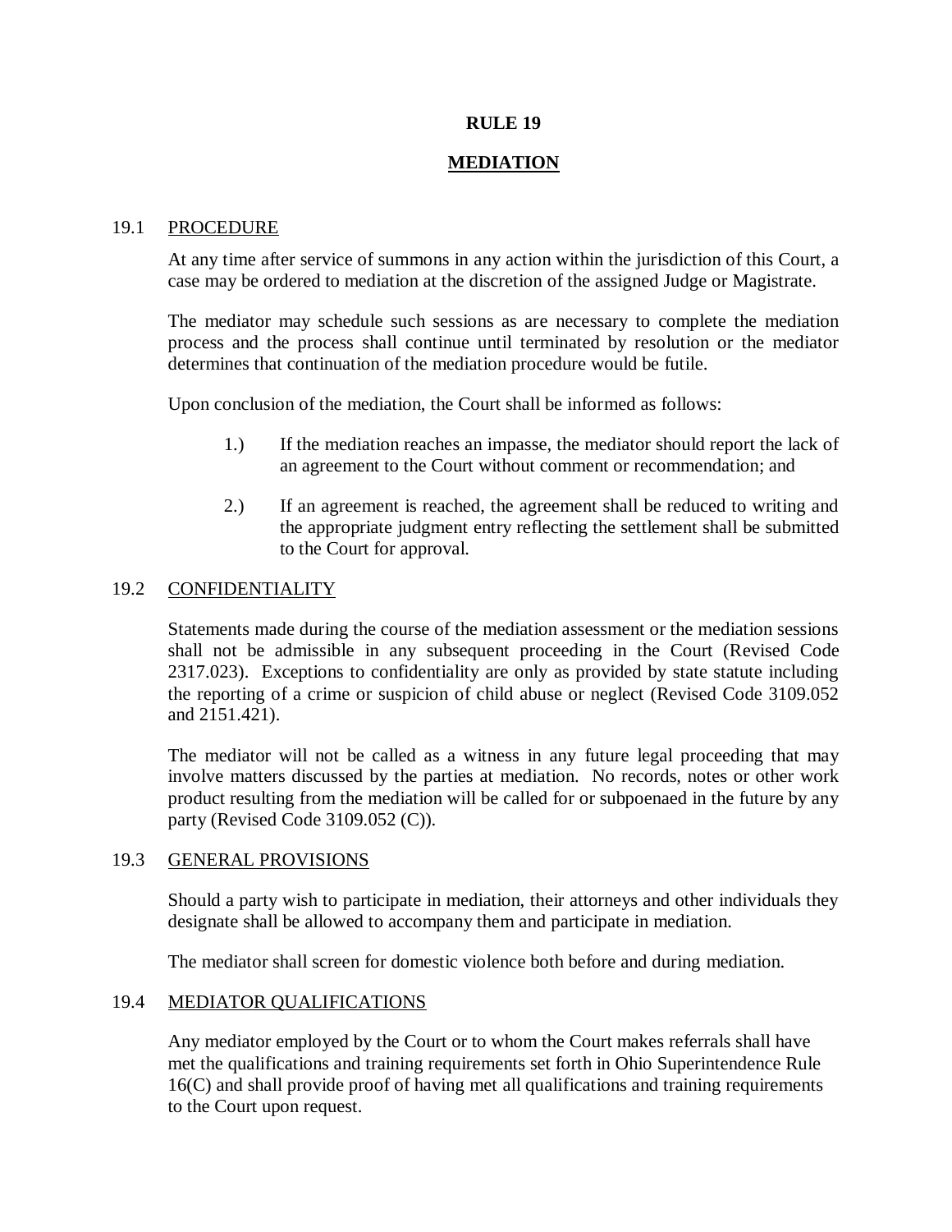# RULE 19

## MEDIATION

### 19.1 PROCEDURE

At any time after service of summons in any action within the jurisdiction of this Court, a case may be ordered to mediation at the discretion of the assigned Judge or Magistrate.

The mediator may schedule such sessions as are necessary to complete the mediation process and the process shall continue until terminated by resolution or the mediator determines that continuation of the mediation procedure would be futile.

Upon conclusion of the mediation, the Court shall be informed as follows:

1.) If the mediation reaches an impasse, the mediator should report the lack of an agreement to the Court without comment or recommendation; and

2.) If an agreement is reached, the agreement shall be reduced to writing and the appropriate judgment entry reflecting the settlement shall be submitted to the Court for approval.

### 19.2 CONFIDENTIALITY

Statements made during the course of the mediation assessment or the mediation sessions shall not be admissible in any subsequent proceeding in the Court (Revised Code 2317.023). Exceptions to confidentiality are only as provided by state statute including the reporting of a crime or suspicion of child abuse or neglect (Revised Code 3109.052 and 2151.421).

The mediator will not be called as a witness in any future legal proceeding that may involve matters discussed by the parties at mediation. No records, notes or other work product resulting from the mediation will be called for or subpoenaed in the future by any party (Revised Code 3109.052 (C)).

### 19.3 GENERAL PROVISIONS

Should a party wish to participate in mediation, their attorneys and other individuals they designate shall be allowed to accompany them and participate in mediation.

The mediator shall screen for domestic violence both before and during mediation.

### 19.4 MEDIATOR QUALIFICATIONS

Any mediator employed by the Court or to whom the Court makes referrals shall have met the qualifications and training requirements set forth in Ohio Superintendence Rule 16(C) and shall provide proof of having met all qualifications and training requirements to the Court upon request.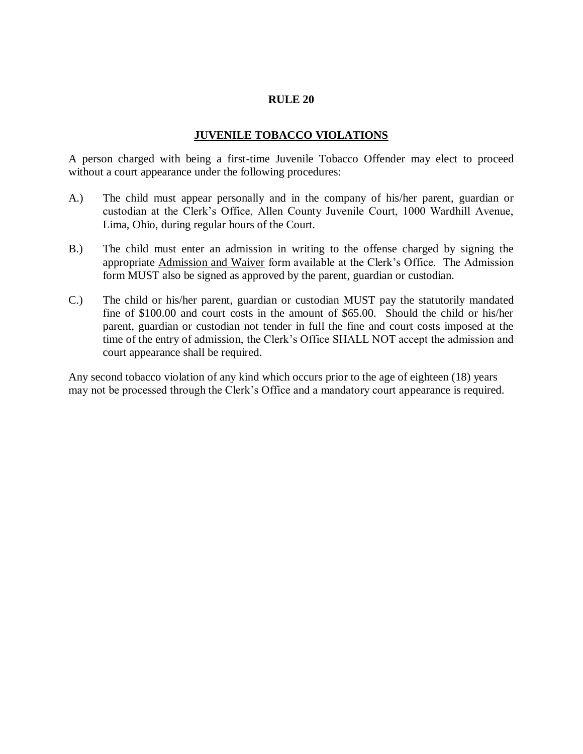# RULE 20

## <u>JUVENILE TOBACCO VIOLATIONS</u>

A person charged with being a first-time Juvenile Tobacco Offender may elect to proceed without a court appearance under the following procedures:

A.) The child must appear personally and in the company of his/her parent, guardian or custodian at the Clerk's Office, Allen County Juvenile Court, 1000 Wardhill Avenue, Lima, Ohio, during regular hours of the Court.

B.) The child must enter an admission in writing to the offense charged by signing the appropriate <u>Admission and Waiver</u> form available at the Clerk's Office. The Admission form MUST also be signed as approved by the parent, guardian or custodian.

C.) The child or his/her parent, guardian or custodian MUST pay the statutorily mandated fine of $100.00 and court costs in the amount of $65.00. Should the child or his/her parent, guardian or custodian not tender in full the fine and court costs imposed at the time of the entry of admission, the Clerk's Office SHALL NOT accept the admission and court appearance shall be required.

Any second tobacco violation of any kind which occurs prior to the age of eighteen (18) years may not be processed through the Clerk's Office and a mandatory court appearance is required.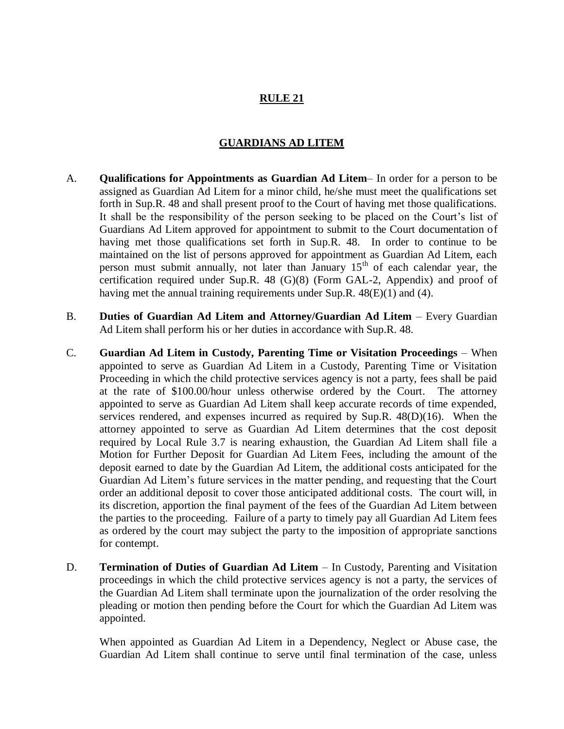# RULE 21

## GUARDIANS AD LITEM

A. **Qualifications for Appointments as Guardian Ad Litem**– In order for a person to be assigned as Guardian Ad Litem for a minor child, he/she must meet the qualifications set forth in Sup.R. 48 and shall present proof to the Court of having met those qualifications. It shall be the responsibility of the person seeking to be placed on the Court's list of Guardians Ad Litem approved for appointment to submit to the Court documentation of having met those qualifications set forth in Sup.R. 48. In order to continue to be maintained on the list of persons approved for appointment as Guardian Ad Litem, each person must submit annually, not later than January 15th of each calendar year, the certification required under Sup.R. 48 (G)(8) (Form GAL-2, Appendix) and proof of having met the annual training requirements under Sup.R. 48(E)(1) and (4).

B. **Duties of Guardian Ad Litem and Attorney/Guardian Ad Litem** – Every Guardian Ad Litem shall perform his or her duties in accordance with Sup.R. 48.

C. **Guardian Ad Litem in Custody, Parenting Time or Visitation Proceedings** – When appointed to serve as Guardian Ad Litem in a Custody, Parenting Time or Visitation Proceeding in which the child protective services agency is not a party, fees shall be paid at the rate of $100.00/hour unless otherwise ordered by the Court. The attorney appointed to serve as Guardian Ad Litem shall keep accurate records of time expended, services rendered, and expenses incurred as required by Sup.R. 48(D)(16). When the attorney appointed to serve as Guardian Ad Litem determines that the cost deposit required by Local Rule 3.7 is nearing exhaustion, the Guardian Ad Litem shall file a Motion for Further Deposit for Guardian Ad Litem Fees, including the amount of the deposit earned to date by the Guardian Ad Litem, the additional costs anticipated for the Guardian Ad Litem's future services in the matter pending, and requesting that the Court order an additional deposit to cover those anticipated additional costs. The court will, in its discretion, apportion the final payment of the fees of the Guardian Ad Litem between the parties to the proceeding. Failure of a party to timely pay all Guardian Ad Litem fees as ordered by the court may subject the party to the imposition of appropriate sanctions for contempt.

D. **Termination of Duties of Guardian Ad Litem** – In Custody, Parenting and Visitation proceedings in which the child protective services agency is not a party, the services of the Guardian Ad Litem shall terminate upon the journalization of the order resolving the pleading or motion then pending before the Court for which the Guardian Ad Litem was appointed.

When appointed as Guardian Ad Litem in a Dependency, Neglect or Abuse case, the Guardian Ad Litem shall continue to serve until final termination of the case, unless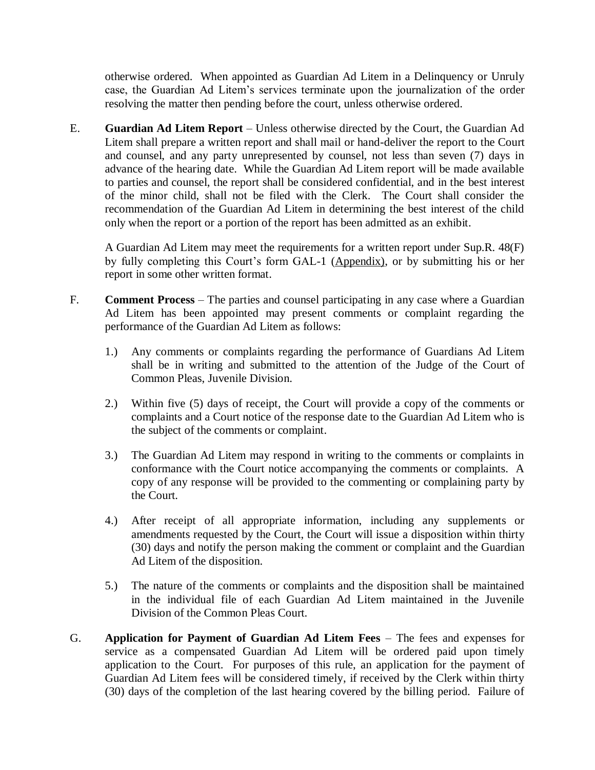otherwise ordered. When appointed as Guardian Ad Litem in a Delinquency or Unruly case, the Guardian Ad Litem's services terminate upon the journalization of the order resolving the matter then pending before the court, unless otherwise ordered.

E. **Guardian Ad Litem Report** – Unless otherwise directed by the Court, the Guardian Ad Litem shall prepare a written report and shall mail or hand-deliver the report to the Court and counsel, and any party unrepresented by counsel, not less than seven (7) days in advance of the hearing date. While the Guardian Ad Litem report will be made available to parties and counsel, the report shall be considered confidential, and in the best interest of the minor child, shall not be filed with the Clerk. The Court shall consider the recommendation of the Guardian Ad Litem in determining the best interest of the child only when the report or a portion of the report has been admitted as an exhibit.

A Guardian Ad Litem may meet the requirements for a written report under Sup.R. 48(F) by fully completing this Court's form GAL-1 (Appendix), or by submitting his or her report in some other written format.

F. **Comment Process** – The parties and counsel participating in any case where a Guardian Ad Litem has been appointed may present comments or complaint regarding the performance of the Guardian Ad Litem as follows:

1.) Any comments or complaints regarding the performance of Guardians Ad Litem shall be in writing and submitted to the attention of the Judge of the Court of Common Pleas, Juvenile Division.

2.) Within five (5) days of receipt, the Court will provide a copy of the comments or complaints and a Court notice of the response date to the Guardian Ad Litem who is the subject of the comments or complaint.

3.) The Guardian Ad Litem may respond in writing to the comments or complaints in conformance with the Court notice accompanying the comments or complaints. A copy of any response will be provided to the commenting or complaining party by the Court.

4.) After receipt of all appropriate information, including any supplements or amendments requested by the Court, the Court will issue a disposition within thirty (30) days and notify the person making the comment or complaint and the Guardian Ad Litem of the disposition.

5.) The nature of the comments or complaints and the disposition shall be maintained in the individual file of each Guardian Ad Litem maintained in the Juvenile Division of the Common Pleas Court.

G. **Application for Payment of Guardian Ad Litem Fees** – The fees and expenses for service as a compensated Guardian Ad Litem will be ordered paid upon timely application to the Court. For purposes of this rule, an application for the payment of Guardian Ad Litem fees will be considered timely, if received by the Clerk within thirty (30) days of the completion of the last hearing covered by the billing period. Failure of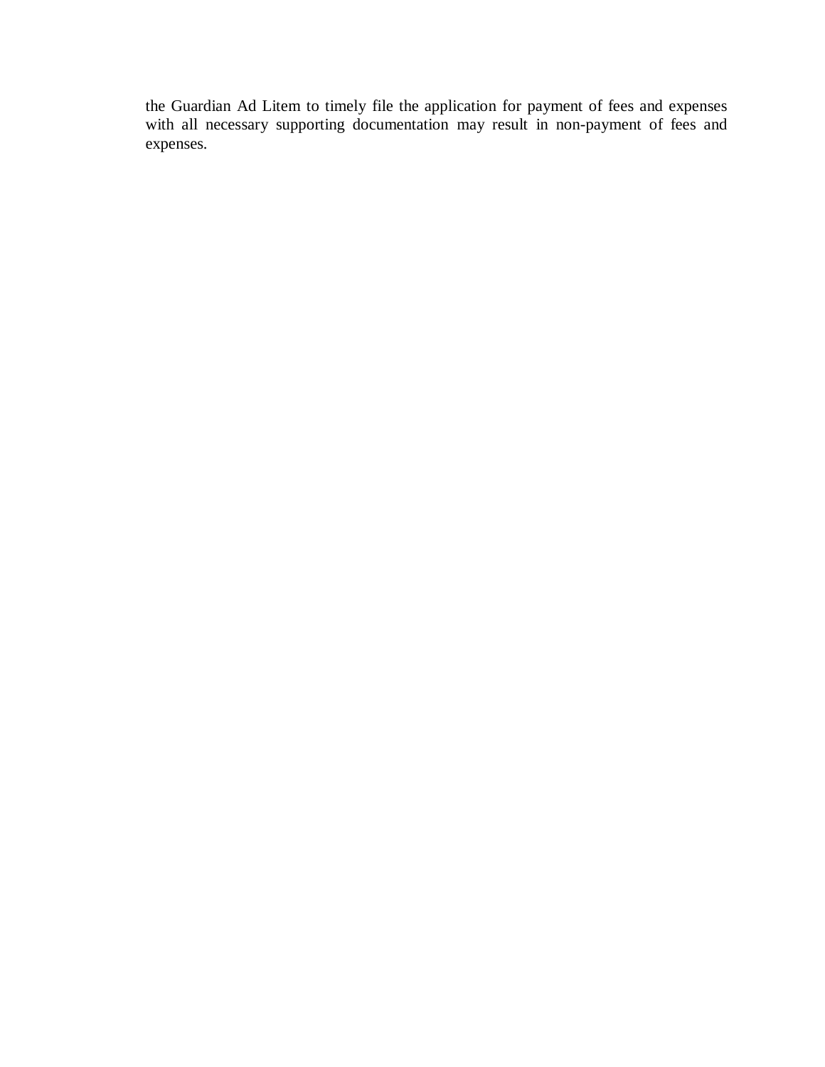the Guardian Ad Litem to timely file the application for payment of fees and expenses with all necessary supporting documentation may result in non-payment of fees and expenses.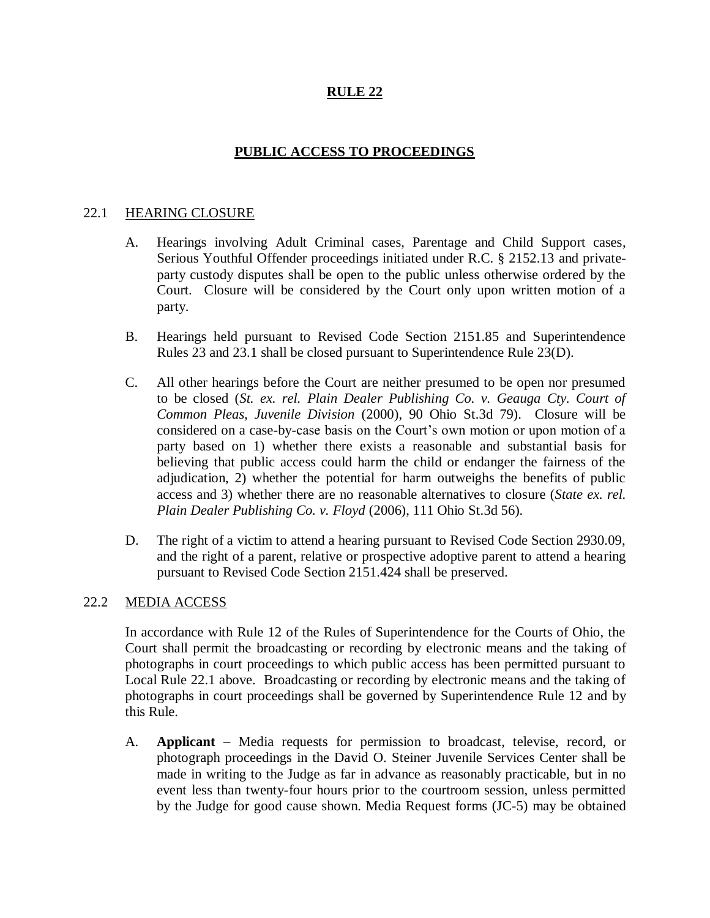# RULE 22

## PUBLIC ACCESS TO PROCEEDINGS

### 22.1 HEARING CLOSURE

A. Hearings involving Adult Criminal cases, Parentage and Child Support cases, Serious Youthful Offender proceedings initiated under R.C. § 2152.13 and private-party custody disputes shall be open to the public unless otherwise ordered by the Court. Closure will be considered by the Court only upon written motion of a party.

B. Hearings held pursuant to Revised Code Section 2151.85 and Superintendence Rules 23 and 23.1 shall be closed pursuant to Superintendence Rule 23(D).

C. All other hearings before the Court are neither presumed to be open nor presumed to be closed (*St. ex. rel. Plain Dealer Publishing Co. v. Geauga Cty. Court of Common Pleas, Juvenile Division* (2000), 90 Ohio St.3d 79). Closure will be considered on a case-by-case basis on the Court's own motion or upon motion of a party based on 1) whether there exists a reasonable and substantial basis for believing that public access could harm the child or endanger the fairness of the adjudication, 2) whether the potential for harm outweighs the benefits of public access and 3) whether there are no reasonable alternatives to closure (*State ex. rel. Plain Dealer Publishing Co. v. Floyd* (2006), 111 Ohio St.3d 56).

D. The right of a victim to attend a hearing pursuant to Revised Code Section 2930.09, and the right of a parent, relative or prospective adoptive parent to attend a hearing pursuant to Revised Code Section 2151.424 shall be preserved.

### 22.2 MEDIA ACCESS

In accordance with Rule 12 of the Rules of Superintendence for the Courts of Ohio, the Court shall permit the broadcasting or recording by electronic means and the taking of photographs in court proceedings to which public access has been permitted pursuant to Local Rule 22.1 above. Broadcasting or recording by electronic means and the taking of photographs in court proceedings shall be governed by Superintendence Rule 12 and by this Rule.

A. **Applicant** – Media requests for permission to broadcast, televise, record, or photograph proceedings in the David O. Steiner Juvenile Services Center shall be made in writing to the Judge as far in advance as reasonably practicable, but in no event less than twenty-four hours prior to the courtroom session, unless permitted by the Judge for good cause shown. Media Request forms (JC-5) may be obtained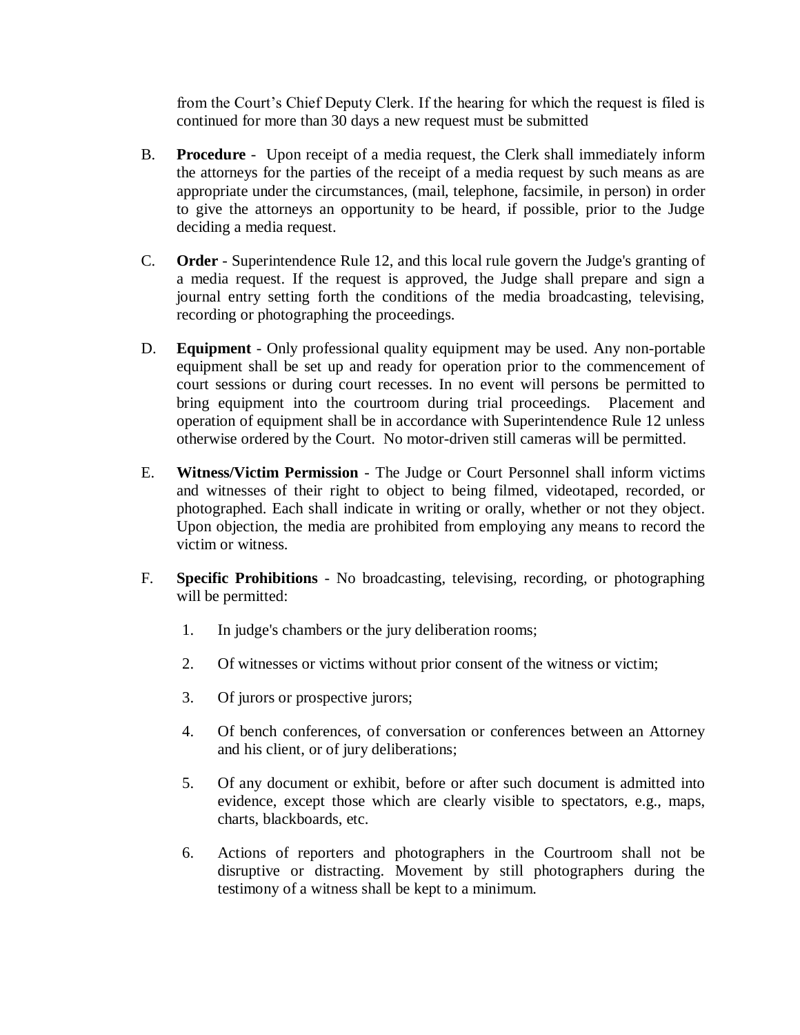from the Court's Chief Deputy Clerk. If the hearing for which the request is filed is continued for more than 30 days a new request must be submitted

B. **Procedure** - Upon receipt of a media request, the Clerk shall immediately inform the attorneys for the parties of the receipt of a media request by such means as are appropriate under the circumstances, (mail, telephone, facsimile, in person) in order to give the attorneys an opportunity to be heard, if possible, prior to the Judge deciding a media request.

C. **Order** - Superintendence Rule 12, and this local rule govern the Judge's granting of a media request. If the request is approved, the Judge shall prepare and sign a journal entry setting forth the conditions of the media broadcasting, televising, recording or photographing the proceedings.

D. **Equipment** - Only professional quality equipment may be used. Any non-portable equipment shall be set up and ready for operation prior to the commencement of court sessions or during court recesses. In no event will persons be permitted to bring equipment into the courtroom during trial proceedings. Placement and operation of equipment shall be in accordance with Superintendence Rule 12 unless otherwise ordered by the Court. No motor-driven still cameras will be permitted.

E. **Witness/Victim Permission** - The Judge or Court Personnel shall inform victims and witnesses of their right to object to being filmed, videotaped, recorded, or photographed. Each shall indicate in writing or orally, whether or not they object. Upon objection, the media are prohibited from employing any means to record the victim or witness.

F. **Specific Prohibitions** - No broadcasting, televising, recording, or photographing will be permitted:

1. In judge's chambers or the jury deliberation rooms;

2. Of witnesses or victims without prior consent of the witness or victim;

3. Of jurors or prospective jurors;

4. Of bench conferences, of conversation or conferences between an Attorney and his client, or of jury deliberations;

5. Of any document or exhibit, before or after such document is admitted into evidence, except those which are clearly visible to spectators, e.g., maps, charts, blackboards, etc.

6. Actions of reporters and photographers in the Courtroom shall not be disruptive or distracting. Movement by still photographers during the testimony of a witness shall be kept to a minimum.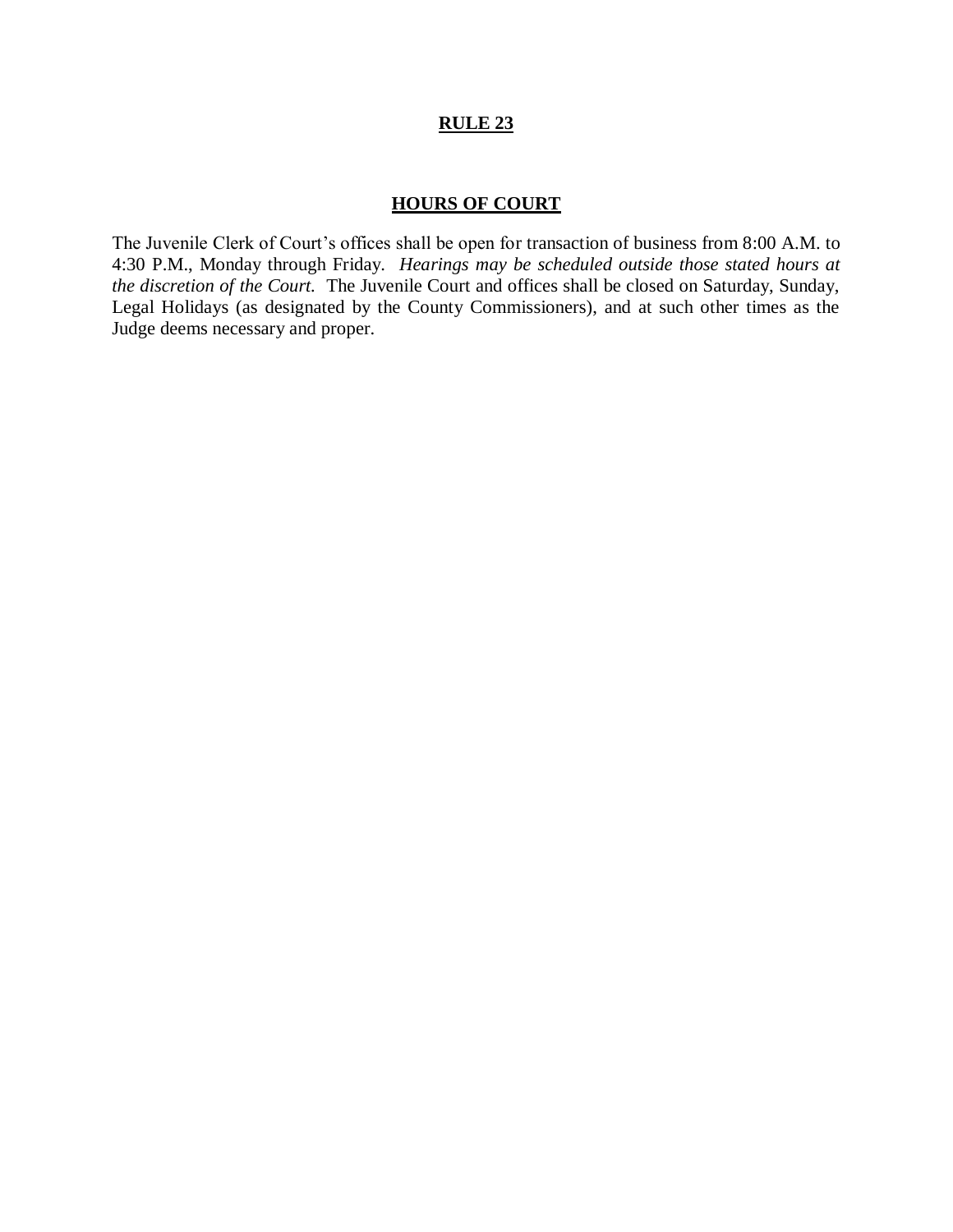# **RULE 23**

## **HOURS OF COURT**

The Juvenile Clerk of Court's offices shall be open for transaction of business from 8:00 A.M. to 4:30 P.M., Monday through Friday. *Hearings may be scheduled outside those stated hours at the discretion of the Court.* The Juvenile Court and offices shall be closed on Saturday, Sunday, Legal Holidays (as designated by the County Commissioners), and at such other times as the Judge deems necessary and proper.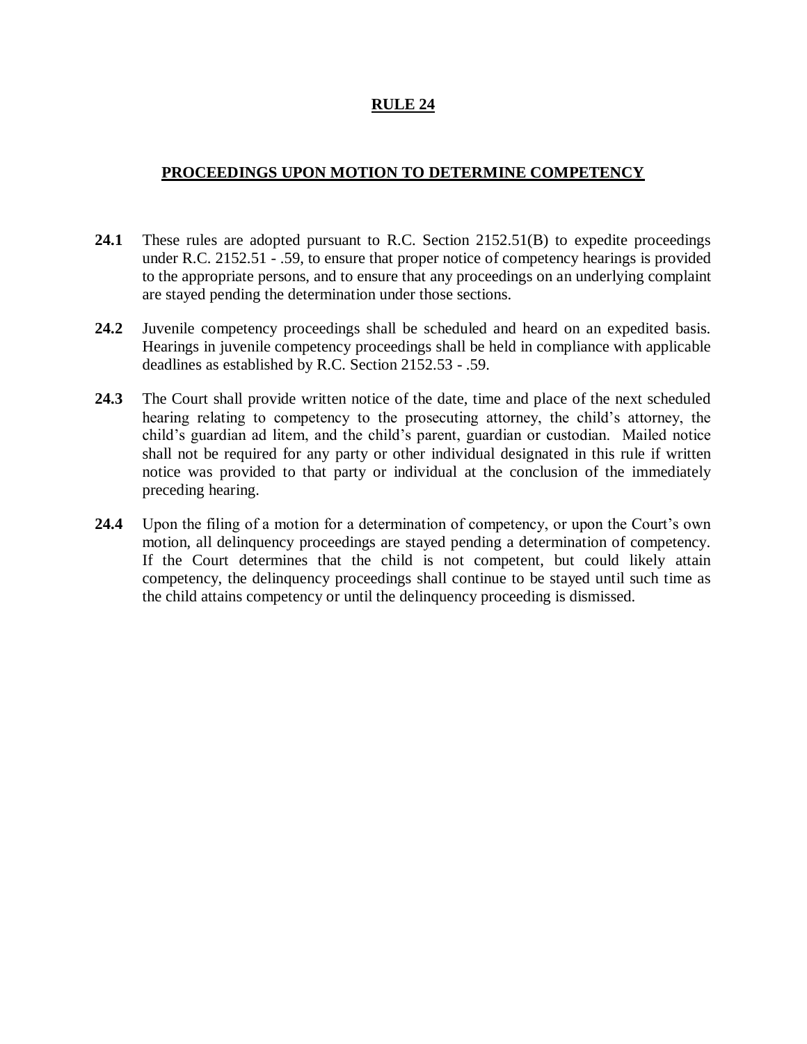# RULE 24

## PROCEEDINGS UPON MOTION TO DETERMINE COMPETENCY

**24.1** These rules are adopted pursuant to R.C. Section 2152.51(B) to expedite proceedings under R.C. 2152.51 - .59, to ensure that proper notice of competency hearings is provided to the appropriate persons, and to ensure that any proceedings on an underlying complaint are stayed pending the determination under those sections.

**24.2** Juvenile competency proceedings shall be scheduled and heard on an expedited basis. Hearings in juvenile competency proceedings shall be held in compliance with applicable deadlines as established by R.C. Section 2152.53 - .59.

**24.3** The Court shall provide written notice of the date, time and place of the next scheduled hearing relating to competency to the prosecuting attorney, the child's attorney, the child's guardian ad litem, and the child's parent, guardian or custodian. Mailed notice shall not be required for any party or other individual designated in this rule if written notice was provided to that party or individual at the conclusion of the immediately preceding hearing.

**24.4** Upon the filing of a motion for a determination of competency, or upon the Court's own motion, all delinquency proceedings are stayed pending a determination of competency. If the Court determines that the child is not competent, but could likely attain competency, the delinquency proceedings shall continue to be stayed until such time as the child attains competency or until the delinquency proceeding is dismissed.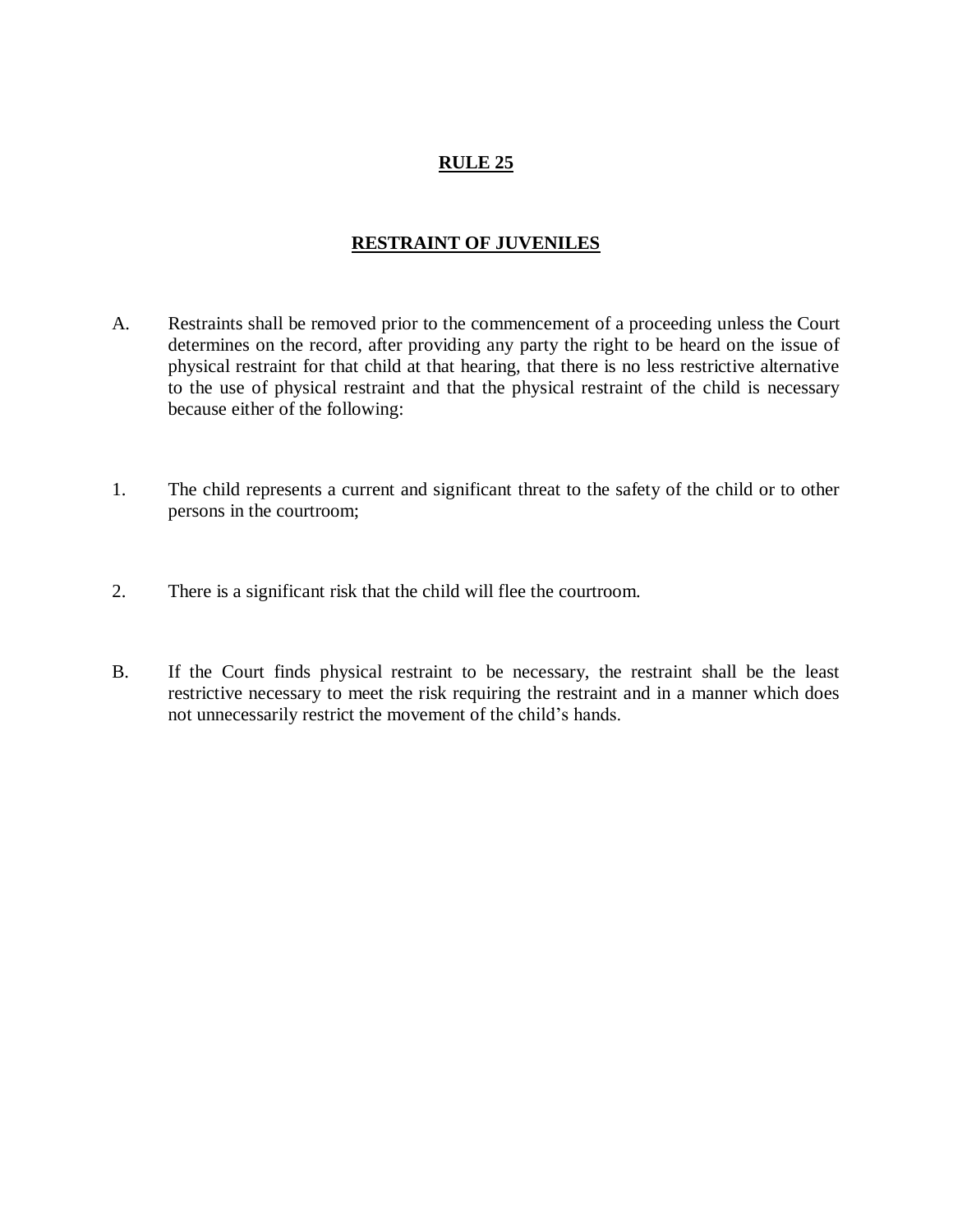# **RULE 25**

## **RESTRAINT OF JUVENILES**

A. Restraints shall be removed prior to the commencement of a proceeding unless the Court determines on the record, after providing any party the right to be heard on the issue of physical restraint for that child at that hearing, that there is no less restrictive alternative to the use of physical restraint and that the physical restraint of the child is necessary because either of the following:

1. The child represents a current and significant threat to the safety of the child or to other persons in the courtroom;

2. There is a significant risk that the child will flee the courtroom.

B. If the Court finds physical restraint to be necessary, the restraint shall be the least restrictive necessary to meet the risk requiring the restraint and in a manner which does not unnecessarily restrict the movement of the child's hands.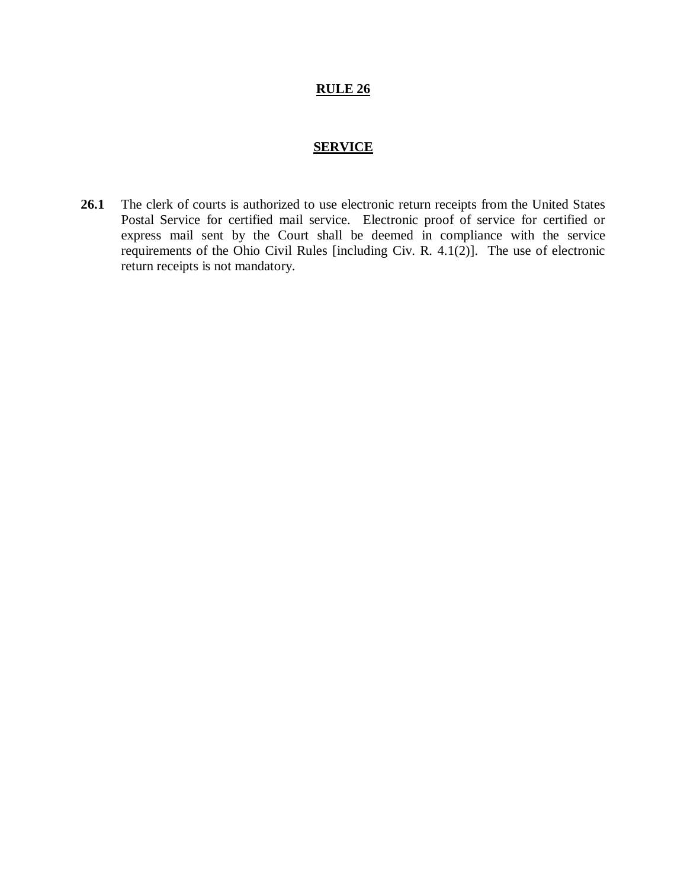# RULE 26

## SERVICE

**26.1** The clerk of courts is authorized to use electronic return receipts from the United States Postal Service for certified mail service. Electronic proof of service for certified or express mail sent by the Court shall be deemed in compliance with the service requirements of the Ohio Civil Rules [including Civ. R. 4.1(2)]. The use of electronic return receipts is not mandatory.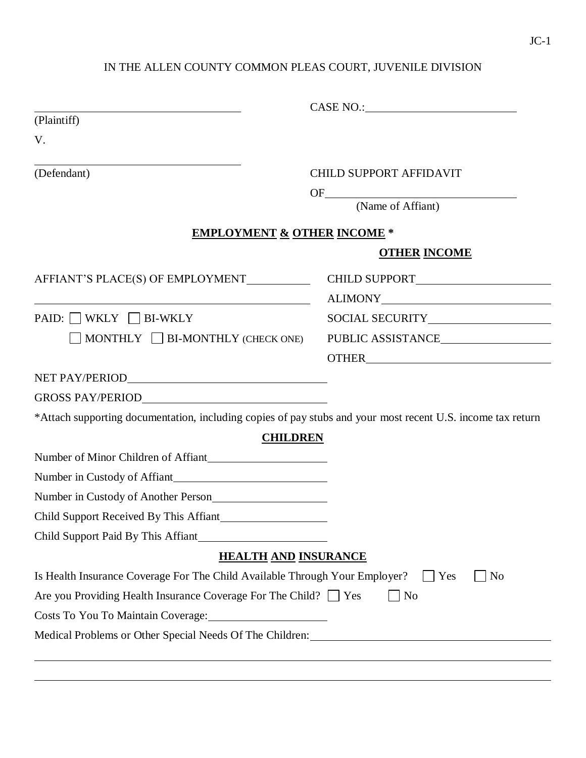JC-1

IN THE ALLEN COUNTY COMMON PLEAS COURT, JUVENILE DIVISION

\_\_\_\_\_\_\_\_\_\_\_\_\_\_\_\_\_\_\_\_\_\_\_\_\_\_\_\_\_\_\_\_\_\_\_\_
(Plaintiff)

V.

\_\_\_\_\_\_\_\_\_\_\_\_\_\_\_\_\_\_\_\_\_\_\_\_\_\_\_\_\_\_\_\_\_\_\_\_
(Defendant)

CASE NO.: \_\_\_\_\_\_\_\_\_\_\_\_\_\_\_\_\_\_\_\_\_\_\_\_\_\_

CHILD SUPPORT AFFIDAVIT

OF \_\_\_\_\_\_\_\_\_\_\_\_\_\_\_\_\_\_\_\_\_\_\_\_\_\_\_\_\_\_\_\_
(Name of Affiant)

## EMPLOYMENT & OTHER INCOME *

AFFIANT'S PLACE(S) OF EMPLOYMENT \_\_\_\_\_\_\_\_\_\_

\_\_\_\_\_\_\_\_\_\_\_\_\_\_\_\_\_\_\_\_\_\_\_\_\_\_\_\_\_\_\_\_\_\_\_\_\_\_\_\_\_\_\_\_

PAID: ☐ WKLY ☐ BI-WKLY ☐ MONTHLY ☐ BI-MONTHLY (CHECK ONE)

NET PAY/PERIOD \_\_\_\_\_\_\_\_\_\_\_\_\_\_\_\_\_\_\_\_\_\_\_\_\_\_\_\_\_\_\_\_

GROSS PAY/PERIOD \_\_\_\_\_\_\_\_\_\_\_\_\_\_\_\_\_\_\_\_\_\_\_\_\_\_\_\_\_\_

### OTHER INCOME

CHILD SUPPORT \_\_\_\_\_\_\_\_\_\_\_\_\_\_\_\_\_\_\_\_\_\_\_\_

ALIMONY \_\_\_\_\_\_\_\_\_\_\_\_\_\_\_\_\_\_\_\_\_\_\_\_\_\_\_\_\_\_

SOCIAL SECURITY \_\_\_\_\_\_\_\_\_\_\_\_\_\_\_\_\_\_\_\_\_\_

PUBLIC ASSISTANCE \_\_\_\_\_\_\_\_\_\_\_\_\_\_\_\_\_\_\_\_

OTHER \_\_\_\_\_\_\_\_\_\_\_\_\_\_\_\_\_\_\_\_\_\_\_\_\_\_\_\_\_\_\_\_

*Attach supporting documentation, including copies of pay stubs and your most recent U.S. income tax return

## CHILDREN

Number of Minor Children of Affiant \_\_\_\_\_\_\_\_\_\_\_\_\_\_\_\_\_\_\_\_

Number in Custody of Affiant \_\_\_\_\_\_\_\_\_\_\_\_\_\_\_\_\_\_\_\_\_\_\_\_\_\_\_

Number in Custody of Another Person \_\_\_\_\_\_\_\_\_\_\_\_\_\_\_\_\_\_\_\_

Child Support Received By This Affiant \_\_\_\_\_\_\_\_\_\_\_\_\_\_\_\_\_\_

Child Support Paid By This Affiant \_\_\_\_\_\_\_\_\_\_\_\_\_\_\_\_\_\_\_\_\_\_

## HEALTH AND INSURANCE

Is Health Insurance Coverage For The Child Available Through Your Employer? ☐ Yes ☐ No

Are you Providing Health Insurance Coverage For The Child? ☐ Yes ☐ No

Costs To You To Maintain Coverage: \_\_\_\_\_\_\_\_\_\_\_\_\_\_\_\_\_\_\_\_

Medical Problems or Other Special Needs Of The Children: \_\_\_\_\_\_\_\_\_\_\_\_\_\_\_\_\_\_\_\_\_\_\_\_\_\_\_\_\_\_\_\_\_\_\_\_\_\_\_\_\_\_\_\_

\_\_\_\_\_\_\_\_\_\_\_\_\_\_\_\_\_\_\_\_\_\_\_\_\_\_\_\_\_\_\_\_\_\_\_\_\_\_\_\_\_\_\_\_\_\_\_\_\_\_\_\_\_\_\_\_\_\_\_\_\_\_\_\_\_\_\_\_\_\_\_\_\_\_\_\_\_\_\_\_\_\_\_\_\_\_\_\_\_\_\_\_\_\_\_\_\_\_\_\_

\_\_\_\_\_\_\_\_\_\_\_\_\_\_\_\_\_\_\_\_\_\_\_\_\_\_\_\_\_\_\_\_\_\_\_\_\_\_\_\_\_\_\_\_\_\_\_\_\_\_\_\_\_\_\_\_\_\_\_\_\_\_\_\_\_\_\_\_\_\_\_\_\_\_\_\_\_\_\_\_\_\_\_\_\_\_\_\_\_\_\_\_\_\_\_\_\_\_\_\_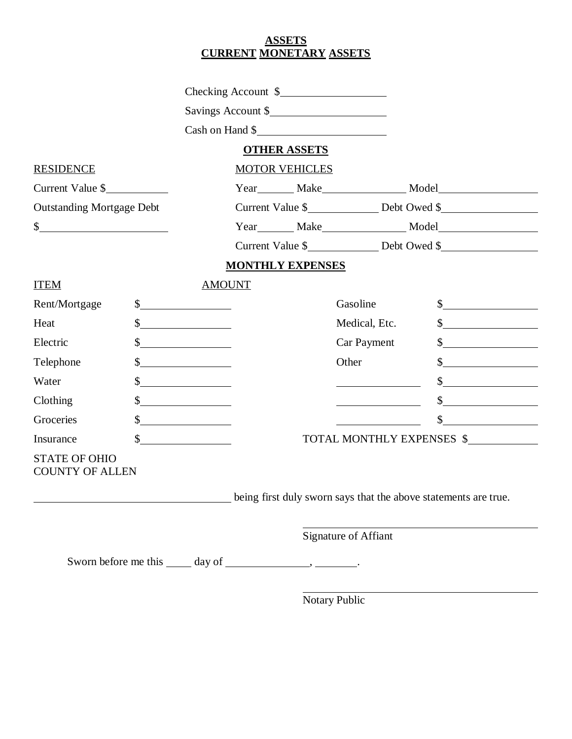## ASSETS
## CURRENT MONETARY ASSETS

Checking Account $__________________

Savings Account $__________________

Cash on Hand $__________________

### OTHER ASSETS

| RESIDENCE | MOTOR VEHICLES |
|---|---|
| Current Value $__________ | Year______ Make______________ Model________________ |
| Outstanding Mortgage Debt | Current Value $____________ Debt Owed $________________ |
| $____________________ | Year______ Make______________ Model________________ |
| | Current Value $____________ Debt Owed $________________ |

### MONTHLY EXPENSES

| ITEM | AMOUNT | | |
|---|---|---|---|
| Rent/Mortgage | $______________ | Gasoline | $________________ |
| Heat | $______________ | Medical, Etc. | $________________ |
| Electric | $______________ | Car Payment | $________________ |
| Telephone | $______________ | Other | $________________ |
| Water | $______________ | ______________ | $________________ |
| Clothing | $______________ | ______________ | $________________ |
| Groceries | $______________ | ______________ | $________________ |
| Insurance | $______________ | TOTAL MONTHLY EXPENSES | $____________ |

STATE OF OHIO
COUNTY OF ALLEN

______________________________ being first duly sworn says that the above statements are true.

______________________________
Signature of Affiant

Sworn before me this ____ day of ______________, _______.

______________________________
Notary Public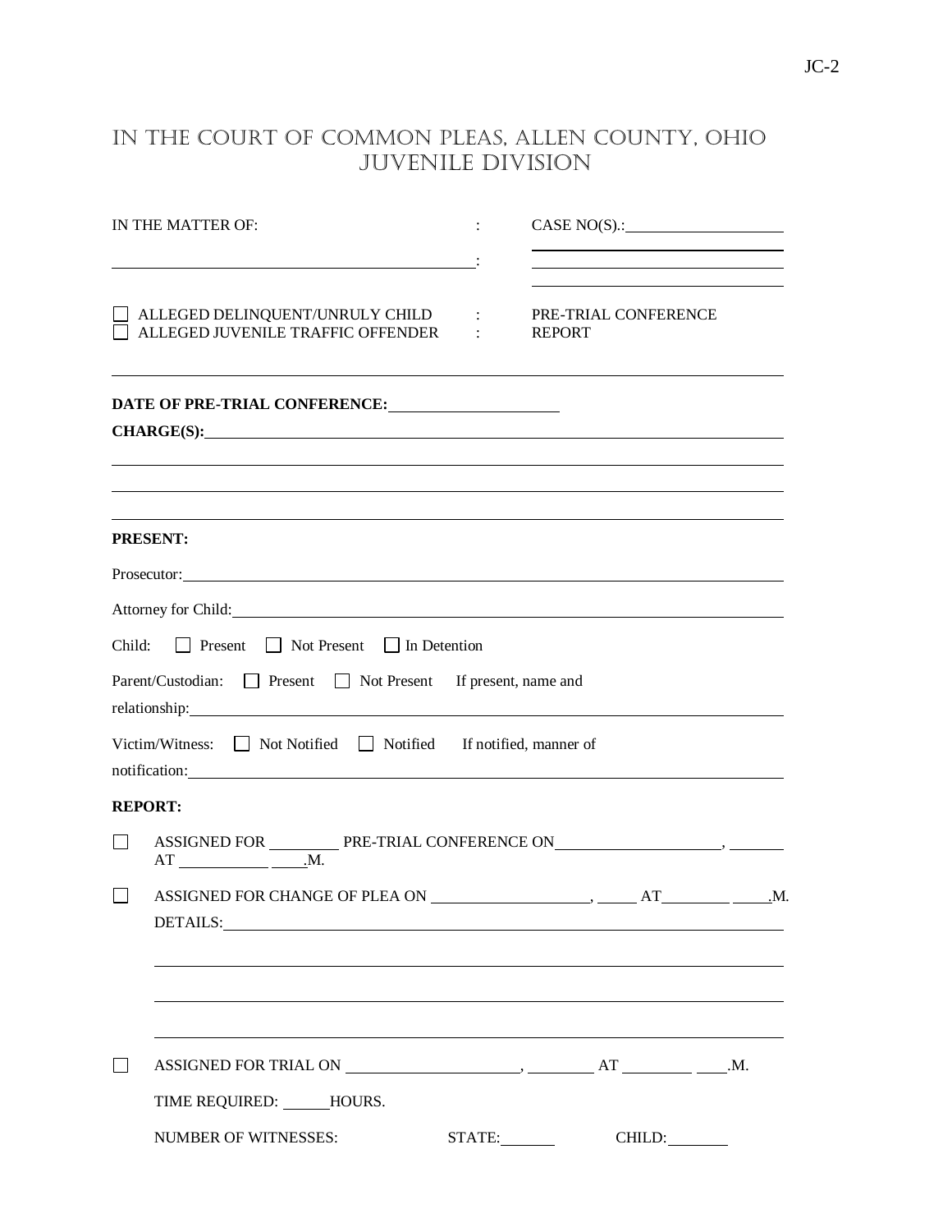JC-2

# IN THE COURT OF COMMON PLEAS, ALLEN COUNTY, OHIO
# JUVENILE DIVISION

IN THE MATTER OF: : CASE NO(S).: ____________________

______________________________________________ : ____________________

☐ ALLEGED DELINQUENT/UNRULY CHILD : PRE-TRIAL CONFERENCE
☐ ALLEGED JUVENILE TRAFFIC OFFENDER : REPORT

---

**DATE OF PRE-TRIAL CONFERENCE:** ____________________

**CHARGE(S):** ____________________________________________

____________________________________________

____________________________________________

____________________________________________

**PRESENT:**

Prosecutor: ____________________________________________

Attorney for Child: ____________________________________________

Child: ☐ Present ☐ Not Present ☐ In Detention

Parent/Custodian: ☐ Present ☐ Not Present If present, name and relationship: ____________________________________________

Victim/Witness: ☐ Not Notified ☐ Notified If notified, manner of notification: ____________________________________________

**REPORT:**

☐ ASSIGNED FOR ________ PRE-TRIAL CONFERENCE ON ____________________, ________ AT __________ ____.M.

☐ ASSIGNED FOR CHANGE OF PLEA ON ____________________, _____ AT ________ ____.M.
DETAILS: ____________________________________________

____________________________________________

____________________________________________

____________________________________________

☐ ASSIGNED FOR TRIAL ON ____________________, ________ AT ________ ____.M.

TIME REQUIRED: ______HOURS.

NUMBER OF WITNESSES: STATE: ______ CHILD: ______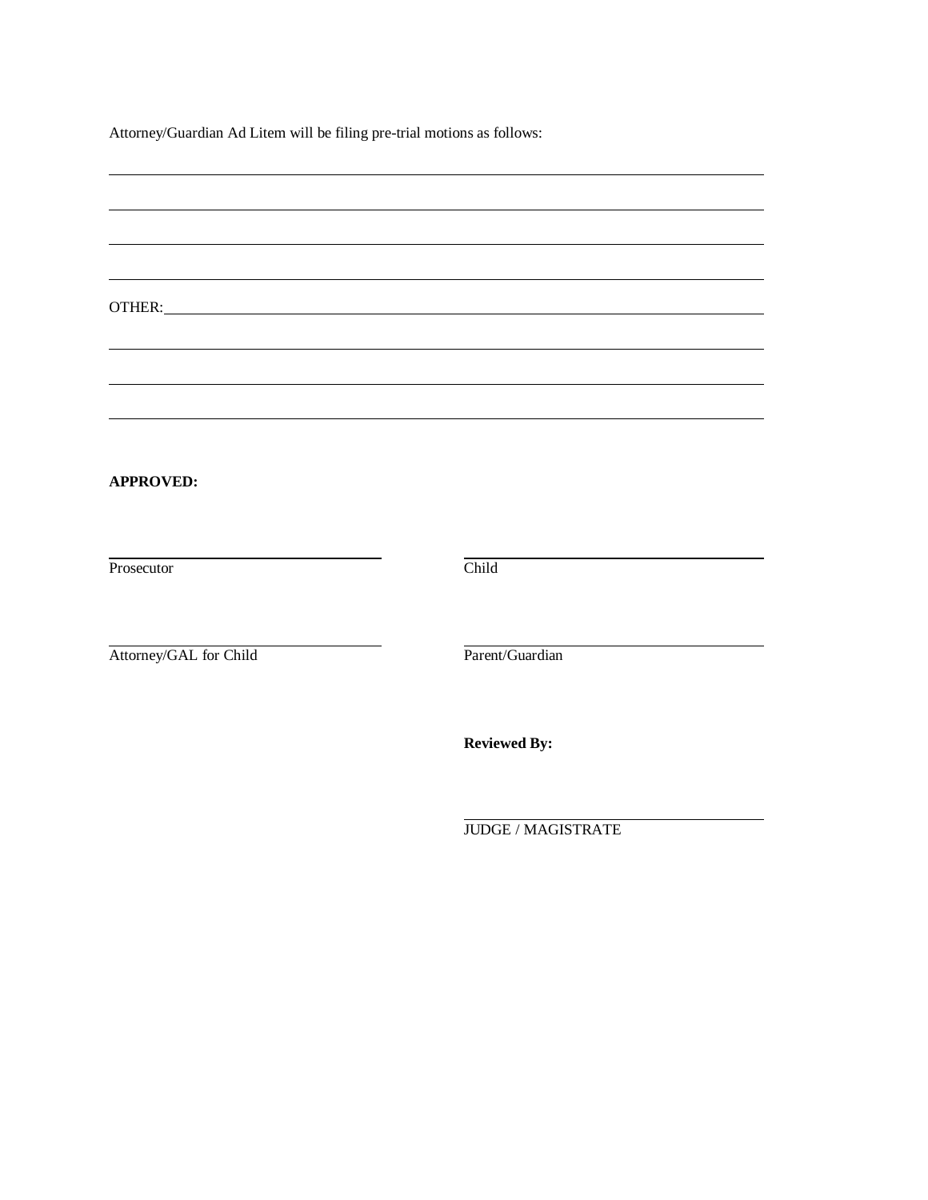Attorney/Guardian Ad Litem will be filing pre-trial motions as follows:

______________________________________________________________________

______________________________________________________________________

______________________________________________________________________

______________________________________________________________________

OTHER: ________________________________________________________________

______________________________________________________________________

______________________________________________________________________

______________________________________________________________________

**APPROVED:**

| | |
|---|---|
| ______________________________ | ______________________________ |
| Prosecutor | Child |
| ______________________________ | ______________________________ |
| Attorney/GAL for Child | Parent/Guardian |

**Reviewed By:**

______________________________

JUDGE / MAGISTRATE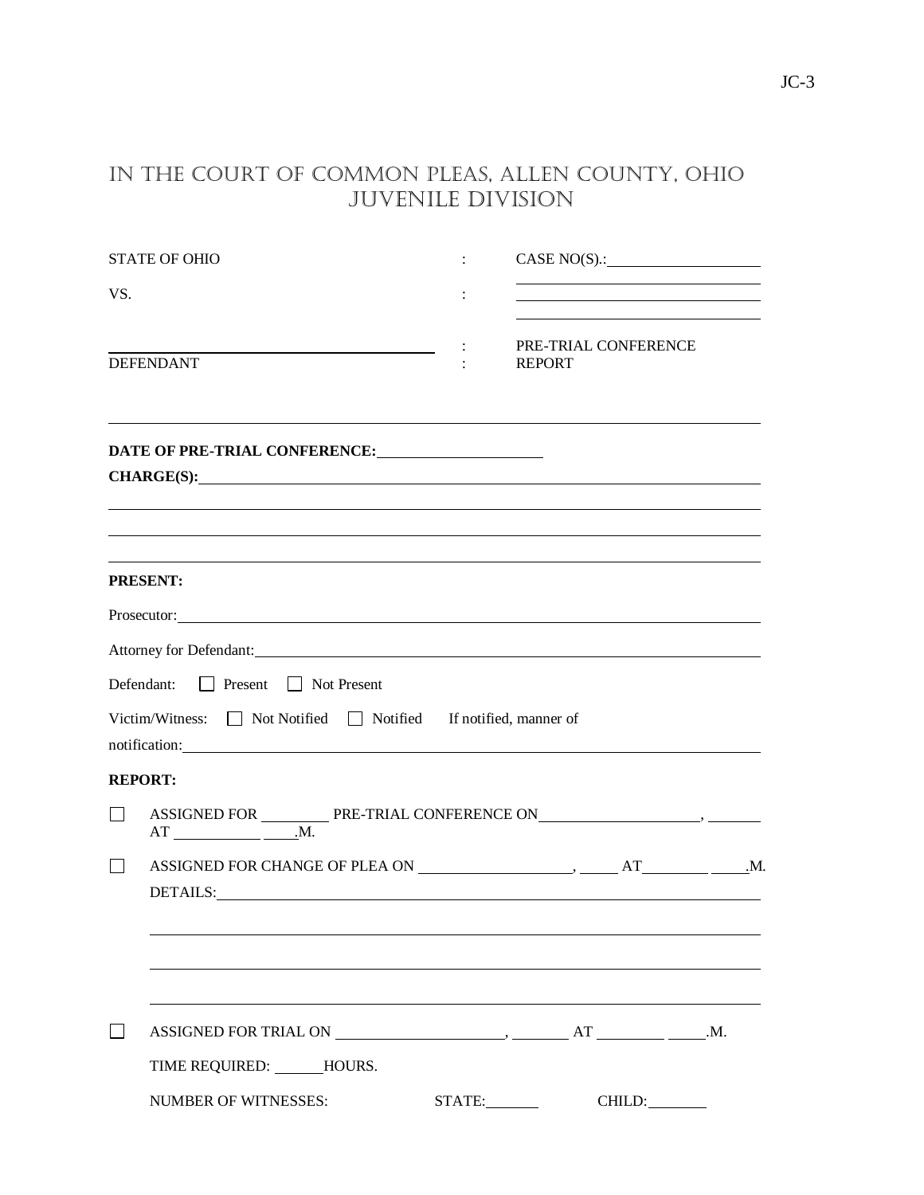JC-3

# IN THE COURT OF COMMON PLEAS, ALLEN COUNTY, OHIO
# JUVENILE DIVISION

| | | |
|---|---|---|
| STATE OF OHIO | : | CASE NO(S).:____________________ |
| | | ______________________________ |
| VS. | : | ______________________________ |
| | | ______________________________ |
| ________________________________________ | : | PRE-TRIAL CONFERENCE |
| DEFENDANT | : | REPORT |

---

**DATE OF PRE-TRIAL CONFERENCE:**____________________

**CHARGE(S):**____________________________________________________________

______________________________________________________________________

______________________________________________________________________

______________________________________________________________________

**PRESENT:**

Prosecutor:______________________________________________________________

Attorney for Defendant:____________________________________________________

Defendant: ☐ Present ☐ Not Present

Victim/Witness: ☐ Not Notified ☐ Notified If notified, manner of notification:______________________________________________________________

**REPORT:**

☐ ASSIGNED FOR ________ PRE-TRIAL CONFERENCE ON ____________________, _______ AT ___________ _____.M.

☐ ASSIGNED FOR CHANGE OF PLEA ON ____________________, _____ AT ________ _____.M.
DETAILS:______________________________________________________________

______________________________________________________________________

______________________________________________________________________

______________________________________________________________________

☐ ASSIGNED FOR TRIAL ON ______________________, _______ AT ________ _____.M.

TIME REQUIRED: ______HOURS.

NUMBER OF WITNESSES: STATE:_______ CHILD:________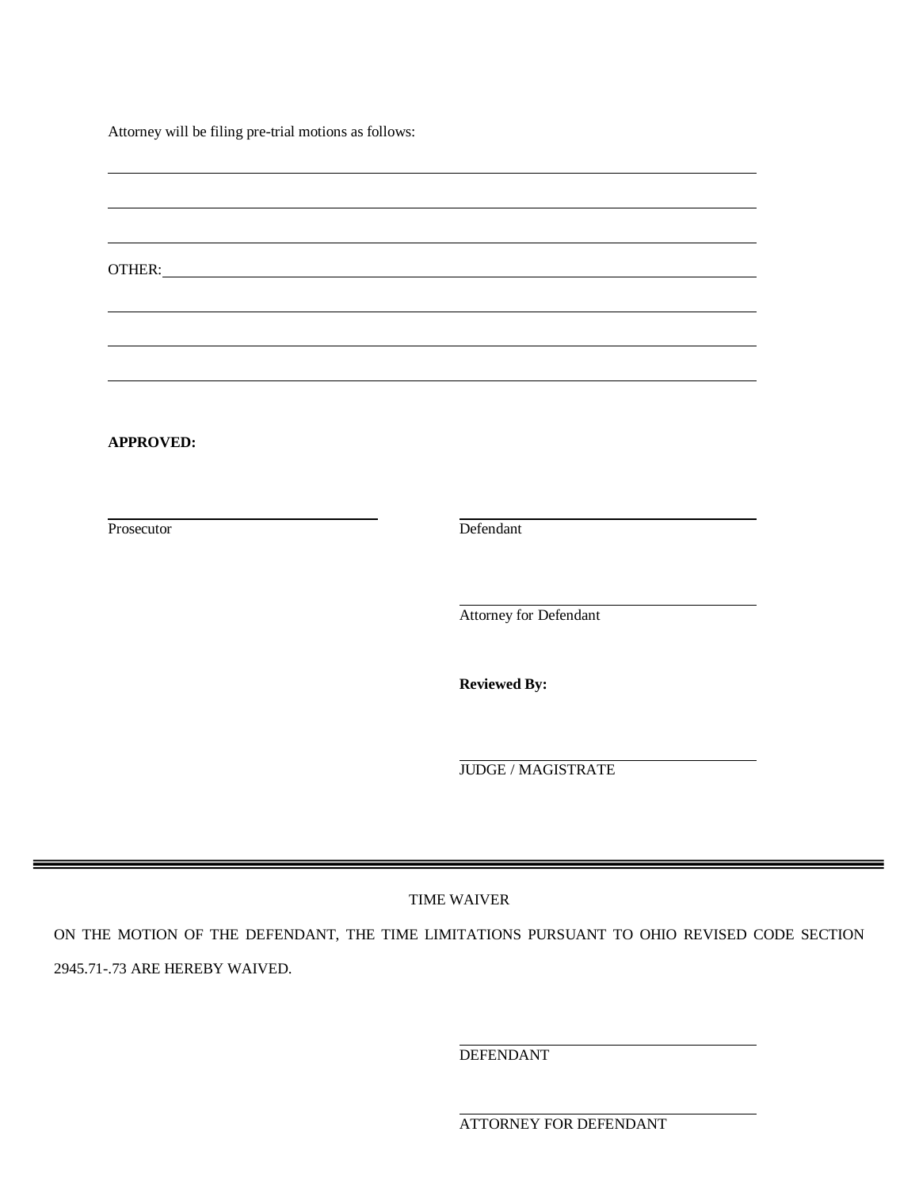Attorney will be filing pre-trial motions as follows:

\_\_\_\_\_\_\_\_\_\_\_\_\_\_\_\_\_\_\_\_\_\_\_\_\_\_\_\_\_\_\_\_\_\_\_\_\_\_\_\_\_\_\_\_\_\_\_\_\_\_\_\_\_\_\_\_\_\_\_\_

\_\_\_\_\_\_\_\_\_\_\_\_\_\_\_\_\_\_\_\_\_\_\_\_\_\_\_\_\_\_\_\_\_\_\_\_\_\_\_\_\_\_\_\_\_\_\_\_\_\_\_\_\_\_\_\_\_\_\_\_

\_\_\_\_\_\_\_\_\_\_\_\_\_\_\_\_\_\_\_\_\_\_\_\_\_\_\_\_\_\_\_\_\_\_\_\_\_\_\_\_\_\_\_\_\_\_\_\_\_\_\_\_\_\_\_\_\_\_\_\_

OTHER: \_\_\_\_\_\_\_\_\_\_\_\_\_\_\_\_\_\_\_\_\_\_\_\_\_\_\_\_\_\_\_\_\_\_\_\_\_\_\_\_\_\_\_\_\_\_\_\_\_\_\_\_\_\_

\_\_\_\_\_\_\_\_\_\_\_\_\_\_\_\_\_\_\_\_\_\_\_\_\_\_\_\_\_\_\_\_\_\_\_\_\_\_\_\_\_\_\_\_\_\_\_\_\_\_\_\_\_\_\_\_\_\_\_\_

\_\_\_\_\_\_\_\_\_\_\_\_\_\_\_\_\_\_\_\_\_\_\_\_\_\_\_\_\_\_\_\_\_\_\_\_\_\_\_\_\_\_\_\_\_\_\_\_\_\_\_\_\_\_\_\_\_\_\_\_

\_\_\_\_\_\_\_\_\_\_\_\_\_\_\_\_\_\_\_\_\_\_\_\_\_\_\_\_\_\_\_\_\_\_\_\_\_\_\_\_\_\_\_\_\_\_\_\_\_\_\_\_\_\_\_\_\_\_\_\_

**APPROVED:**

\_\_\_\_\_\_\_\_\_\_\_\_\_\_\_\_\_\_\_\_\_\_\_\_\_\_
Prosecutor

\_\_\_\_\_\_\_\_\_\_\_\_\_\_\_\_\_\_\_\_\_\_\_\_\_\_
Defendant

\_\_\_\_\_\_\_\_\_\_\_\_\_\_\_\_\_\_\_\_\_\_\_\_\_\_
Attorney for Defendant

**Reviewed By:**

\_\_\_\_\_\_\_\_\_\_\_\_\_\_\_\_\_\_\_\_\_\_\_\_\_\_
JUDGE / MAGISTRATE

---

TIME WAIVER

ON THE MOTION OF THE DEFENDANT, THE TIME LIMITATIONS PURSUANT TO OHIO REVISED CODE SECTION 2945.71-.73 ARE HEREBY WAIVED.

\_\_\_\_\_\_\_\_\_\_\_\_\_\_\_\_\_\_\_\_\_\_\_\_\_\_
DEFENDANT

\_\_\_\_\_\_\_\_\_\_\_\_\_\_\_\_\_\_\_\_\_\_\_\_\_\_
ATTORNEY FOR DEFENDANT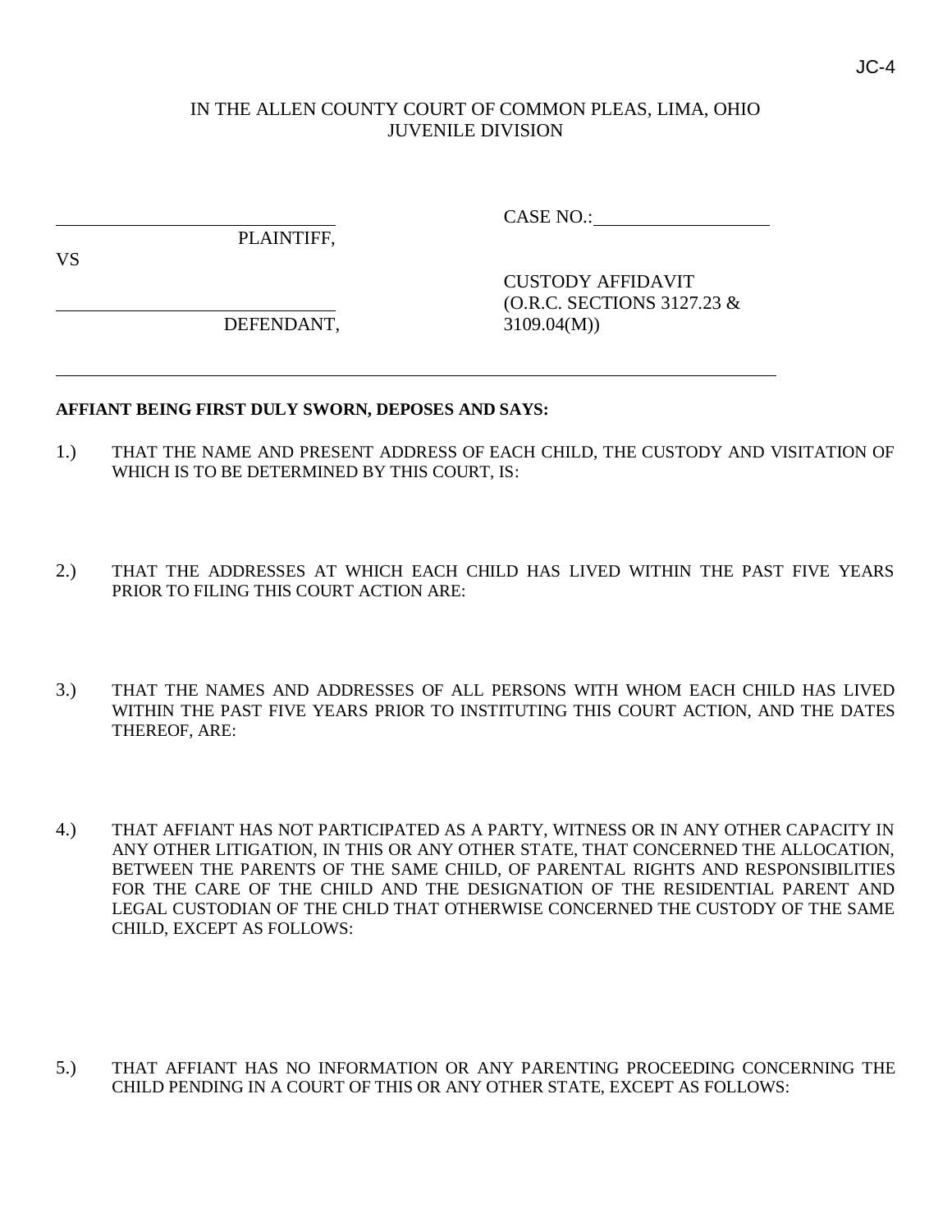JC-4

IN THE ALLEN COUNTY COURT OF COMMON PLEAS, LIMA, OHIO
JUVENILE DIVISION

\_\_\_\_\_\_\_\_\_\_\_\_\_\_\_\_\_\_\_\_\_\_\_\_\_\_\_\_\_\_\_\_ CASE NO.:\_\_\_\_\_\_\_\_\_\_\_\_\_\_\_\_\_\_\_\_

PLAINTIFF,

VS

CUSTODY AFFIDAVIT
(O.R.C. SECTIONS 3127.23 & 3109.04(M))

\_\_\_\_\_\_\_\_\_\_\_\_\_\_\_\_\_\_\_\_\_\_\_\_\_\_\_\_\_\_\_\_

DEFENDANT,

**AFFIANT BEING FIRST DULY SWORN, DEPOSES AND SAYS:**

1.) THAT THE NAME AND PRESENT ADDRESS OF EACH CHILD, THE CUSTODY AND VISITATION OF WHICH IS TO BE DETERMINED BY THIS COURT, IS:

2.) THAT THE ADDRESSES AT WHICH EACH CHILD HAS LIVED WITHIN THE PAST FIVE YEARS PRIOR TO FILING THIS COURT ACTION ARE:

3.) THAT THE NAMES AND ADDRESSES OF ALL PERSONS WITH WHOM EACH CHILD HAS LIVED WITHIN THE PAST FIVE YEARS PRIOR TO INSTITUTING THIS COURT ACTION, AND THE DATES THEREOF, ARE:

4.) THAT AFFIANT HAS NOT PARTICIPATED AS A PARTY, WITNESS OR IN ANY OTHER CAPACITY IN ANY OTHER LITIGATION, IN THIS OR ANY OTHER STATE, THAT CONCERNED THE ALLOCATION, BETWEEN THE PARENTS OF THE SAME CHILD, OF PARENTAL RIGHTS AND RESPONSIBILITIES FOR THE CARE OF THE CHILD AND THE DESIGNATION OF THE RESIDENTIAL PARENT AND LEGAL CUSTODIAN OF THE CHLD THAT OTHERWISE CONCERNED THE CUSTODY OF THE SAME CHILD, EXCEPT AS FOLLOWS:

5.) THAT AFFIANT HAS NO INFORMATION OR ANY PARENTING PROCEEDING CONCERNING THE CHILD PENDING IN A COURT OF THIS OR ANY OTHER STATE, EXCEPT AS FOLLOWS: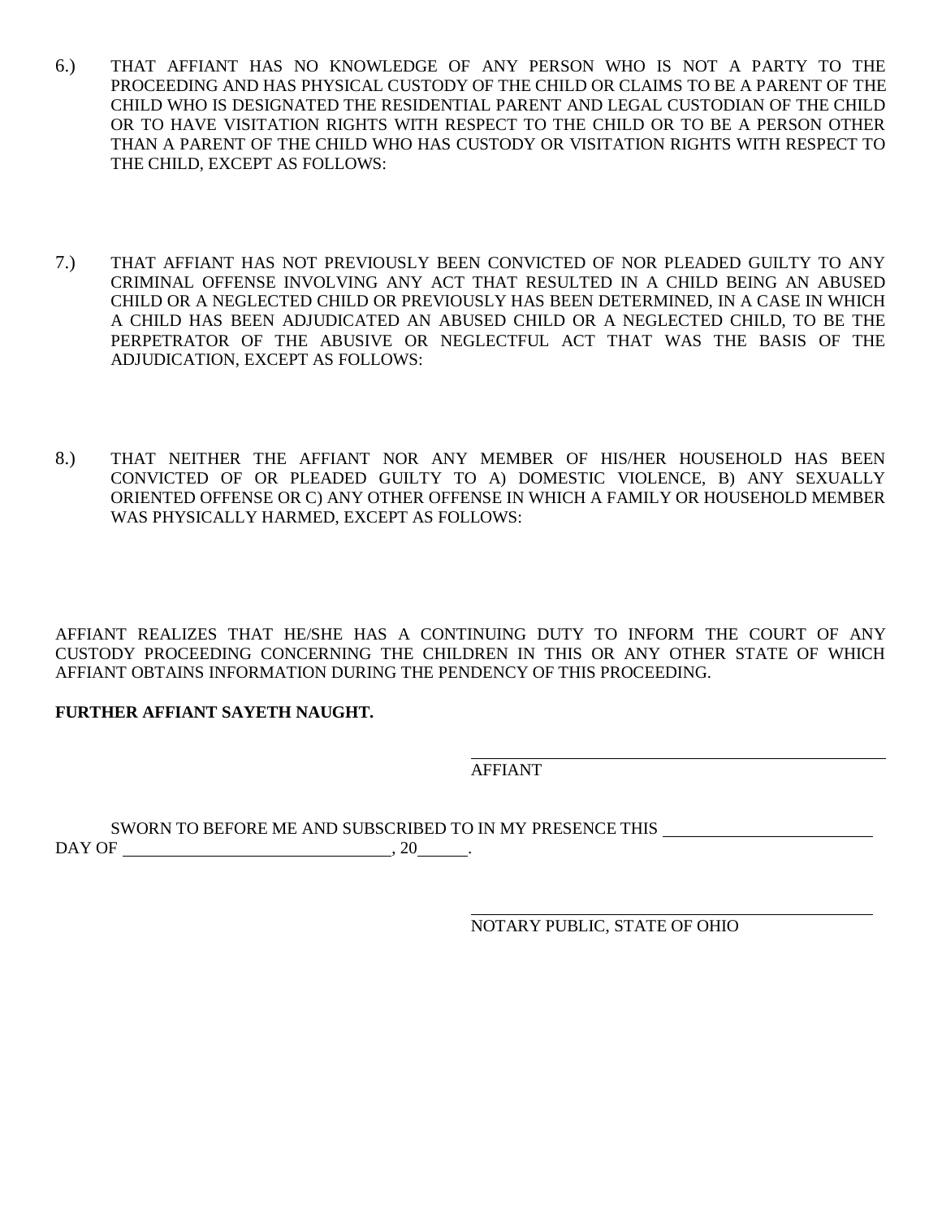6.) THAT AFFIANT HAS NO KNOWLEDGE OF ANY PERSON WHO IS NOT A PARTY TO THE PROCEEDING AND HAS PHYSICAL CUSTODY OF THE CHILD OR CLAIMS TO BE A PARENT OF THE CHILD WHO IS DESIGNATED THE RESIDENTIAL PARENT AND LEGAL CUSTODIAN OF THE CHILD OR TO HAVE VISITATION RIGHTS WITH RESPECT TO THE CHILD OR TO BE A PERSON OTHER THAN A PARENT OF THE CHILD WHO HAS CUSTODY OR VISITATION RIGHTS WITH RESPECT TO THE CHILD, EXCEPT AS FOLLOWS:

7.) THAT AFFIANT HAS NOT PREVIOUSLY BEEN CONVICTED OF NOR PLEADED GUILTY TO ANY CRIMINAL OFFENSE INVOLVING ANY ACT THAT RESULTED IN A CHILD BEING AN ABUSED CHILD OR A NEGLECTED CHILD OR PREVIOUSLY HAS BEEN DETERMINED, IN A CASE IN WHICH A CHILD HAS BEEN ADJUDICATED AN ABUSED CHILD OR A NEGLECTED CHILD, TO BE THE PERPETRATOR OF THE ABUSIVE OR NEGLECTFUL ACT THAT WAS THE BASIS OF THE ADJUDICATION, EXCEPT AS FOLLOWS:

8.) THAT NEITHER THE AFFIANT NOR ANY MEMBER OF HIS/HER HOUSEHOLD HAS BEEN CONVICTED OF OR PLEADED GUILTY TO A) DOMESTIC VIOLENCE, B) ANY SEXUALLY ORIENTED OFFENSE OR C) ANY OTHER OFFENSE IN WHICH A FAMILY OR HOUSEHOLD MEMBER WAS PHYSICALLY HARMED, EXCEPT AS FOLLOWS:

AFFIANT REALIZES THAT HE/SHE HAS A CONTINUING DUTY TO INFORM THE COURT OF ANY CUSTODY PROCEEDING CONCERNING THE CHILDREN IN THIS OR ANY OTHER STATE OF WHICH AFFIANT OBTAINS INFORMATION DURING THE PENDENCY OF THIS PROCEEDING.

**FURTHER AFFIANT SAYETH NAUGHT.**

\_\_\_\_\_\_\_\_\_\_\_\_\_\_\_\_\_\_\_\_\_\_\_\_\_\_\_\_\_\_\_\_\_\_\_\_\_\_\_\_
AFFIANT

SWORN TO BEFORE ME AND SUBSCRIBED TO IN MY PRESENCE THIS \_\_\_\_\_\_\_\_\_\_\_\_\_\_\_\_\_\_\_\_ DAY OF \_\_\_\_\_\_\_\_\_\_\_\_\_\_\_\_\_\_\_\_\_\_\_\_\_\_, 20\_\_\_\_\_.

\_\_\_\_\_\_\_\_\_\_\_\_\_\_\_\_\_\_\_\_\_\_\_\_\_\_\_\_\_\_\_\_\_\_\_\_\_\_\_\_
NOTARY PUBLIC, STATE OF OHIO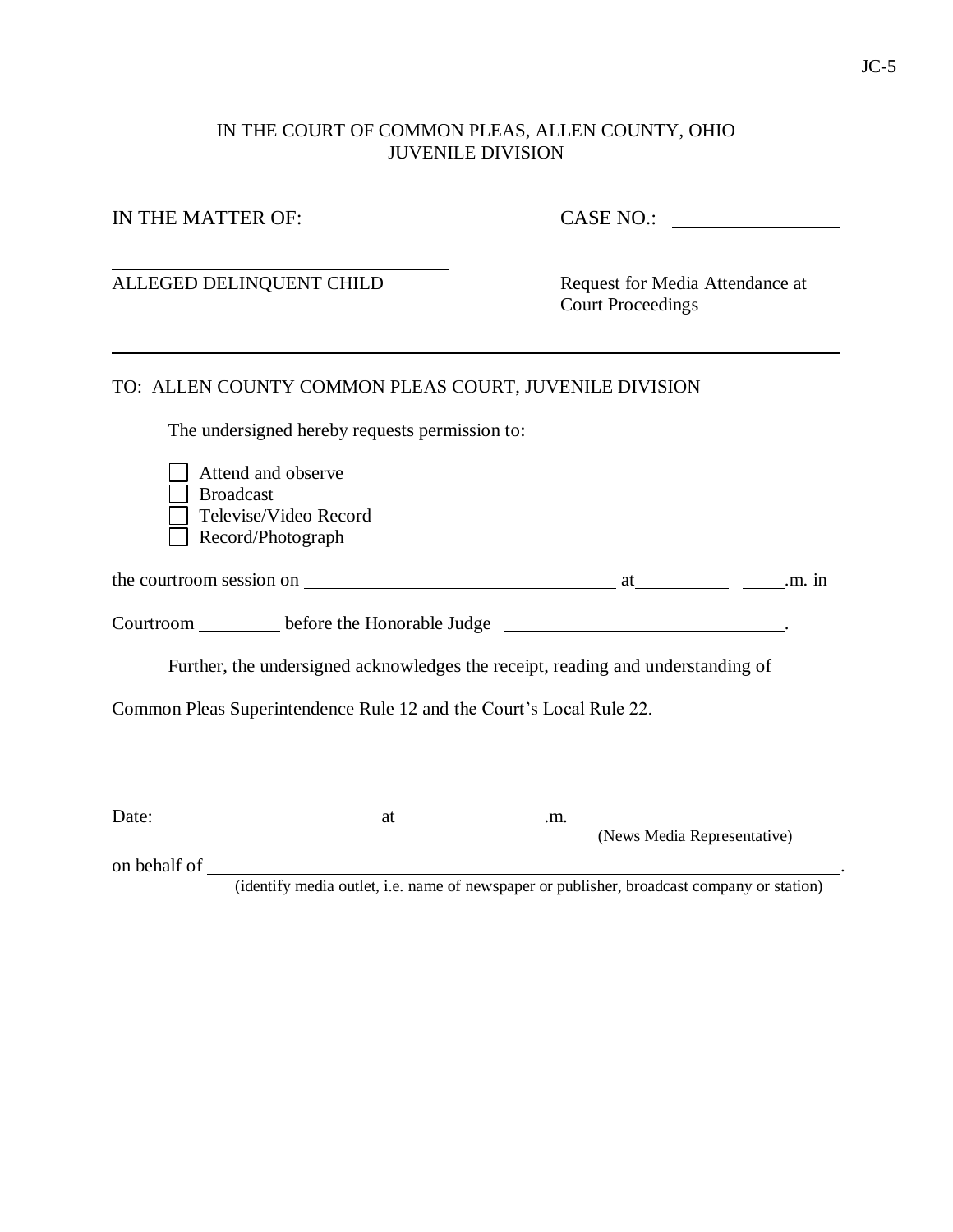JC-5

IN THE COURT OF COMMON PLEAS, ALLEN COUNTY, OHIO
JUVENILE DIVISION

IN THE MATTER OF: CASE NO.: \_\_\_\_\_\_\_\_\_\_\_\_\_\_\_\_

\_\_\_\_\_\_\_\_\_\_\_\_\_\_\_\_\_\_\_\_\_\_\_\_\_\_\_\_\_\_\_\_\_\_\_\_

ALLEGED DELINQUENT CHILD

Request for Media Attendance at Court Proceedings

---

TO: ALLEN COUNTY COMMON PLEAS COURT, JUVENILE DIVISION

The undersigned hereby requests permission to:

- ☐ Attend and observe
- ☐ Broadcast
- ☐ Televise/Video Record
- ☐ Record/Photograph

the courtroom session on \_\_\_\_\_\_\_\_\_\_\_\_\_\_\_\_\_\_\_\_\_\_\_\_\_\_\_\_\_\_\_\_ at\_\_\_\_\_\_\_\_\_\_ \_\_\_\_\_.m. in

Courtroom \_\_\_\_\_\_\_\_\_ before the Honorable Judge \_\_\_\_\_\_\_\_\_\_\_\_\_\_\_\_\_\_\_\_\_\_\_\_\_\_\_\_\_\_.

Further, the undersigned acknowledges the receipt, reading and understanding of Common Pleas Superintendence Rule 12 and the Court's Local Rule 22.

Date: \_\_\_\_\_\_\_\_\_\_\_\_\_\_\_\_\_\_\_\_\_\_\_\_ at \_\_\_\_\_\_\_\_\_\_ \_\_\_\_\_.m. \_\_\_\_\_\_\_\_\_\_\_\_\_\_\_\_\_\_\_\_\_\_\_\_\_\_\_\_\_\_
(News Media Representative)

on behalf of \_\_\_\_\_\_\_\_\_\_\_\_\_\_\_\_\_\_\_\_\_\_\_\_\_\_\_\_\_\_\_\_\_\_\_\_\_\_\_\_\_\_\_\_\_\_\_\_\_\_\_\_\_\_\_\_\_\_\_\_.
(identify media outlet, i.e. name of newspaper or publisher, broadcast company or station)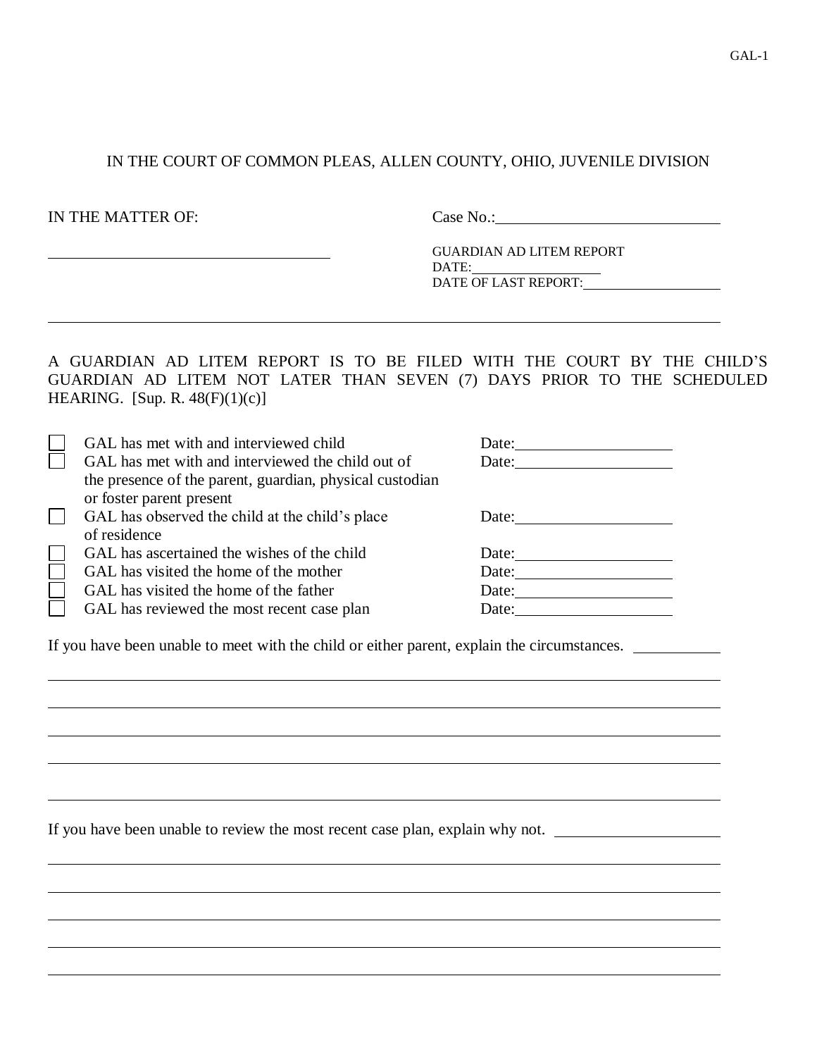GAL-1

IN THE COURT OF COMMON PLEAS, ALLEN COUNTY, OHIO, JUVENILE DIVISION

IN THE MATTER OF: Case No.:\_\_\_\_\_\_\_\_\_\_\_\_\_\_\_\_\_\_\_\_

\_\_\_\_\_\_\_\_\_\_\_\_\_\_\_\_\_\_\_\_\_\_\_\_\_\_\_\_

GUARDIAN AD LITEM REPORT
DATE:\_\_\_\_\_\_\_\_\_\_\_\_\_\_
DATE OF LAST REPORT:\_\_\_\_\_\_\_\_\_\_\_\_\_\_

---

A GUARDIAN AD LITEM REPORT IS TO BE FILED WITH THE COURT BY THE CHILD'S GUARDIAN AD LITEM NOT LATER THAN SEVEN (7) DAYS PRIOR TO THE SCHEDULED HEARING. [Sup. R. 48(F)(1)(c)]

- ☐ GAL has met with and interviewed child — Date:\_\_\_\_\_\_\_\_\_\_\_\_\_\_
- ☐ GAL has met with and interviewed the child out of the presence of the parent, guardian, physical custodian or foster parent present — Date:\_\_\_\_\_\_\_\_\_\_\_\_\_\_
- ☐ GAL has observed the child at the child's place of residence — Date:\_\_\_\_\_\_\_\_\_\_\_\_\_\_
- ☐ GAL has ascertained the wishes of the child — Date:\_\_\_\_\_\_\_\_\_\_\_\_\_\_
- ☐ GAL has visited the home of the mother — Date:\_\_\_\_\_\_\_\_\_\_\_\_\_\_
- ☐ GAL has visited the home of the father — Date:\_\_\_\_\_\_\_\_\_\_\_\_\_\_
- ☐ GAL has reviewed the most recent case plan — Date:\_\_\_\_\_\_\_\_\_\_\_\_\_\_

If you have been unable to meet with the child or either parent, explain the circumstances. \_\_\_\_\_\_\_\_\_\_

\_\_\_\_\_\_\_\_\_\_\_\_\_\_\_\_\_\_\_\_\_\_\_\_\_\_\_\_\_\_\_\_\_\_\_\_\_\_\_\_\_\_\_\_\_\_

\_\_\_\_\_\_\_\_\_\_\_\_\_\_\_\_\_\_\_\_\_\_\_\_\_\_\_\_\_\_\_\_\_\_\_\_\_\_\_\_\_\_\_\_\_\_

\_\_\_\_\_\_\_\_\_\_\_\_\_\_\_\_\_\_\_\_\_\_\_\_\_\_\_\_\_\_\_\_\_\_\_\_\_\_\_\_\_\_\_\_\_\_

\_\_\_\_\_\_\_\_\_\_\_\_\_\_\_\_\_\_\_\_\_\_\_\_\_\_\_\_\_\_\_\_\_\_\_\_\_\_\_\_\_\_\_\_\_\_

\_\_\_\_\_\_\_\_\_\_\_\_\_\_\_\_\_\_\_\_\_\_\_\_\_\_\_\_\_\_\_\_\_\_\_\_\_\_\_\_\_\_\_\_\_\_

If you have been unable to review the most recent case plan, explain why not. \_\_\_\_\_\_\_\_\_\_

\_\_\_\_\_\_\_\_\_\_\_\_\_\_\_\_\_\_\_\_\_\_\_\_\_\_\_\_\_\_\_\_\_\_\_\_\_\_\_\_\_\_\_\_\_\_

\_\_\_\_\_\_\_\_\_\_\_\_\_\_\_\_\_\_\_\_\_\_\_\_\_\_\_\_\_\_\_\_\_\_\_\_\_\_\_\_\_\_\_\_\_\_

\_\_\_\_\_\_\_\_\_\_\_\_\_\_\_\_\_\_\_\_\_\_\_\_\_\_\_\_\_\_\_\_\_\_\_\_\_\_\_\_\_\_\_\_\_\_

\_\_\_\_\_\_\_\_\_\_\_\_\_\_\_\_\_\_\_\_\_\_\_\_\_\_\_\_\_\_\_\_\_\_\_\_\_\_\_\_\_\_\_\_\_\_

\_\_\_\_\_\_\_\_\_\_\_\_\_\_\_\_\_\_\_\_\_\_\_\_\_\_\_\_\_\_\_\_\_\_\_\_\_\_\_\_\_\_\_\_\_\_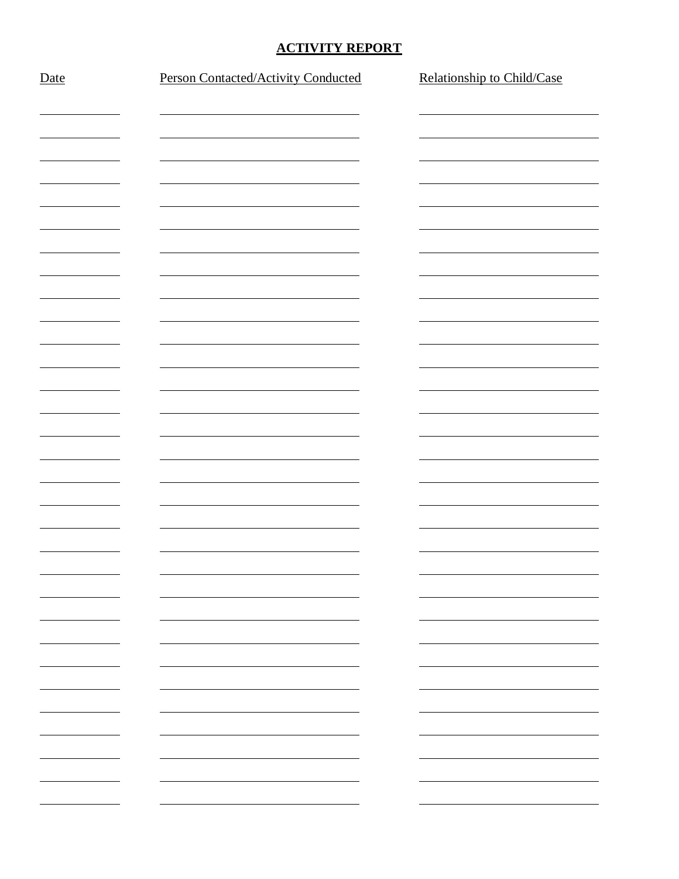**ACTIVITY REPORT**

| Date | Person Contacted/Activity Conducted | Relationship to Child/Case |
|---|---|---|
| | | |
| | | |
| | | |
| | | |
| | | |
| | | |
| | | |
| | | |
| | | |
| | | |
| | | |
| | | |
| | | |
| | | |
| | | |
| | | |
| | | |
| | | |
| | | |
| | | |
| | | |
| | | |
| | | |
| | | |
| | | |
| | | |
| | | |
| | | |
| | | |
| | | |
| | | |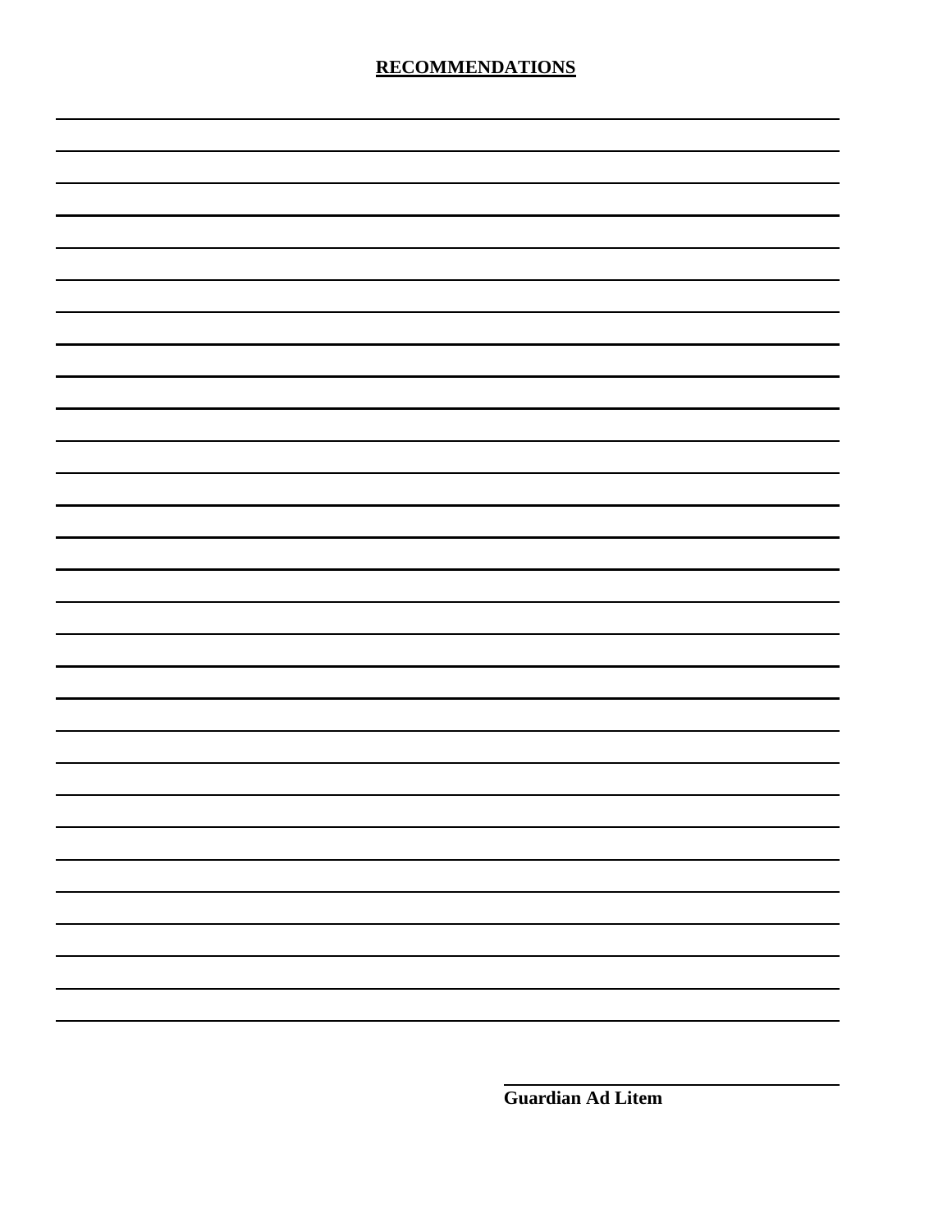## RECOMMENDATIONS

\_\_\_\_\_\_\_\_\_\_\_\_\_\_\_\_\_\_\_\_\_\_\_\_\_\_\_\_\_\_\_\_\_\_\_\_\_\_\_\_\_\_\_\_\_\_\_\_\_\_\_\_\_\_\_\_\_\_\_\_\_\_\_\_\_\_\_\_\_\_

\_\_\_\_\_\_\_\_\_\_\_\_\_\_\_\_\_\_\_\_\_\_\_\_\_\_\_\_\_\_\_\_\_\_\_\_\_\_\_\_\_\_\_\_\_\_\_\_\_\_\_\_\_\_\_\_\_\_\_\_\_\_\_\_\_\_\_\_\_\_

\_\_\_\_\_\_\_\_\_\_\_\_\_\_\_\_\_\_\_\_\_\_\_\_\_\_\_\_\_\_\_\_\_\_\_\_\_\_\_\_\_\_\_\_\_\_\_\_\_\_\_\_\_\_\_\_\_\_\_\_\_\_\_\_\_\_\_\_\_\_

\_\_\_\_\_\_\_\_\_\_\_\_\_\_\_\_\_\_\_\_\_\_\_\_\_\_\_\_\_\_\_\_\_\_\_\_\_\_\_\_\_\_\_\_\_\_\_\_\_\_\_\_\_\_\_\_\_\_\_\_\_\_\_\_\_\_\_\_\_\_

\_\_\_\_\_\_\_\_\_\_\_\_\_\_\_\_\_\_\_\_\_\_\_\_\_\_\_\_\_\_\_\_\_\_\_\_\_\_\_\_\_\_\_\_\_\_\_\_\_\_\_\_\_\_\_\_\_\_\_\_\_\_\_\_\_\_\_\_\_\_

\_\_\_\_\_\_\_\_\_\_\_\_\_\_\_\_\_\_\_\_\_\_\_\_\_\_\_\_\_\_\_\_\_\_\_\_\_\_\_\_\_\_\_\_\_\_\_\_\_\_\_\_\_\_\_\_\_\_\_\_\_\_\_\_\_\_\_\_\_\_

\_\_\_\_\_\_\_\_\_\_\_\_\_\_\_\_\_\_\_\_\_\_\_\_\_\_\_\_\_\_\_\_\_\_\_\_\_\_\_\_\_\_\_\_\_\_\_\_\_\_\_\_\_\_\_\_\_\_\_\_\_\_\_\_\_\_\_\_\_\_

\_\_\_\_\_\_\_\_\_\_\_\_\_\_\_\_\_\_\_\_\_\_\_\_\_\_\_\_\_\_\_\_\_\_\_\_\_\_\_\_\_\_\_\_\_\_\_\_\_\_\_\_\_\_\_\_\_\_\_\_\_\_\_\_\_\_\_\_\_\_

\_\_\_\_\_\_\_\_\_\_\_\_\_\_\_\_\_\_\_\_\_\_\_\_\_\_\_\_\_\_\_\_\_\_\_\_\_\_\_\_\_\_\_\_\_\_\_\_\_\_\_\_\_\_\_\_\_\_\_\_\_\_\_\_\_\_\_\_\_\_

\_\_\_\_\_\_\_\_\_\_\_\_\_\_\_\_\_\_\_\_\_\_\_\_\_\_\_\_\_\_\_\_\_\_\_\_\_\_\_\_\_\_\_\_\_\_\_\_\_\_\_\_\_\_\_\_\_\_\_\_\_\_\_\_\_\_\_\_\_\_

\_\_\_\_\_\_\_\_\_\_\_\_\_\_\_\_\_\_\_\_\_\_\_\_\_\_\_\_\_\_\_\_\_\_\_\_\_\_\_\_\_\_\_\_\_\_\_\_\_\_\_\_\_\_\_\_\_\_\_\_\_\_\_\_\_\_\_\_\_\_

\_\_\_\_\_\_\_\_\_\_\_\_\_\_\_\_\_\_\_\_\_\_\_\_\_\_\_\_\_\_\_\_\_\_\_\_\_\_\_\_\_\_\_\_\_\_\_\_\_\_\_\_\_\_\_\_\_\_\_\_\_\_\_\_\_\_\_\_\_\_

\_\_\_\_\_\_\_\_\_\_\_\_\_\_\_\_\_\_\_\_\_\_\_\_\_\_\_\_\_\_\_\_\_\_\_\_\_\_\_\_\_\_\_\_\_\_\_\_\_\_\_\_\_\_\_\_\_\_\_\_\_\_\_\_\_\_\_\_\_\_

\_\_\_\_\_\_\_\_\_\_\_\_\_\_\_\_\_\_\_\_\_\_\_\_\_\_\_\_\_\_\_\_\_\_\_\_\_\_\_\_\_\_\_\_\_\_\_\_\_\_\_\_\_\_\_\_\_\_\_\_\_\_\_\_\_\_\_\_\_\_

\_\_\_\_\_\_\_\_\_\_\_\_\_\_\_\_\_\_\_\_\_\_\_\_\_\_\_\_\_\_\_\_\_\_\_\_\_\_\_\_\_\_\_\_\_\_\_\_\_\_\_\_\_\_\_\_\_\_\_\_\_\_\_\_\_\_\_\_\_\_

\_\_\_\_\_\_\_\_\_\_\_\_\_\_\_\_\_\_\_\_\_\_\_\_\_\_\_\_\_\_\_\_\_\_\_\_\_\_\_\_\_\_\_\_\_\_\_\_\_\_\_\_\_\_\_\_\_\_\_\_\_\_\_\_\_\_\_\_\_\_

\_\_\_\_\_\_\_\_\_\_\_\_\_\_\_\_\_\_\_\_\_\_\_\_\_\_\_\_\_\_\_\_\_\_\_\_\_\_\_\_\_\_\_\_\_\_\_\_\_\_\_\_\_\_\_\_\_\_\_\_\_\_\_\_\_\_\_\_\_\_

\_\_\_\_\_\_\_\_\_\_\_\_\_\_\_\_\_\_\_\_\_\_\_\_\_\_\_\_\_\_\_\_\_\_\_\_\_\_\_\_\_\_\_\_\_\_\_\_\_\_\_\_\_\_\_\_\_\_\_\_\_\_\_\_\_\_\_\_\_\_

\_\_\_\_\_\_\_\_\_\_\_\_\_\_\_\_\_\_\_\_\_\_\_\_\_\_\_\_\_\_\_\_\_\_\_\_\_\_\_\_\_\_\_\_\_\_\_\_\_\_\_\_\_\_\_\_\_\_\_\_\_\_\_\_\_\_\_\_\_\_

\_\_\_\_\_\_\_\_\_\_\_\_\_\_\_\_\_\_\_\_\_\_\_\_\_\_\_\_\_\_\_\_\_\_\_\_\_\_\_\_\_\_\_\_\_\_\_\_\_\_\_\_\_\_\_\_\_\_\_\_\_\_\_\_\_\_\_\_\_\_

\_\_\_\_\_\_\_\_\_\_\_\_\_\_\_\_\_\_\_\_\_\_\_\_\_\_\_\_\_\_\_\_\_\_\_\_\_\_\_\_\_\_\_\_\_\_\_\_\_\_\_\_\_\_\_\_\_\_\_\_\_\_\_\_\_\_\_\_\_\_

\_\_\_\_\_\_\_\_\_\_\_\_\_\_\_\_\_\_\_\_\_\_\_\_\_\_\_\_\_\_\_\_\_\_\_\_\_\_\_\_\_\_\_\_\_\_\_\_\_\_\_\_\_\_\_\_\_\_\_\_\_\_\_\_\_\_\_\_\_\_

\_\_\_\_\_\_\_\_\_\_\_\_\_\_\_\_\_\_\_\_\_\_\_\_\_\_\_\_\_\_\_\_\_\_\_\_\_\_\_\_\_\_\_\_\_\_\_\_\_\_\_\_\_\_\_\_\_\_\_\_\_\_\_\_\_\_\_\_\_\_

\_\_\_\_\_\_\_\_\_\_\_\_\_\_\_\_\_\_\_\_\_\_\_\_\_\_\_\_\_\_\_\_\_\_\_\_\_\_\_\_\_\_\_\_\_\_\_\_\_\_\_\_\_\_\_\_\_\_\_\_\_\_\_\_\_\_\_\_\_\_

\_\_\_\_\_\_\_\_\_\_\_\_\_\_\_\_\_\_\_\_\_\_\_\_\_\_\_\_\_\_\_\_\_\_\_\_\_\_\_\_\_\_\_\_\_\_\_\_\_\_\_\_\_\_\_\_\_\_\_\_\_\_\_\_\_\_\_\_\_\_

\_\_\_\_\_\_\_\_\_\_\_\_\_\_\_\_\_\_\_\_\_\_\_\_\_\_\_\_\_\_\_\_\_\_\_\_\_\_\_\_\_\_\_\_\_\_\_\_\_\_\_\_\_\_\_\_\_\_\_\_\_\_\_\_\_\_\_\_\_\_

\_\_\_\_\_\_\_\_\_\_\_\_\_\_\_\_\_\_\_\_\_\_\_\_\_\_\_\_\_\_\_\_\_\_\_\_\_\_\_\_\_\_\_\_\_\_\_\_\_\_\_\_\_\_\_\_\_\_\_\_\_\_\_\_\_\_\_\_\_\_

\_\_\_\_\_\_\_\_\_\_\_\_\_\_\_\_\_\_\_\_\_\_\_\_\_\_\_\_\_\_\_\_\_\_\_\_\_\_\_\_\_\_\_\_\_\_\_\_\_\_\_\_\_\_\_\_\_\_\_\_\_\_\_\_\_\_\_\_\_\_

\_\_\_\_\_\_\_\_\_\_\_\_\_\_\_\_\_\_\_\_\_\_\_\_\_\_\_\_\_\_\_\_\_\_\_\_\_\_\_\_\_\_\_\_\_\_\_\_\_\_\_\_\_\_\_\_\_\_\_\_\_\_\_\_\_\_\_\_\_\_

\_\_\_\_\_\_\_\_\_\_\_\_\_\_\_\_\_\_\_\_\_\_\_\_\_\_\_\_\_\_\_\_\_\_\_\_\_\_\_\_\_\_\_\_\_\_\_\_\_\_\_\_\_\_\_\_\_\_\_\_\_\_\_\_\_\_\_\_\_\_

\_\_\_\_\_\_\_\_\_\_\_\_\_\_\_\_\_\_\_\_\_\_\_\_\_\_\_\_\_\_\_\_\_\_\_\_\_\_\_\_\_\_\_\_\_\_\_\_\_\_\_\_\_\_\_\_\_\_\_\_\_\_\_\_\_\_\_\_\_\_

\_\_\_\_\_\_\_\_\_\_\_\_\_\_\_\_\_\_\_\_\_\_\_\_\_\_\_\_\_\_\_\_\_\_

**Guardian Ad Litem**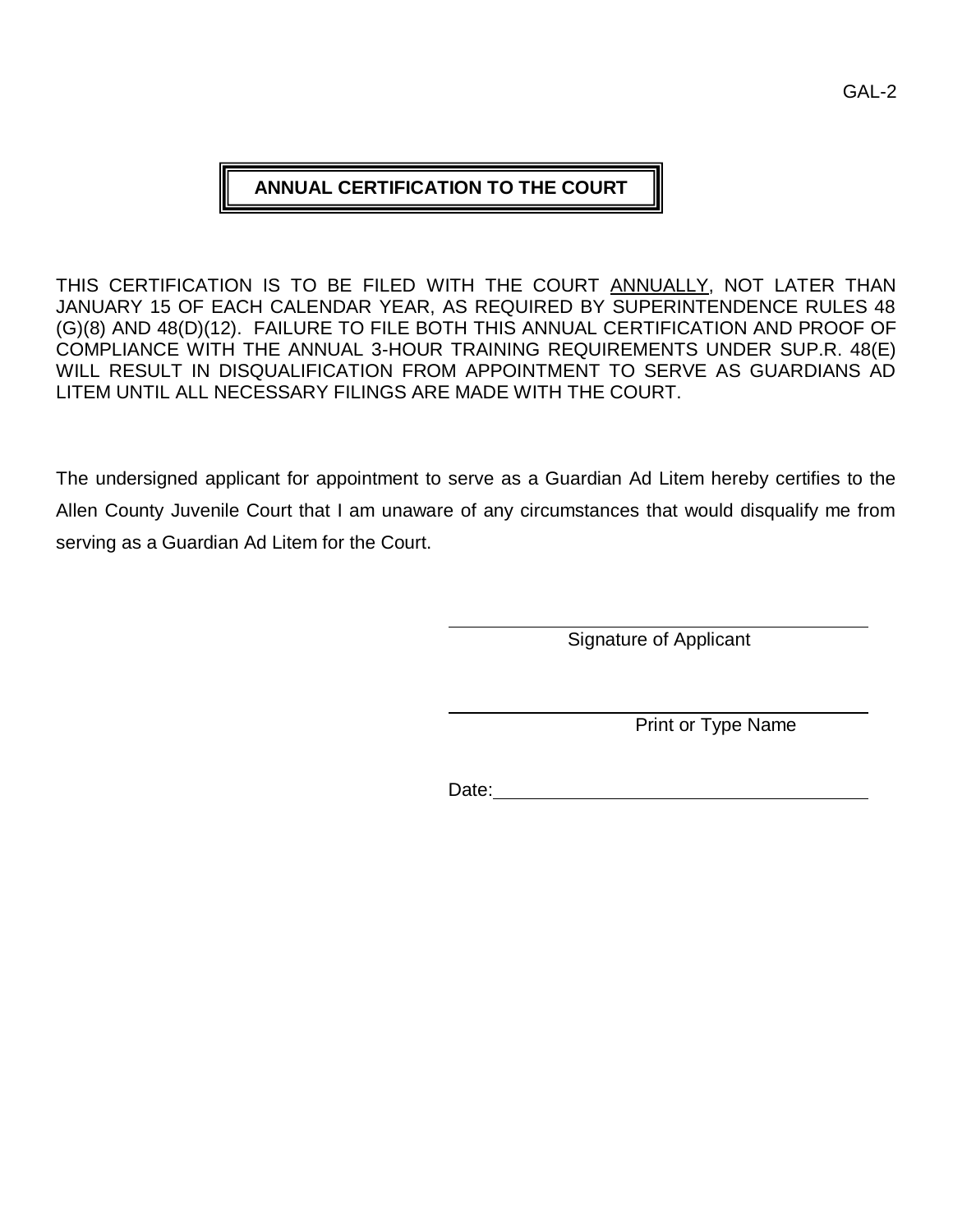GAL-2

# ANNUAL CERTIFICATION TO THE COURT

THIS CERTIFICATION IS TO BE FILED WITH THE COURT ANNUALLY, NOT LATER THAN JANUARY 15 OF EACH CALENDAR YEAR, AS REQUIRED BY SUPERINTENDENCE RULES 48 (G)(8) AND 48(D)(12). FAILURE TO FILE BOTH THIS ANNUAL CERTIFICATION AND PROOF OF COMPLIANCE WITH THE ANNUAL 3-HOUR TRAINING REQUIREMENTS UNDER SUP.R. 48(E) WILL RESULT IN DISQUALIFICATION FROM APPOINTMENT TO SERVE AS GUARDIANS AD LITEM UNTIL ALL NECESSARY FILINGS ARE MADE WITH THE COURT.

The undersigned applicant for appointment to serve as a Guardian Ad Litem hereby certifies to the Allen County Juvenile Court that I am unaware of any circumstances that would disqualify me from serving as a Guardian Ad Litem for the Court.

______________________________
Signature of Applicant

______________________________
Print or Type Name

Date: ______________________________